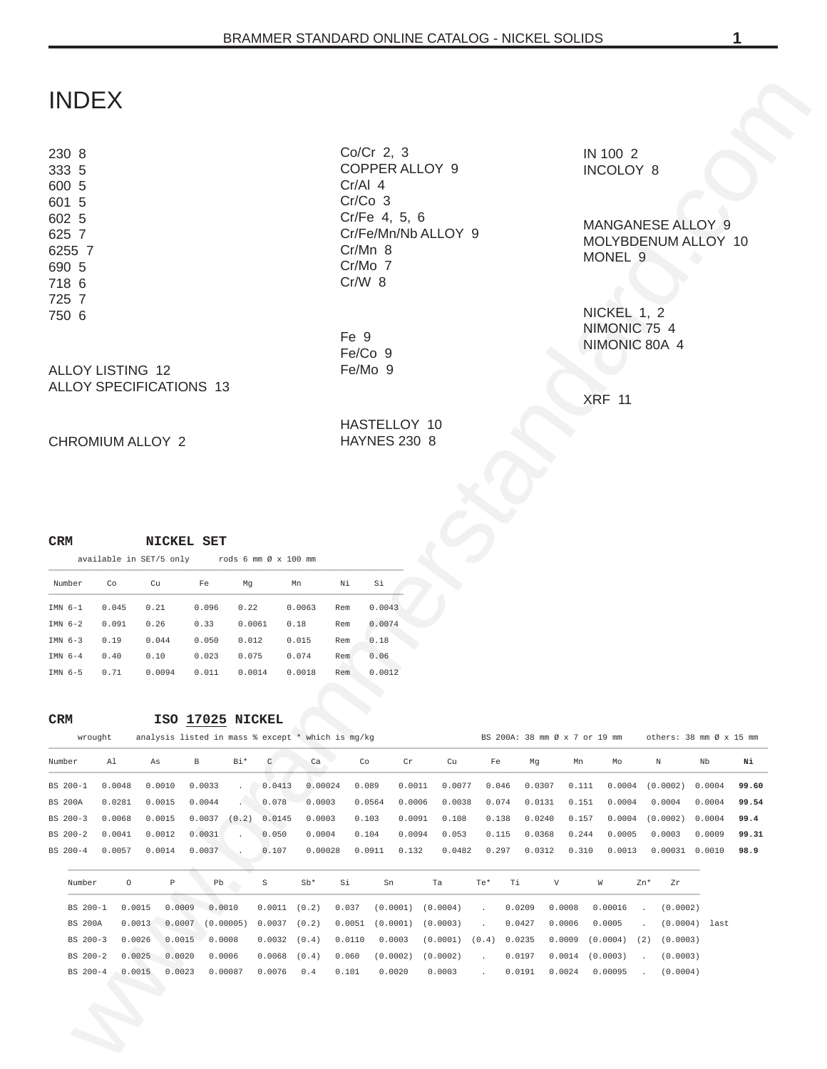# INDEX

230 8
333 5
600 5
601 5
602 5
625 7
6255 7
690 5
718 6
725 7
750 6

ALLOY LISTING 12
ALLOY SPECIFICATIONS 13

CHROMIUM ALLOY 2

Co/Cr 2, 3
COPPER ALLOY 9
Cr/Al 4
Cr/Co 3
Cr/Fe 4, 5, 6
Cr/Fe/Mn/Nb ALLOY 9
Cr/Mn 8
Cr/Mo 7
Cr/W 8

Fe 9
Fe/Co 9
Fe/Mo 9

HASTELLOY 10
HAYNES 230 8

IN 100 2
INCOLOY 8

MANGANESE ALLOY 9
MOLYBDENUM ALLOY 10
MONEL 9

NICKEL 1, 2
NIMONIC 75 4
NIMONIC 80A 4

XRF 11

## CRM NICKEL SET

available in SET/5 only rods 6 mm Ø x 100 mm

| Number | Co | Cu | Fe | Mg | Mn | Ni | Si |
|---|---|---|---|---|---|---|---|
| IMN 6-1 | 0.045 | 0.21 | 0.096 | 0.22 | 0.0063 | Rem | 0.0043 |
| IMN 6-2 | 0.091 | 0.26 | 0.33 | 0.0061 | 0.18 | Rem | 0.0074 |
| IMN 6-3 | 0.19 | 0.044 | 0.050 | 0.012 | 0.015 | Rem | 0.18 |
| IMN 6-4 | 0.40 | 0.10 | 0.023 | 0.075 | 0.074 | Rem | 0.06 |
| IMN 6-5 | 0.71 | 0.0094 | 0.011 | 0.0014 | 0.0018 | Rem | 0.0012 |

## CRM ISO 17025 NICKEL

wrought analysis listed in mass % except * which is mg/kg BS 200A: 38 mm Ø x 7 or 19 mm others: 38 mm Ø x 15 mm

| Number | Al | As | B | Bi* | C | Ca | Co | Cr | Cu | Fe | Mg | Mn | Mo | N | Nb | Ni |
|---|---|---|---|---|---|---|---|---|---|---|---|---|---|---|---|---|
| BS 200-1 | 0.0048 | 0.0010 | 0.0033 | . | 0.0413 | 0.00024 | 0.089 | 0.0011 | 0.0077 | 0.046 | 0.0307 | 0.111 | 0.0004 | (0.0002) | 0.0004 | **99.60** |
| BS 200A | 0.0281 | 0.0015 | 0.0044 | . | 0.078 | 0.0003 | 0.0564 | 0.0006 | 0.0038 | 0.074 | 0.0131 | 0.151 | 0.0004 | 0.0004 | 0.0004 | **99.54** |
| BS 200-3 | 0.0068 | 0.0015 | 0.0037 | (0.2) | 0.0145 | 0.0003 | 0.103 | 0.0091 | 0.108 | 0.138 | 0.0240 | 0.157 | 0.0004 | (0.0002) | 0.0004 | **99.4** |
| BS 200-2 | 0.0041 | 0.0012 | 0.0031 | . | 0.050 | 0.0004 | 0.104 | 0.0094 | 0.053 | 0.115 | 0.0368 | 0.244 | 0.0005 | 0.0003 | 0.0009 | **99.31** |
| BS 200-4 | 0.0057 | 0.0014 | 0.0037 | . | 0.107 | 0.00028 | 0.0911 | 0.132 | 0.0482 | 0.297 | 0.0312 | 0.310 | 0.0013 | 0.00031 | 0.0010 | **98.9** |

| Number | O | P | Pb | S | Sb* | Si | Sn | Ta | Te* | Ti | V | W | Zn* | Zr | |
|---|---|---|---|---|---|---|---|---|---|---|---|---|---|---|---|
| BS 200-1 | 0.0015 | 0.0009 | 0.0010 | 0.0011 | (0.2) | 0.037 | (0.0001) | (0.0004) | . | 0.0209 | 0.0008 | 0.00016 | . | (0.0002) | |
| BS 200A | 0.0013 | 0.0007 | (0.00005) | 0.0037 | (0.2) | 0.0051 | (0.0001) | (0.0003) | . | 0.0427 | 0.0006 | 0.0005 | . | (0.0004) | last |
| BS 200-3 | 0.0026 | 0.0015 | 0.0008 | 0.0032 | (0.4) | 0.0110 | 0.0003 | (0.0001) | (0.4) | 0.0235 | 0.0009 | (0.0004) | (2) | (0.0003) | |
| BS 200-2 | 0.0025 | 0.0020 | 0.0006 | 0.0068 | (0.4) | 0.060 | (0.0002) | (0.0002) | . | 0.0197 | 0.0014 | (0.0003) | . | (0.0003) | |
| BS 200-4 | 0.0015 | 0.0023 | 0.00087 | 0.0076 | 0.4 | 0.101 | 0.0020 | 0.0003 | . | 0.0191 | 0.0024 | 0.00095 | . | (0.0004) | |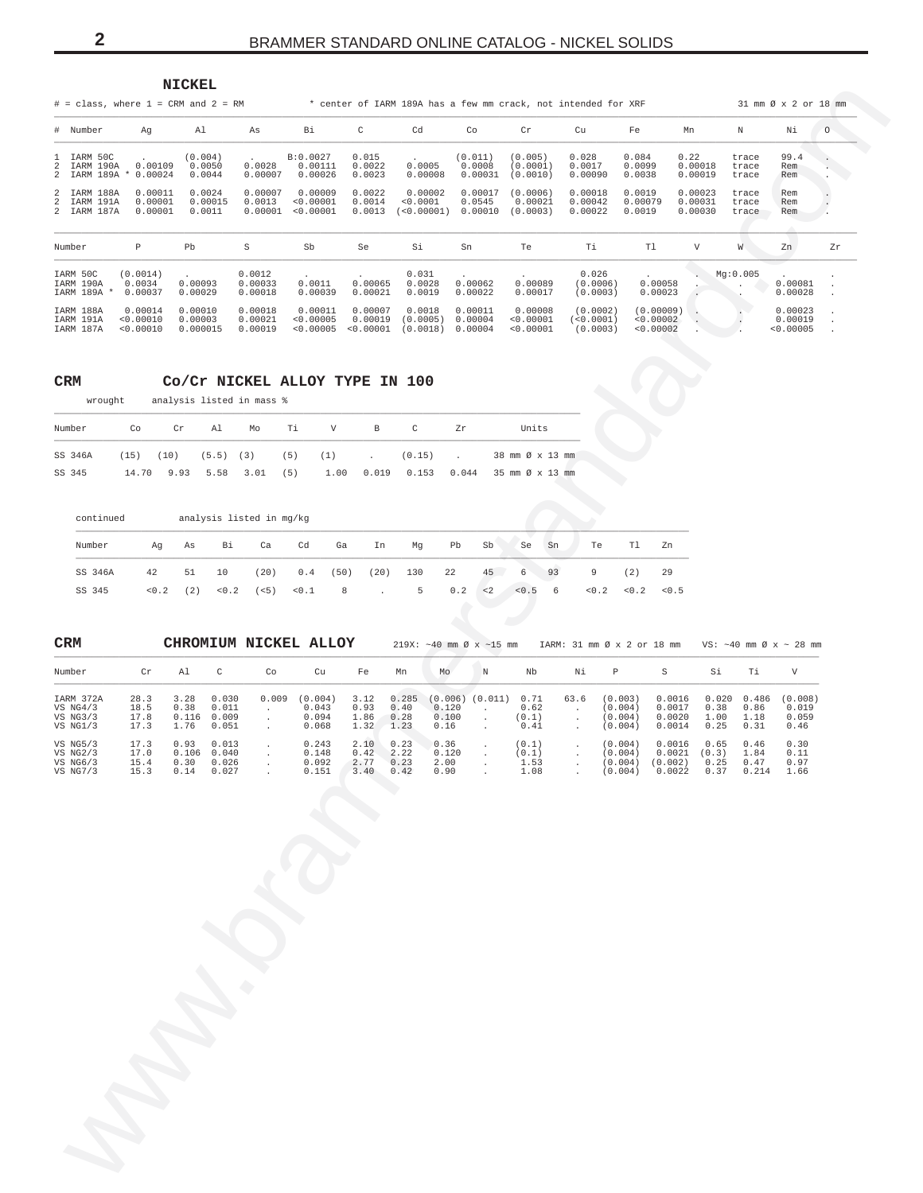## NICKEL

# = class, where 1 = CRM and 2 = RM &nbsp;&nbsp;&nbsp;&nbsp; * center of IARM 189A has a few mm crack, not intended for XRF &nbsp;&nbsp;&nbsp;&nbsp; 31 mm Ø x 2 or 18 mm

| # | Number | Ag | Al | As | Bi | C | Cd | Co | Cr | Cu | Fe | Mn | N | Ni | O |
|---|---|---|---|---|---|---|---|---|---|---|---|---|---|---|---|
| 1 | IARM 50C | . | (0.004) | . | B:0.0027 | 0.015 | . | (0.011) | (0.005) | 0.028 | 0.084 | 0.22 | trace | 99.4 | . |
| 2 | IARM 190A | 0.00109 | 0.0050 | 0.0028 | 0.00111 | 0.0022 | 0.0005 | 0.0008 | (0.0001) | 0.0017 | 0.0099 | 0.00018 | trace | Rem | . |
| 2 | IARM 189A * | 0.00024 | 0.0044 | 0.00007 | 0.00026 | 0.0023 | 0.00008 | 0.00031 | (0.0010) | 0.00090 | 0.0038 | 0.00019 | trace | Rem | . |
| 2 | IARM 188A | 0.00011 | 0.0024 | 0.00007 | 0.00009 | 0.0022 | 0.00002 | 0.00017 | (0.0006) | 0.00018 | 0.0019 | 0.00023 | trace | Rem | . |
| 2 | IARM 191A | 0.00001 | 0.00015 | 0.0013 | <0.00001 | 0.0014 | <0.0001 | 0.0545 | 0.00021 | 0.00042 | 0.00079 | 0.00031 | trace | Rem | . |
| 2 | IARM 187A | 0.00001 | 0.0011 | 0.00001 | <0.00001 | 0.0013 | (<0.00001) | 0.00010 | (0.0003) | 0.00022 | 0.0019 | 0.00030 | trace | Rem | . |

| Number | P | Pb | S | Sb | Se | Si | Sn | Te | Ti | Tl | V | W | Zn | Zr |
|---|---|---|---|---|---|---|---|---|---|---|---|---|---|---|
| IARM 50C | (0.0014) | . | 0.0012 | . | . | 0.031 | . | . | 0.026 | . | . | Mg:0.005 | . | . |
| IARM 190A | 0.0034 | 0.00093 | 0.00033 | 0.0011 | 0.00065 | 0.0028 | 0.00062 | 0.00089 | (0.0006) | 0.00058 | . | . | 0.00081 | . |
| IARM 189A * | 0.00037 | 0.00029 | 0.00018 | 0.00039 | 0.00021 | 0.0019 | 0.00022 | 0.00017 | (0.0003) | 0.00023 | . | . | 0.00028 | . |
| IARM 188A | 0.00014 | 0.00010 | 0.00018 | 0.00011 | 0.00007 | 0.0018 | 0.00011 | 0.00008 | (0.0002) | (0.00009) | . | . | 0.00023 | . |
| IARM 191A | <0.00010 | 0.00003 | 0.00021 | <0.00005 | 0.00019 | (0.0005) | 0.00004 | <0.00001 | (<0.0001) | <0.00002 | . | . | 0.00019 | . |
| IARM 187A | <0.00010 | 0.000015 | 0.00019 | <0.00005 | <0.00001 | (0.0018) | 0.00004 | <0.00001 | (0.0003) | <0.00002 | . | . | <0.00005 | . |

## CRM &nbsp;&nbsp; Co/Cr NICKEL ALLOY TYPE IN 100

wrought &nbsp;&nbsp; analysis listed in mass %

| Number | Co | Cr | Al | Mo | Ti | V | B | C | Zr | Units |
|---|---|---|---|---|---|---|---|---|---|---|
| SS 346A | (15) | (10) | (5.5) | (3) | (5) | (1) | . | (0.15) | . | 38 mm Ø x 13 mm |
| SS 345 | 14.70 | 9.93 | 5.58 | 3.01 | (5) | 1.00 | 0.019 | 0.153 | 0.044 | 35 mm Ø x 13 mm |

continued &nbsp;&nbsp; analysis listed in mg/kg

| Number | Ag | As | Bi | Ca | Cd | Ga | In | Mg | Pb | Sb | Se | Sn | Te | Tl | Zn |
|---|---|---|---|---|---|---|---|---|---|---|---|---|---|---|---|
| SS 346A | 42 | 51 | 10 | (20) | 0.4 | (50) | (20) | 130 | 22 | 45 | 6 | 93 | 9 | (2) | 29 |
| SS 345 | <0.2 | (2) | <0.2 | (<5) | <0.1 | 8 | . | 5 | 0.2 | <2 | <0.5 | 6 | <0.2 | <0.2 | <0.5 |

## CRM &nbsp;&nbsp; CHROMIUM NICKEL ALLOY

219X: ~40 mm Ø x ~15 mm &nbsp;&nbsp; IARM: 31 mm Ø x 2 or 18 mm &nbsp;&nbsp; VS: ~40 mm Ø x ~ 28 mm

| Number | Cr | Al | C | Co | Cu | Fe | Mn | Mo | N | Nb | Ni | P | S | Si | Ti | V |
|---|---|---|---|---|---|---|---|---|---|---|---|---|---|---|---|---|
| IARM 372A | 28.3 | 3.28 | 0.030 | 0.009 | (0.004) | 3.12 | 0.285 | (0.006) | (0.011) | 0.71 | 63.6 | (0.003) | 0.0016 | 0.020 | 0.486 | (0.008) |
| VS NG4/3 | 18.5 | 0.38 | 0.011 | . | 0.043 | 0.93 | 0.40 | 0.120 | . | 0.62 | . | (0.004) | 0.0017 | 0.38 | 0.86 | 0.019 |
| VS NG3/3 | 17.8 | 0.116 | 0.009 | . | 0.094 | 1.86 | 0.28 | 0.100 | . | (0.1) | . | (0.004) | 0.0020 | 1.00 | 1.18 | 0.059 |
| VS NG1/3 | 17.3 | 1.76 | 0.051 | . | 0.068 | 1.32 | 1.23 | 0.16 | . | 0.41 | . | (0.004) | 0.0014 | 0.25 | 0.31 | 0.46 |
| VS NG5/3 | 17.3 | 0.93 | 0.013 | . | 0.243 | 2.10 | 0.23 | 0.36 | . | (0.1) | . | (0.004) | 0.0016 | 0.65 | 0.46 | 0.30 |
| VS NG2/3 | 17.0 | 0.106 | 0.040 | . | 0.148 | 0.42 | 2.22 | 0.120 | . | (0.1) | . | (0.004) | 0.0021 | (0.3) | 1.84 | 0.11 |
| VS NG6/3 | 15.4 | 0.30 | 0.026 | . | 0.092 | 2.77 | 0.23 | 2.00 | . | 1.53 | . | (0.004) | (0.002) | 0.25 | 0.47 | 0.97 |
| VS NG7/3 | 15.3 | 0.14 | 0.027 | . | 0.151 | 3.40 | 0.42 | 0.90 | . | 1.08 | . | (0.004) | 0.0022 | 0.37 | 0.214 | 1.66 |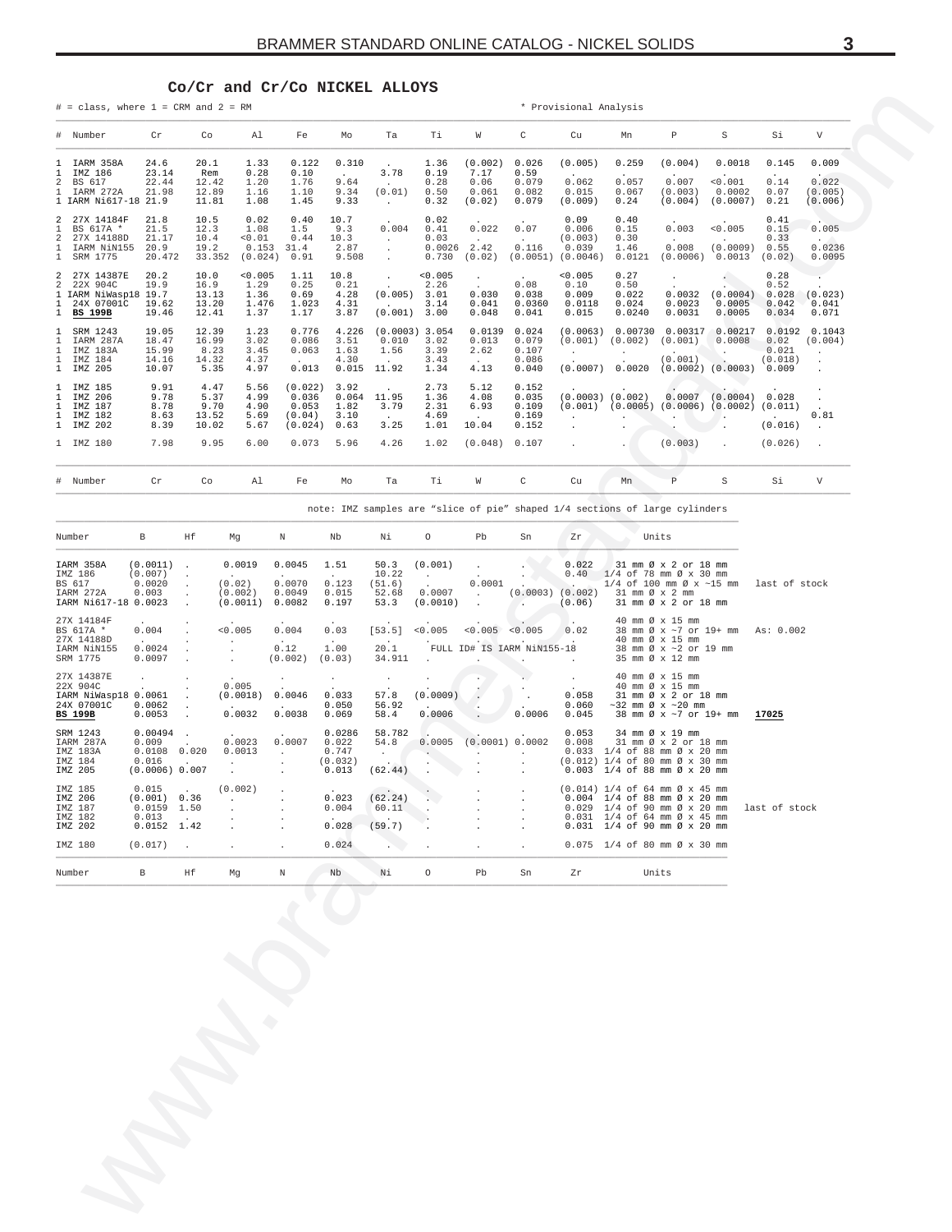## Co/Cr and Cr/Co NICKEL ALLOYS

# = class, where 1 = CRM and 2 = RM

\* Provisional Analysis

| # | Number | Cr | Co | Al | Fe | Mo | Ta | Ti | W | C | Cu | Mn | P | S | Si | V |
|---|---|---|---|---|---|---|---|---|---|---|---|---|---|---|---|---|
| 1 | IARM 358A | 24.6 | 20.1 | 1.33 | 0.122 | 0.310 | . | 1.36 | (0.002) | 0.026 | (0.005) | 0.259 | (0.004) | 0.0018 | 0.145 | 0.009 |
| 1 | IMZ 186 | 23.14 | Rem | 0.28 | 0.10 | . | 3.78 | 0.19 | 7.17 | 0.59 | . | . | . | . | . | . |
| 2 | BS 617 | 22.44 | 12.42 | 1.20 | 1.76 | 9.64 | . | 0.28 | 0.06 | 0.079 | 0.062 | 0.057 | 0.007 | <0.001 | 0.14 | 0.022 |
| 1 | IARM 272A | 21.98 | 12.89 | 1.16 | 1.10 | 9.34 | (0.01) | 0.50 | 0.061 | 0.082 | 0.015 | 0.067 | (0.003) | 0.0002 | 0.07 | (0.005) |
| 1 | IARM Ni617-18 | 21.9 | 11.81 | 1.08 | 1.45 | 9.33 | . | 0.32 | (0.02) | 0.079 | (0.009) | 0.24 | (0.004) | (0.0007) | 0.21 | (0.006) |
| 2 | 27X 14184F | 21.8 | 10.5 | 0.02 | 0.40 | 10.7 | . | 0.02 | . | . | 0.09 | 0.40 | . | . | 0.41 | . |
| 1 | BS 617A * | 21.5 | 12.3 | 1.08 | 1.5 | 9.3 | 0.004 | 0.41 | 0.022 | 0.07 | 0.006 | 0.15 | 0.003 | <0.005 | 0.15 | 0.005 |
| 2 | 27X 14188D | 21.17 | 10.4 | <0.01 | 0.44 | 10.3 | . | 0.03 | . | . | (0.003) | 0.30 | . | . | 0.33 | . |
| 1 | IARM NiN155 | 20.9 | 19.2 | 0.153 | 31.4 | 2.87 | . | 0.0026 | 2.42 | 0.116 | 0.039 | 1.46 | 0.008 | (0.0009) | 0.55 | 0.0236 |
| 1 | SRM 1775 | 20.472 | 33.352 | (0.024) | 0.91 | 9.508 | . | 0.730 | (0.02) | (0.0051) | (0.0046) | 0.0121 | (0.0006) | 0.0013 | (0.02) | 0.0095 |
| 2 | 27X 14387E | 20.2 | 10.0 | <0.005 | 1.11 | 10.8 | . | <0.005 | . | . | <0.005 | 0.27 | . | . | 0.28 | . |
| 2 | 22X 904C | 19.9 | 16.9 | 1.29 | 0.25 | 0.21 | . | 2.26 | . | 0.08 | 0.10 | 0.50 | . | . | 0.52 | . |
| 1 | IARM NiWasp18 | 19.7 | 13.13 | 1.36 | 0.69 | 4.28 | (0.005) | 3.01 | 0.030 | 0.038 | 0.009 | 0.022 | 0.0032 | (0.0004) | 0.028 | (0.023) |
| 1 | 24X 07001C | 19.62 | 13.20 | 1.476 | 1.023 | 4.31 | . | 3.14 | 0.041 | 0.0360 | 0.0118 | 0.024 | 0.0023 | 0.0005 | 0.042 | 0.041 |
| 1 | **BS 199B** | 19.46 | 12.41 | 1.37 | 1.17 | 3.87 | (0.001) | 3.00 | 0.048 | 0.041 | 0.015 | 0.0240 | 0.0031 | 0.0005 | 0.034 | 0.071 |
| 1 | SRM 1243 | 19.05 | 12.39 | 1.23 | 0.776 | 4.226 | (0.0003) | 3.054 | 0.0139 | 0.024 | (0.0063) | 0.00730 | 0.00317 | 0.00217 | 0.0192 | 0.1043 |
| 1 | IARM 287A | 18.47 | 16.99 | 3.02 | 0.086 | 3.51 | 0.010 | 3.02 | 0.013 | 0.079 | (0.001) | (0.002) | (0.001) | 0.0008 | 0.02 | (0.004) |
| 1 | IMZ 183A | 15.99 | 8.23 | 3.45 | 0.063 | 1.63 | 1.56 | 3.39 | 2.62 | 0.107 | . | . | . | . | 0.021 | . |
| 1 | IMZ 184 | 14.16 | 14.32 | 4.37 | . | 4.30 | . | 3.43 | . | 0.086 | . | . | (0.001) | . | (0.018) | . |
| 1 | IMZ 205 | 10.07 | 5.35 | 4.97 | 0.013 | 0.015 | 11.92 | 1.34 | 4.13 | 0.040 | (0.0007) | 0.0020 | (0.0002) | (0.0003) | 0.009 | . |
| 1 | IMZ 185 | 9.91 | 4.47 | 5.56 | (0.022) | 3.92 | . | 2.73 | 5.12 | 0.152 | . | . | . | . | . | . |
| 1 | IMZ 206 | 9.78 | 5.37 | 4.99 | 0.036 | 0.064 | 11.95 | 1.36 | 4.08 | 0.035 | (0.0003) | (0.002) | 0.0007 | (0.0004) | 0.028 | . |
| 1 | IMZ 187 | 8.78 | 9.70 | 4.90 | 0.053 | 1.82 | 3.79 | 2.31 | 6.93 | 0.109 | (0.001) | (0.0005) | (0.0006) | (0.0002) | (0.011) | . |
| 1 | IMZ 182 | 8.63 | 13.52 | 5.69 | (0.04) | 3.10 | . | 4.69 | . | 0.169 | . | . | . | . | . | 0.81 |
| 1 | IMZ 202 | 8.39 | 10.02 | 5.67 | (0.024) | 0.63 | 3.25 | 1.01 | 10.04 | 0.152 | . | . | . | . | (0.016) | . |
| 1 | IMZ 180 | 7.98 | 9.95 | 6.00 | 0.073 | 5.96 | 4.26 | 1.02 | (0.048) | 0.107 | . | . | (0.003) | . | (0.026) | . |

note: IMZ samples are "slice of pie" shaped 1/4 sections of large cylinders

| Number | B | Hf | Mg | N | Nb | Ni | O | Pb | Sn | Zr | Units | |
|---|---|---|---|---|---|---|---|---|---|---|---|---|
| IARM 358A | (0.0011) | . | 0.0019 | 0.0045 | 1.51 | 50.3 | (0.001) | . | . | 0.022 | 31 mm Ø x 2 or 18 mm | |
| IMZ 186 | (0.007) | . | . | . | . | 10.22 | . | . | . | 0.40 | 1/4 of 78 mm Ø x 30 mm | |
| BS 617 | 0.0020 | . | (0.02) | 0.0070 | 0.123 | (51.6) | . | 0.0001 | . | . | 1/4 of 100 mm Ø x ~15 mm | last of stock |
| IARM 272A | 0.003 | . | (0.002) | 0.0049 | 0.015 | 52.68 | 0.0007 | . | (0.0003) | (0.002) | 31 mm Ø x 2 mm | |
| IARM Ni617-18 | 0.0023 | . | (0.0011) | 0.0082 | 0.197 | 53.3 | (0.0010) | . | . | (0.06) | 31 mm Ø x 2 or 18 mm | |
| 27X 14184F | . | . | . | . | . | . | . | . | . | . | 40 mm Ø x 15 mm | |
| BS 617A * | 0.004 | . | <0.005 | 0.004 | 0.03 | [53.5] | <0.005 | <0.005 | <0.005 | 0.02 | 38 mm Ø x ~7 or 19+ mm | As: 0.002 |
| 27X 14188D | . | . | . | . | . | . | . | . | . | . | 40 mm Ø x 15 mm | |
| IARM NiN155 | 0.0024 | . | . | 0.12 | 1.00 | 20.1 | FULL ID# IS IARM NiN155-18 | | | | 38 mm Ø x ~2 or 19 mm | |
| SRM 1775 | 0.0097 | . | . | (0.002) | (0.03) | 34.911 | . | . | . | . | 35 mm Ø x 12 mm | |
| 27X 14387E | . | . | . | . | . | . | . | . | . | . | 40 mm Ø x 15 mm | |
| 22X 904C | . | . | 0.005 | . | . | . | . | . | . | . | 40 mm Ø x 15 mm | |
| IARM NiWasp18 | 0.0061 | . | (0.0018) | 0.0046 | 0.033 | 57.8 | (0.0009) | . | . | 0.058 | 31 mm Ø x 2 or 18 mm | |
| 24X 07001C | 0.0062 | . | . | . | 0.050 | 56.92 | . | . | . | 0.060 | ~32 mm Ø x ~20 mm | |
| **BS 199B** | 0.0053 | . | 0.0032 | 0.0038 | 0.069 | 58.4 | 0.0006 | . | 0.0006 | 0.045 | 38 mm Ø x ~7 or 19+ mm | **17025** |
| SRM 1243 | 0.00494 | . | . | . | 0.0286 | 58.782 | . | . | . | 0.053 | 34 mm Ø x 19 mm | |
| IARM 287A | 0.009 | . | 0.0023 | 0.0007 | 0.022 | 54.8 | 0.0005 | (0.0001) | 0.0002 | 0.008 | 31 mm Ø x 2 or 18 mm | |
| IMZ 183A | 0.0108 | 0.020 | 0.0013 | . | 0.747 | . | . | . | . | 0.033 | 1/4 of 88 mm Ø x 20 mm | |
| IMZ 184 | 0.016 | . | . | . | (0.032) | . | . | . | . | (0.012) | 1/4 of 80 mm Ø x 30 mm | |
| IMZ 205 | (0.0006) | 0.007 | . | . | 0.013 | (62.44) | . | . | . | 0.003 | 1/4 of 88 mm Ø x 20 mm | |
| IMZ 185 | 0.015 | . | (0.002) | . | . | . | . | . | . | (0.014) | 1/4 of 64 mm Ø x 45 mm | |
| IMZ 206 | (0.001) | 0.36 | . | . | 0.023 | (62.24) | . | . | . | 0.004 | 1/4 of 88 mm Ø x 20 mm | |
| IMZ 187 | 0.0159 | 1.50 | . | . | 0.004 | 60.11 | . | . | . | 0.029 | 1/4 of 90 mm Ø x 20 mm | last of stock |
| IMZ 182 | 0.013 | . | . | . | . | . | . | . | . | 0.031 | 1/4 of 64 mm Ø x 45 mm | |
| IMZ 202 | 0.0152 | 1.42 | . | . | 0.028 | (59.7) | . | . | . | 0.031 | 1/4 of 90 mm Ø x 20 mm | |
| IMZ 180 | (0.017) | . | . | . | 0.024 | . | . | . | . | 0.075 | 1/4 of 80 mm Ø x 30 mm | |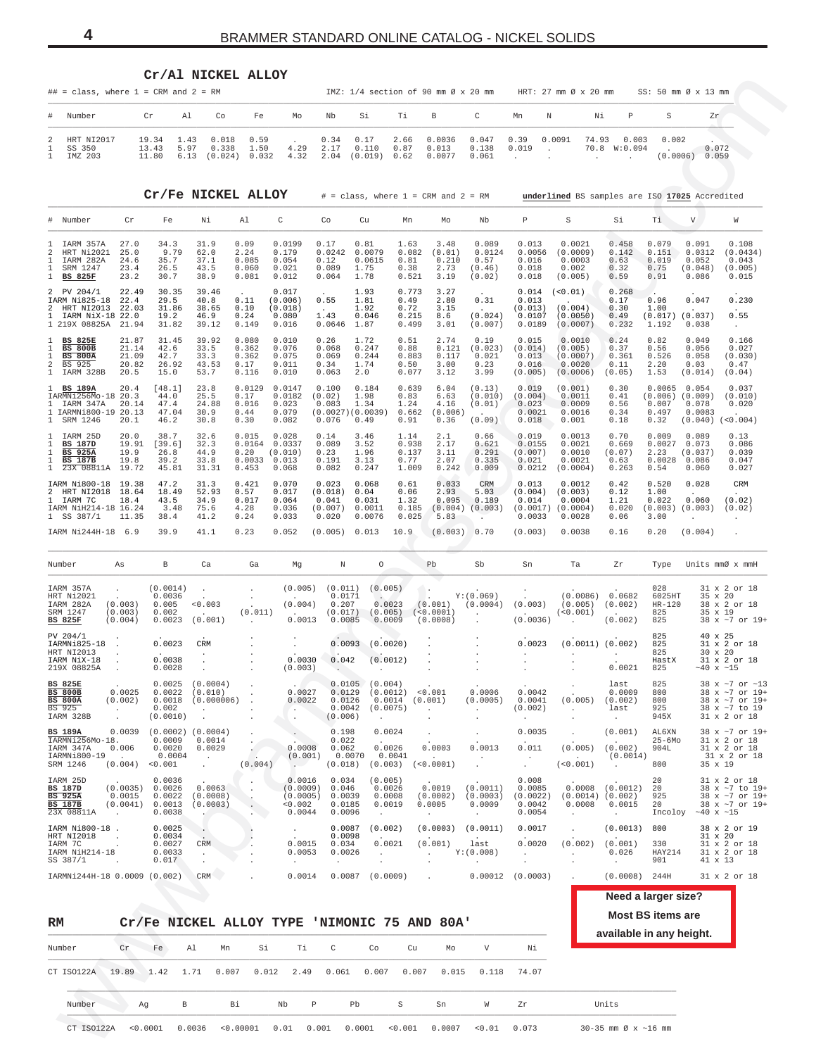## Cr/Al NICKEL ALLOY

## = class, where 1 = CRM and 2 = RM — IMZ: 1/4 section of 90 mm Ø x 20 mm — HRT: 27 mm Ø x 20 mm — SS: 50 mm Ø x 13 mm

| # | Number | Cr | Al | Co | Fe | Mo | Nb | Si | Ti | B | C | Mn | N | Ni | P | S | Zr |
|---|---|---|---|---|---|---|---|---|---|---|---|---|---|---|---|---|---|
| 2 | HRT NI2017 | 19.34 | 1.43 | 0.018 | 0.59 | . | 0.34 | 0.17 | 2.66 | 0.0036 | 0.047 | 0.39 | 0.0091 | 74.93 | 0.003 | 0.002 | . |
| 1 | SS 350 | 13.43 | 5.97 | 0.338 | 1.50 | 4.29 | 2.17 | 0.110 | 0.87 | 0.013 | 0.138 | 0.019 | . | 70.8 | W:0.094 | . | 0.072 |
| 1 | IMZ 203 | 11.80 | 6.13 | (0.024) | 0.032 | 4.32 | 2.04 | (0.019) | 0.62 | 0.0077 | 0.061 | . | . | . | . | (0.0006) | 0.059 |

## Cr/Fe NICKEL ALLOY

# = class, where 1 = CRM and 2 = RM — **underlined** BS samples are ISO **17025** Accredited

| # | Number | Cr | Fe | Ni | Al | C | Co | Cu | Mn | Mo | Nb | P | S | Si | Ti | V | W |
|---|---|---|---|---|---|---|---|---|---|---|---|---|---|---|---|---|---|
| 1 | IARM 357A | 27.0 | 34.3 | 31.9 | 0.09 | 0.0199 | 0.17 | 0.81 | 1.63 | 3.48 | 0.089 | 0.013 | 0.0021 | 0.458 | 0.079 | 0.091 | 0.108 |
| 2 | HRT Ni2021 | 25.0 | 9.79 | 62.0 | 2.24 | 0.179 | 0.0242 | 0.0079 | 0.082 | (0.01) | 0.0124 | 0.0056 | (0.0009) | 0.142 | 0.151 | 0.0312 | (0.0434) |
| 1 | IARM 282A | 24.6 | 35.7 | 37.1 | 0.085 | 0.054 | 0.12 | 0.0615 | 0.81 | 0.210 | 0.57 | 0.016 | 0.0003 | 0.63 | 0.019 | 0.052 | 0.043 |
| 1 | SRM 1247 | 23.4 | 26.5 | 43.5 | 0.060 | 0.021 | 0.089 | 1.75 | 0.38 | 2.73 | (0.46) | 0.018 | 0.002 | 0.32 | 0.75 | (0.048) | (0.005) |
| 1 | **BS 825F** | 23.2 | 30.7 | 38.9 | 0.081 | 0.012 | 0.064 | 1.78 | 0.521 | 3.19 | (0.02) | 0.018 | (0.005) | 0.59 | 0.91 | 0.086 | 0.015 |
| 2 | PV 204/1 | 22.49 | 30.35 | 39.46 | . | 0.017 | . | 1.93 | 0.773 | 3.27 | . | 0.014 | (<0.01) | 0.268 | . | . | . |
| | IARM Ni825-18 | 22.4 | 29.5 | 40.8 | 0.11 | (0.006) | 0.55 | 1.81 | 0.49 | 2.80 | 0.31 | 0.013 | . | 0.17 | 0.96 | 0.047 | 0.230 |
| 2 | HRT NI2013 | 22.03 | 31.86 | 38.65 | 0.10 | (0.018) | . | 1.92 | 0.72 | 3.15 | . | (0.013) | (0.004) | 0.30 | 1.00 | . | . |
| 1 | IARM NiX-18 | 22.0 | 19.2 | 46.9 | 0.24 | 0.080 | 1.43 | 0.046 | 0.215 | 8.6 | (0.024) | 0.0107 | (0.0050) | 0.49 | (0.017) | (0.037) | 0.55 |
| 1 | 219X 08825A | 21.94 | 31.82 | 39.12 | 0.149 | 0.016 | 0.0646 | 1.87 | 0.499 | 3.01 | (0.007) | 0.0189 | (0.0007) | 0.232 | 1.192 | 0.038 | . |
| 1 | **BS 825E** | 21.87 | 31.45 | 39.92 | 0.080 | 0.010 | 0.26 | 1.72 | 0.51 | 2.74 | 0.19 | 0.015 | 0.0010 | 0.24 | 0.82 | 0.049 | 0.166 |
| 1 | **BS 800B** | 21.14 | 42.6 | 33.5 | 0.362 | 0.076 | 0.068 | 0.247 | 0.88 | 0.121 | (0.023) | (0.014) | (0.005) | 0.37 | 0.56 | 0.056 | 0.027 |
| 1 | **BS 800A** | 21.09 | 42.7 | 33.3 | 0.362 | 0.075 | 0.069 | 0.244 | 0.883 | 0.117 | 0.021 | 0.013 | (0.0007) | 0.361 | 0.526 | 0.058 | (0.030) |
| 2 | BS 925 | 20.82 | 26.92 | 43.53 | 0.17 | 0.011 | 0.34 | 1.74 | 0.50 | 3.00 | 0.23 | 0.016 | 0.0020 | 0.11 | 2.20 | 0.03 | 0.47 |
| 1 | IARM 328B | 20.5 | 15.0 | 53.7 | 0.116 | 0.010 | 0.063 | 2.0 | 0.077 | 3.12 | 3.99 | (0.005) | (0.0006) | (0.05) | 1.53 | (0.014) | (0.04) |
| 1 | **BS 189A** | 20.4 | [48.1] | 23.8 | 0.0129 | 0.0147 | 0.100 | 0.184 | 0.639 | 6.04 | (0.13) | 0.019 | (0.001) | 0.30 | 0.0065 | 0.054 | 0.037 |
| | IARMNi256Mo-18 | 20.3 | 44.0 | 25.5 | 0.17 | 0.0182 | (0.02) | 1.98 | 0.83 | 6.63 | (0.010) | (0.004) | 0.0011 | 0.41 | (0.006) | (0.009) | (0.010) |
| 1 | IARM 347A | 20.14 | 47.4 | 24.88 | 0.016 | 0.023 | 0.083 | 1.34 | 1.24 | 4.16 | (0.01) | 0.023 | 0.0009 | 0.56 | 0.007 | 0.078 | 0.020 |
| 1 | IARMNi800-19 | 20.13 | 47.04 | 30.9 | 0.44 | 0.079 | (0.0027) | (0.0039) | 0.662 | (0.006) | . | 0.0021 | 0.0016 | 0.34 | 0.497 | 0.0083 | . |
| 1 | SRM 1246 | 20.1 | 46.2 | 30.8 | 0.30 | 0.082 | 0.076 | 0.49 | 0.91 | 0.36 | (0.09) | 0.018 | 0.001 | 0.18 | 0.32 | (0.040) | (<0.004) |
| 1 | IARM 25D | 20.0 | 38.7 | 32.6 | 0.015 | 0.028 | 0.14 | 3.46 | 1.14 | 2.1 | 0.66 | 0.019 | 0.0013 | 0.70 | 0.009 | 0.089 | 0.13 |
| 1 | **BS 187D** | 19.91 | [39.6] | 32.3 | 0.0164 | 0.0337 | 0.089 | 3.52 | 0.938 | 2.17 | 0.621 | 0.0155 | 0.0021 | 0.669 | 0.0027 | 0.073 | 0.086 |
| 1 | **BS 925A** | 19.9 | 26.8 | 44.9 | 0.20 | (0.010) | 0.23 | 1.96 | 0.137 | 3.11 | 0.291 | (0.007) | 0.0010 | (0.07) | 2.23 | (0.037) | 0.039 |
| 1 | **BS 187B** | 19.8 | 39.2 | 33.8 | 0.0033 | 0.013 | 0.191 | 3.13 | 0.77 | 2.07 | 0.335 | 0.021 | 0.0021 | 0.63 | 0.0028 | 0.086 | 0.047 |
| 1 | 23X 08811A | 19.72 | 45.81 | 31.31 | 0.453 | 0.068 | 0.082 | 0.247 | 1.009 | 0.242 | 0.009 | 0.0212 | (0.0004) | 0.263 | 0.54 | 0.060 | 0.027 |
| | IARM Ni800-18 | 19.38 | 47.2 | 31.3 | 0.421 | 0.070 | 0.023 | 0.068 | 0.61 | 0.033 | CRM | 0.013 | 0.0012 | 0.42 | 0.520 | 0.028 | CRM |
| 2 | HRT NI2018 | 18.64 | 18.49 | 52.93 | 0.57 | 0.017 | (0.018) | 0.04 | 0.06 | 2.93 | 5.03 | (0.004) | (0.003) | 0.12 | 1.00 | . | . |
| 1 | IARM 7C | 18.4 | 43.5 | 34.9 | 0.017 | 0.064 | 0.041 | 0.031 | 1.32 | 0.095 | 0.189 | 0.014 | 0.0004 | 1.21 | 0.022 | 0.060 | (0.02) |
| | IARM NiH214-18 | 16.24 | 3.48 | 75.6 | 4.28 | 0.036 | (0.007) | 0.0011 | 0.185 | (0.004) | (0.003) | (0.0017) | (0.0004) | 0.020 | (0.003) | (0.003) | (0.02) |
| 1 | SS 387/1 | 11.35 | 38.4 | 41.2 | 0.24 | 0.033 | 0.020 | 0.0076 | 0.025 | 5.83 | . | 0.0033 | 0.0028 | 0.06 | 3.00 | . | . |
| | IARM Ni244H-18 | 6.9 | 39.9 | 41.1 | 0.23 | 0.052 | (0.005) | 0.013 | 10.9 | (0.003) | 0.70 | (0.003) | 0.0038 | 0.16 | 0.20 | (0.004) | . |

| Number | As | B | Ca | Ga | Mg | N | O | Pb | Sb | Sn | Ta | Zr | Type | Units mmØ x mmH |
|---|---|---|---|---|---|---|---|---|---|---|---|---|---|---|
| IARM 357A | . | (0.0014) | . | . | (0.005) | (0.011) | (0.005) | . | . | . | . | . | 028 | 31 x 2 or 18 |
| HRT Ni2021 | . | 0.0036 | . | . | . | 0.0171 | . | . | Y:(0.069) | . | (0.0086) | 0.0682 | 6025HT | 35 x 20 |
| IARM 282A | (0.003) | 0.005 | <0.003 | . | (0.004) | 0.207 | 0.0023 | (0.001) | (0.0004) | (0.003) | (0.005) | (0.002) | HR-120 | 38 x 2 or 18 |
| SRM 1247 | (0.003) | 0.002 | . | (0.011) | . | (0.017) | (0.005) | (<0.0001) | . | . | (<0.001) | . | 825 | 35 x 19 |
| **BS 825F** | (0.004) | 0.0023 | (0.001) | . | 0.0013 | 0.0085 | 0.0009 | (0.0008) | . | (0.0036) | . | (0.002) | 825 | 38 x ~7 or 19+ |
| PV 204/1 | . | . | . | . | . | . | . | . | . | . | . | . | 825 | 40 x 25 |
| IARMNi825-18 | . | 0.0023 | CRM | . | . | 0.0093 | (0.0020) | . | . | 0.0023 | (0.0011) | (0.002) | 825 | 31 x 2 or 18 |
| HRT NI2013 | . | . | . | . | . | . | . | . | . | . | . | . | 825 | 30 x 20 |
| IARM NiX-18 | . | 0.0038 | . | . | 0.0030 | 0.042 | (0.0012) | . | . | . | . | . | HastX | 31 x 2 or 18 |
| 219X 08825A | . | 0.0028 | . | . | (0.003) | . | . | . | . | . | . | 0.0021 | 825 | ~40 x ~15 |
| **BS 825E** | . | 0.0025 | (0.0004) | . | . | 0.0105 | (0.004) | . | . | . | . | last | 825 | 38 x ~7 or ~13 |
| **BS 800B** | 0.0025 | 0.0022 | (0.010) | . | 0.0027 | 0.0129 | (0.0012) | <0.001 | 0.0006 | 0.0042 | . | 0.0009 | 800 | 38 x ~7 or 19+ |
| **BS 800A** | (0.002) | 0.0018 | (0.000006) | . | 0.0022 | 0.0126 | 0.0014 | (0.001) | (0.0005) | 0.0041 | (0.005) | (0.002) | 800 | 38 x ~7 or 19+ |
| BS 925 | . | 0.002 | . | . | . | 0.0042 | (0.0075) | . | . | (0.002) | . | last | 925 | 38 x ~7 to 19 |
| IARM 328B | . | (0.0010) | . | . | . | (0.006) | . | . | . | . | . | . | 945X | 31 x 2 or 18 |
| **BS 189A** | 0.0039 | (0.0002) | (0.0004) | . | . | 0.198 | 0.0024 | . | . | 0.0035 | . | (0.001) | AL6XN | 38 x ~7 or 19+ |
| IARMNi256Mo-18 | . | 0.0009 | 0.0014 | . | . | 0.022 | . | . | . | . | . | . | 25-6Mo | 31 x 2 or 18 |
| IARM 347A | 0.006 | 0.0020 | 0.0029 | . | 0.0008 | 0.062 | 0.0026 | 0.0003 | 0.0013 | 0.011 | (0.005) | (0.002) | 904L | 31 x 2 or 18 |
| IARMNi800-19 | . | 0.0004 | . | . | (0.001) | 0.0070 | 0.0041 | . | . | . | . | (0.0014) | | 31 x 2 or 18 |
| SRM 1246 | (0.004) | <0.001 | . | (0.004) | . | (0.018) | (0.003) | (<0.0001) | . | . | (<0.001) | . | 800 | 35 x 19 |
| IARM 25D | . | 0.0036 | . | . | 0.0016 | 0.034 | (0.005) | . | . | 0.008 | . | . | 20 | 31 x 2 or 18 |
| **BS 187D** | (0.0035) | 0.0026 | 0.0063 | . | (0.0009) | 0.046 | 0.0026 | 0.0019 | (0.0011) | 0.0085 | 0.0008 | (0.0012) | 20 | 38 x ~7 to 19+ |
| **BS 925A** | 0.0015 | 0.0022 | (0.0008) | . | (0.0005) | 0.0039 | 0.0008 | (0.0002) | (0.0003) | (0.0022) | (0.0014) | (0.002) | 925 | 38 x ~7 or 19+ |
| **BS 187B** | (0.0041) | 0.0013 | (0.0003) | . | <0.002 | 0.0185 | 0.0019 | 0.0005 | 0.0009 | 0.0042 | 0.0008 | 0.0015 | 20 | 38 x ~7 or 19+ |
| 23X 08811A | . | 0.0038 | . | . | 0.0044 | 0.0096 | . | . | . | 0.0054 | . | . | Incoloy | ~40 x ~15 |
| IARM Ni800-18 | . | 0.0025 | . | . | . | 0.0087 | (0.002) | (0.0003) | (0.0011) | 0.0017 | . | (0.0013) | 800 | 38 x 2 or 19 |
| HRT NI2018 | . | 0.0034 | . | . | . | 0.0098 | . | . | . | . | . | . | | 31 x 20 |
| IARM 7C | . | 0.0027 | CRM | . | 0.0015 | 0.034 | 0.0021 | (0.001) | last | 0.0020 | (0.002) | (0.001) | 330 | 31 x 2 or 18 |
| IARM NiH214-18 | . | 0.0033 | . | . | 0.0053 | 0.0026 | . | . | Y:(0.008) | . | . | 0.026 | HAY214 | 31 x 2 or 18 |
| SS 387/1 | . | 0.017 | . | . | . | . | . | . | . | . | . | . | 901 | 41 x 13 |
| IARMNi244H-18 | 0.0009 | (0.002) | CRM | . | 0.0014 | 0.0087 | (0.0009) | . | 0.00012 | (0.0003) | . | (0.0008) | 244H | 31 x 2 or 18 |

**Need a larger size? Most BS items are available in any height.**

## RM Cr/Fe NICKEL ALLOY TYPE 'NIMONIC 75 AND 80A'

| Number | Cr | Fe | Al | Mn | Si | Ti | C | Co | Cu | Mo | V | Ni |
|---|---|---|---|---|---|---|---|---|---|---|---|---|
| CT ISO122A | 19.89 | 1.42 | 1.71 | 0.007 | 0.012 | 2.49 | 0.061 | 0.007 | 0.007 | 0.015 | 0.118 | 74.07 |

| Number | Ag | B | Bi | Nb | P | Pb | S | Sn | W | Zr | Units |
|---|---|---|---|---|---|---|---|---|---|---|---|
| CT ISO122A | <0.0001 | 0.0036 | <0.00001 | 0.01 | 0.001 | 0.0001 | <0.001 | 0.0007 | <0.01 | 0.073 | 30-35 mm Ø x ~16 mm |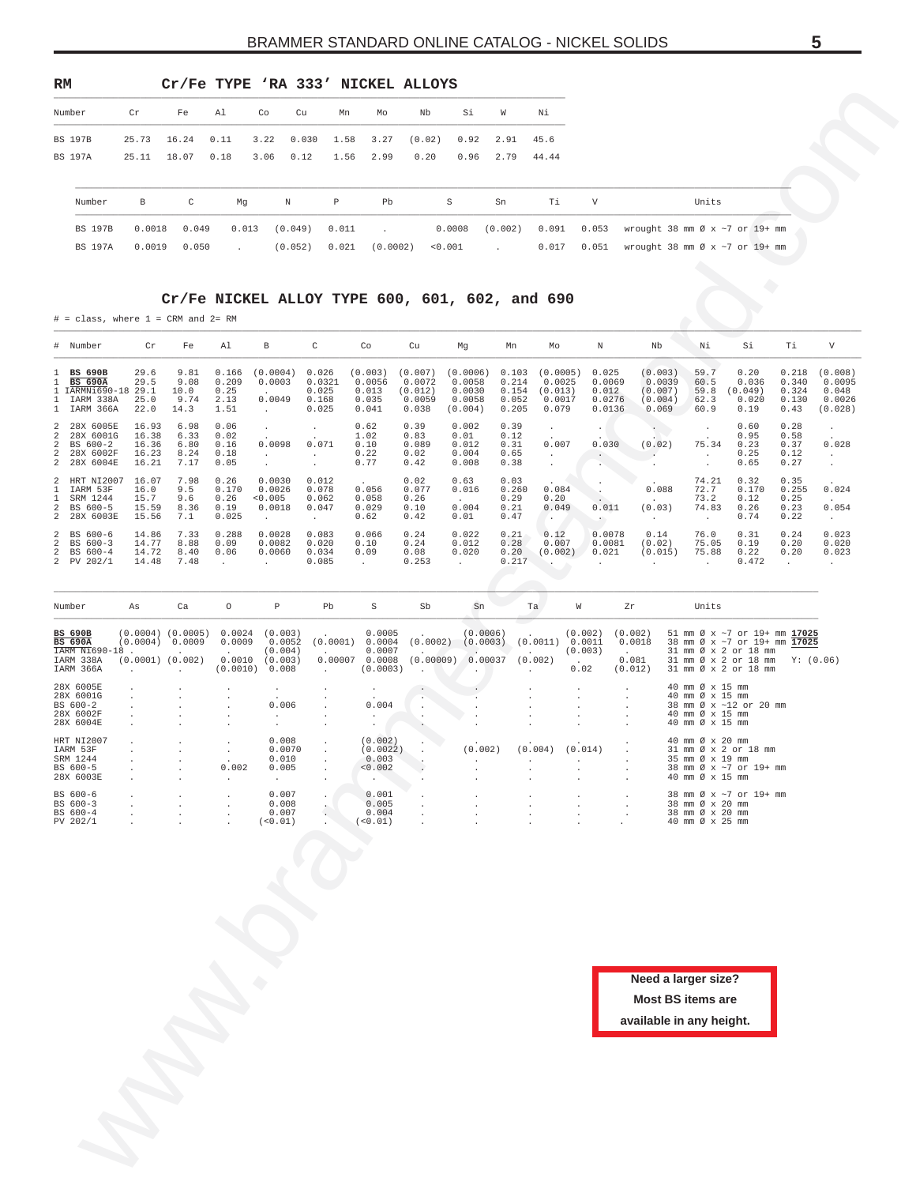## RM Cr/Fe TYPE 'RA 333' NICKEL ALLOYS

| Number | Cr | Fe | Al | Co | Cu | Mn | Mo | Nb | Si | W | Ni |
|---|---|---|---|---|---|---|---|---|---|---|---|
| BS 197B | 25.73 | 16.24 | 0.11 | 3.22 | 0.030 | 1.58 | 3.27 | (0.02) | 0.92 | 2.91 | 45.6 |
| BS 197A | 25.11 | 18.07 | 0.18 | 3.06 | 0.12 | 1.56 | 2.99 | 0.20 | 0.96 | 2.79 | 44.44 |

| Number | B | C | Mg | N | P | Pb | S | Sn | Ti | V | Units |
|---|---|---|---|---|---|---|---|---|---|---|---|
| BS 197B | 0.0018 | 0.049 | 0.013 | (0.049) | 0.011 | . | 0.0008 | (0.002) | 0.091 | 0.053 | wrought 38 mm Ø x ~7 or 19+ mm |
| BS 197A | 0.0019 | 0.050 | . | (0.052) | 0.021 | (0.0002) | <0.001 | . | 0.017 | 0.051 | wrought 38 mm Ø x ~7 or 19+ mm |

## Cr/Fe NICKEL ALLOY TYPE 600, 601, 602, and 690

# = class, where 1 = CRM and 2= RM

| # | Number | Cr | Fe | Al | B | C | Co | Cu | Mg | Mn | Mo | N | Nb | Ni | Si | Ti | V |
|---|---|---|---|---|---|---|---|---|---|---|---|---|---|---|---|---|---|
| 1 | **BS 690B** | 29.6 | 9.81 | 0.166 | (0.0004) | 0.026 | (0.003) | (0.007) | (0.0006) | 0.103 | (0.0005) | 0.025 | (0.003) | 59.7 | 0.20 | 0.218 | (0.008) |
| 1 | **BS 690A** | 29.5 | 9.08 | 0.209 | 0.0003 | 0.0321 | 0.0056 | 0.0072 | 0.0058 | 0.214 | 0.0025 | 0.0069 | 0.0039 | 60.5 | 0.036 | 0.340 | 0.0095 |
| 1 | IARMNi690-18 | 29.1 | 10.0 | 0.25 | . | 0.025 | 0.013 | (0.012) | 0.0030 | 0.154 | (0.013) | 0.012 | (0.007) | 59.8 | (0.049) | 0.324 | 0.048 |
| 1 | IARM 338A | 25.0 | 9.74 | 2.13 | 0.0049 | 0.168 | 0.035 | 0.0059 | 0.0058 | 0.052 | 0.0017 | 0.0276 | (0.004) | 62.3 | 0.020 | 0.130 | 0.0026 |
| 1 | IARM 366A | 22.0 | 14.3 | 1.51 | . | 0.025 | 0.041 | 0.038 | (0.004) | 0.205 | 0.079 | 0.0136 | 0.069 | 60.9 | 0.19 | 0.43 | (0.028) |
| 2 | 28X 6005E | 16.93 | 6.98 | 0.06 | . | . | 0.62 | 0.39 | 0.002 | 0.39 | . | . | . | . | 0.60 | 0.28 | . |
| 2 | 28X 6001G | 16.38 | 6.33 | 0.02 | . | . | 1.02 | 0.83 | 0.01 | 0.12 | . | . | . | . | 0.95 | 0.58 | . |
| 2 | BS 600-2 | 16.36 | 6.80 | 0.16 | 0.0098 | 0.071 | 0.10 | 0.089 | 0.012 | 0.31 | 0.007 | 0.030 | (0.02) | 75.34 | 0.23 | 0.37 | 0.028 |
| 2 | 28X 6002F | 16.23 | 8.24 | 0.18 | . | . | 0.22 | 0.02 | 0.004 | 0.65 | . | . | . | . | 0.25 | 0.12 | . |
| 2 | 28X 6004E | 16.21 | 7.17 | 0.05 | . | . | 0.77 | 0.42 | 0.008 | 0.38 | . | . | . | . | 0.65 | 0.27 | . |
| 2 | HRT NI2007 | 16.07 | 7.98 | 0.26 | 0.0030 | 0.012 | . | 0.02 | 0.63 | 0.03 | . | . | . | 74.21 | 0.32 | 0.35 | . |
| 1 | IARM 53F | 16.0 | 9.5 | 0.170 | 0.0026 | 0.078 | 0.056 | 0.077 | 0.016 | 0.260 | 0.084 | . | 0.088 | 72.7 | 0.170 | 0.255 | 0.024 |
| 1 | SRM 1244 | 15.7 | 9.6 | 0.26 | <0.005 | 0.062 | 0.058 | 0.26 | . | 0.29 | 0.20 | . | . | 73.2 | 0.12 | 0.25 | . |
| 2 | BS 600-5 | 15.59 | 8.36 | 0.19 | 0.0018 | 0.047 | 0.029 | 0.10 | 0.004 | 0.21 | 0.049 | 0.011 | (0.03) | 74.83 | 0.26 | 0.23 | 0.054 |
| 2 | 28X 6003E | 15.56 | 7.1 | 0.025 | . | . | 0.62 | 0.42 | 0.01 | 0.47 | . | . | . | . | 0.74 | 0.22 | . |
| 2 | BS 600-6 | 14.86 | 7.33 | 0.288 | 0.0028 | 0.083 | 0.066 | 0.24 | 0.022 | 0.21 | 0.12 | 0.0078 | 0.14 | 76.0 | 0.31 | 0.24 | 0.023 |
| 2 | BS 600-3 | 14.77 | 8.88 | 0.09 | 0.0082 | 0.020 | 0.10 | 0.24 | 0.012 | 0.28 | 0.007 | 0.0081 | (0.02) | 75.05 | 0.19 | 0.20 | 0.020 |
| 2 | BS 600-4 | 14.72 | 8.40 | 0.06 | 0.0060 | 0.034 | 0.09 | 0.08 | 0.020 | 0.20 | (0.002) | 0.021 | (0.015) | 75.88 | 0.22 | 0.20 | 0.023 |
| 2 | PV 202/1 | 14.48 | 7.48 | . | . | 0.085 | . | 0.253 | . | 0.217 | . | . | . | . | 0.472 | . | . |

| Number | As | Ca | O | P | Pb | S | Sb | Sn | Ta | W | Zr | Units |
|---|---|---|---|---|---|---|---|---|---|---|---|---|
| **BS 690B** | (0.0004) | (0.0005) | 0.0024 | (0.003) | . | 0.0005 | . | (0.0006) | . | (0.002) | (0.002) | 51 mm Ø x ~7 or 19+ mm **17025** |
| **BS 690A** | (0.0004) | 0.0009 | 0.0009 | 0.0052 | (0.0001) | 0.0004 | (0.0002) | (0.0003) | (0.0011) | 0.0011 | 0.0018 | 38 mm Ø x ~7 or 19+ mm **17025** |
| IARM Ni690-18 | . | . | . | (0.004) | . | 0.0007 | . | . | . | (0.003) | . | 31 mm Ø x 2 or 18 mm |
| IARM 338A | (0.0001) | (0.002) | 0.0010 | (0.003) | 0.00007 | 0.0008 | (0.00009) | 0.00037 | (0.002) | . | 0.081 | 31 mm Ø x 2 or 18 mm Y: (0.06) |
| IARM 366A | . | . | (0.0010) | 0.008 | . | (0.0003) | . | . | . | 0.02 | (0.012) | 31 mm Ø x 2 or 18 mm |
| 28X 6005E | . | . | . | . | . | . | . | . | . | . | . | 40 mm Ø x 15 mm |
| 28X 6001G | . | . | . | . | . | . | . | . | . | . | . | 40 mm Ø x 15 mm |
| BS 600-2 | . | . | . | 0.006 | . | 0.004 | . | . | . | . | . | 38 mm Ø x ~12 or 20 mm |
| 28X 6002F | . | . | . | . | . | . | . | . | . | . | . | 40 mm Ø x 15 mm |
| 28X 6004E | . | . | . | . | . | . | . | . | . | . | . | 40 mm Ø x 15 mm |
| HRT NI2007 | . | . | . | 0.008 | . | (0.002) | . | . | . | . | . | 40 mm Ø x 20 mm |
| IARM 53F | . | . | . | 0.0070 | . | (0.0022) | . | (0.002) | (0.004) | (0.014) | . | 31 mm Ø x 2 or 18 mm |
| SRM 1244 | . | . | . | 0.010 | . | 0.003 | . | . | . | . | . | 35 mm Ø x 19 mm |
| BS 600-5 | . | . | 0.002 | 0.005 | . | <0.002 | . | . | . | . | . | 38 mm Ø x ~7 or 19+ mm |
| 28X 6003E | . | . | . | . | . | . | . | . | . | . | . | 40 mm Ø x 15 mm |
| BS 600-6 | . | . | . | 0.007 | . | 0.001 | . | . | . | . | . | 38 mm Ø x ~7 or 19+ mm |
| BS 600-3 | . | . | . | 0.008 | . | 0.005 | . | . | . | . | . | 38 mm Ø x 20 mm |
| BS 600-4 | . | . | . | 0.007 | . | 0.004 | . | . | . | . | . | 38 mm Ø x 20 mm |
| PV 202/1 | . | . | . | (<0.01) | . | (<0.01) | . | . | . | . | . | 40 mm Ø x 25 mm |

**Need a larger size?**
**Most BS items are available in any height.**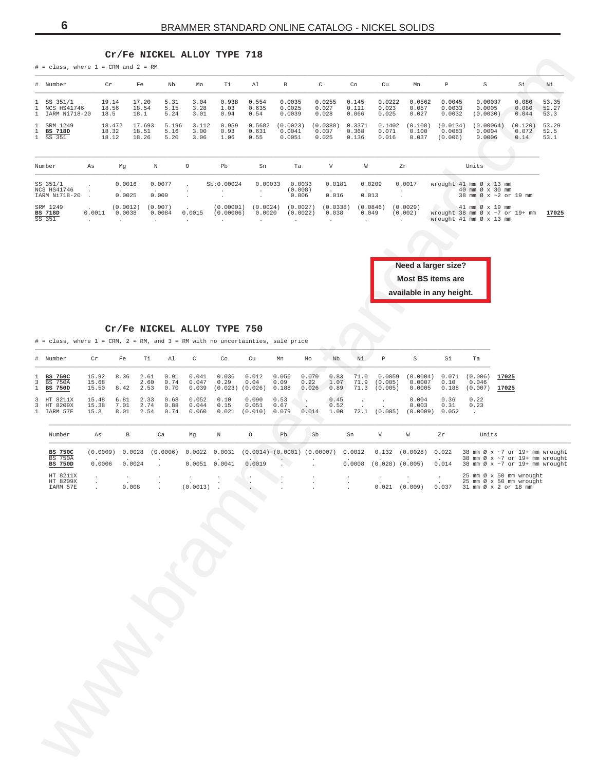## Cr/Fe NICKEL ALLOY TYPE 718

# = class, where 1 = CRM and 2 = RM

| # | Number | Cr | Fe | Nb | Mo | Ti | Al | B | C | Co | Cu | Mn | P | S | Si | Ni |
|---|---|---|---|---|---|---|---|---|---|---|---|---|---|---|---|---|
| 1 | SS 351/1 | 19.14 | 17.20 | 5.31 | 3.04 | 0.938 | 0.554 | 0.0035 | 0.0255 | 0.145 | 0.0222 | 0.0562 | 0.0045 | 0.00037 | 0.080 | 53.35 |
| 1 | NCS HS41746 | 18.56 | 18.54 | 5.15 | 3.28 | 1.03 | 0.635 | 0.0025 | 0.027 | 0.111 | 0.023 | 0.057 | 0.0033 | 0.0005 | 0.080 | 52.27 |
| 1 | IARM Ni718-20 | 18.5 | 18.1 | 5.24 | 3.01 | 0.94 | 0.54 | 0.0039 | 0.028 | 0.066 | 0.025 | 0.027 | 0.0032 | (0.0030) | 0.044 | 53.3 |
| 1 | SRM 1249 | 18.472 | 17.693 | 5.196 | 3.112 | 0.959 | 0.5682 | (0.0023) | (0.0380) | 0.3371 | 0.1402 | (0.108) | (0.0134) | (0.00064) | (0.120) | 53.29 |
| 1 | **BS 718D** | 18.32 | 18.51 | 5.16 | 3.00 | 0.93 | 0.631 | 0.0041 | 0.037 | 0.368 | 0.071 | 0.100 | 0.0083 | 0.0004 | 0.072 | 52.5 |
| 1 | SS 351 | 18.12 | 18.26 | 5.20 | 3.06 | 1.06 | 0.55 | 0.0051 | 0.025 | 0.136 | 0.016 | 0.037 | (0.006) | 0.0006 | 0.14 | 53.1 |

| Number | As | Mg | N | O | Pb | Sn | Ta | V | W | Zr | Units | |
|---|---|---|---|---|---|---|---|---|---|---|---|---|
| SS 351/1 | . | 0.0016 | 0.0077 | . | Sb:0.00024 | 0.00033 | 0.0033 | 0.0181 | 0.0209 | 0.0017 | wrought 41 mm Ø x 13 mm | |
| NCS HS41746 | . | . | . | . | . | . | (0.008) | . | . | . | 40 mm Ø x 30 mm | |
| IARM Ni718-20 | . | 0.0025 | 0.009 | . | . | . | 0.006 | 0.016 | 0.013 | . | 38 mm Ø x ~2 or 19 mm | |
| SRM 1249 | . | (0.0012) | (0.007) | . | (0.00001) | (0.0024) | (0.0027) | (0.0338) | (0.0846) | (0.0029) | 41 mm Ø x 19 mm | |
| **BS 718D** | 0.0011 | 0.0038 | 0.0084 | 0.0015 | (0.00006) | 0.0020 | (0.0022) | 0.038 | 0.049 | (0.002) | wrought 38 mm Ø x ~7 or 19+ mm | **17025** |
| SS 351 | . | . | . | . | . | . | . | . | . | . | wrought 41 mm Ø x 13 mm | |

**Need a larger size? Most BS items are available in any height.**

## Cr/Fe NICKEL ALLOY TYPE 750

# = class, where 1 = CRM, 2 = RM, and 3 = RM with no uncertainties, sale price

| # | Number | Cr | Fe | Ti | Al | C | Co | Cu | Mn | Mo | Nb | Ni | P | S | Si | Ta | |
|---|---|---|---|---|---|---|---|---|---|---|---|---|---|---|---|---|---|
| 1 | **BS 750C** | 15.92 | 8.36 | 2.61 | 0.91 | 0.041 | 0.036 | 0.012 | 0.056 | 0.070 | 0.83 | 71.0 | 0.0059 | (0.0004) | 0.071 | (0.006) | **17025** |
| 3 | BS 750A | 15.68 | . | 2.60 | 0.74 | 0.047 | 0.29 | 0.04 | 0.09 | 0.22 | 1.07 | 71.9 | (0.005) | 0.0007 | 0.10 | 0.046 | |
| 1 | **BS 750D** | 15.50 | 8.42 | 2.53 | 0.70 | 0.039 | (0.023) | (0.026) | 0.188 | 0.026 | 0.89 | 71.3 | (0.005) | 0.0005 | 0.188 | (0.007) | **17025** |
| 3 | HT 8211X | 15.48 | 6.81 | 2.33 | 0.68 | 0.052 | 0.10 | 0.090 | 0.53 | . | 0.45 | . | . | 0.004 | 0.36 | 0.22 | |
| 3 | HT 8209X | 15.38 | 7.01 | 2.74 | 0.88 | 0.044 | 0.15 | 0.051 | 0.67 | . | 0.52 | . | . | 0.003 | 0.31 | 0.23 | |
| 1 | IARM 57E | 15.3 | 8.01 | 2.54 | 0.74 | 0.060 | 0.021 | (0.010) | 0.079 | 0.014 | 1.00 | 72.1 | (0.005) | (0.0009) | 0.052 | . | |

| Number | As | B | Ca | Mg | N | O | Pb | Sb | Sn | V | W | Zr | Units |
|---|---|---|---|---|---|---|---|---|---|---|---|---|---|
| **BS 750C** | (0.0009) | 0.0028 | (0.0006) | 0.0022 | 0.0031 | (0.0014) | (0.0001) | (0.00007) | 0.0012 | 0.132 | (0.0028) | 0.022 | 38 mm Ø x ~7 or 19+ mm wrought |
| BS 750A | . | . | . | . | . | . | . | . | . | . | . | . | 38 mm Ø x ~7 or 19+ mm wrought |
| **BS 750D** | 0.0006 | 0.0024 | . | 0.0051 | 0.0041 | 0.0019 | . | . | 0.0008 | (0.028) | (0.005) | 0.014 | 38 mm Ø x ~7 or 19+ mm wrought |
| HT 8211X | . | . | . | . | . | . | . | . | . | . | . | . | 25 mm Ø x 50 mm wrought |
| HT 8209X | . | . | . | . | . | . | . | . | . | . | . | . | 25 mm Ø x 50 mm wrought |
| IARM 57E | . | 0.008 | . | (0.0013) | . | . | . | . | . | 0.021 | (0.009) | 0.037 | 31 mm Ø x 2 or 18 mm |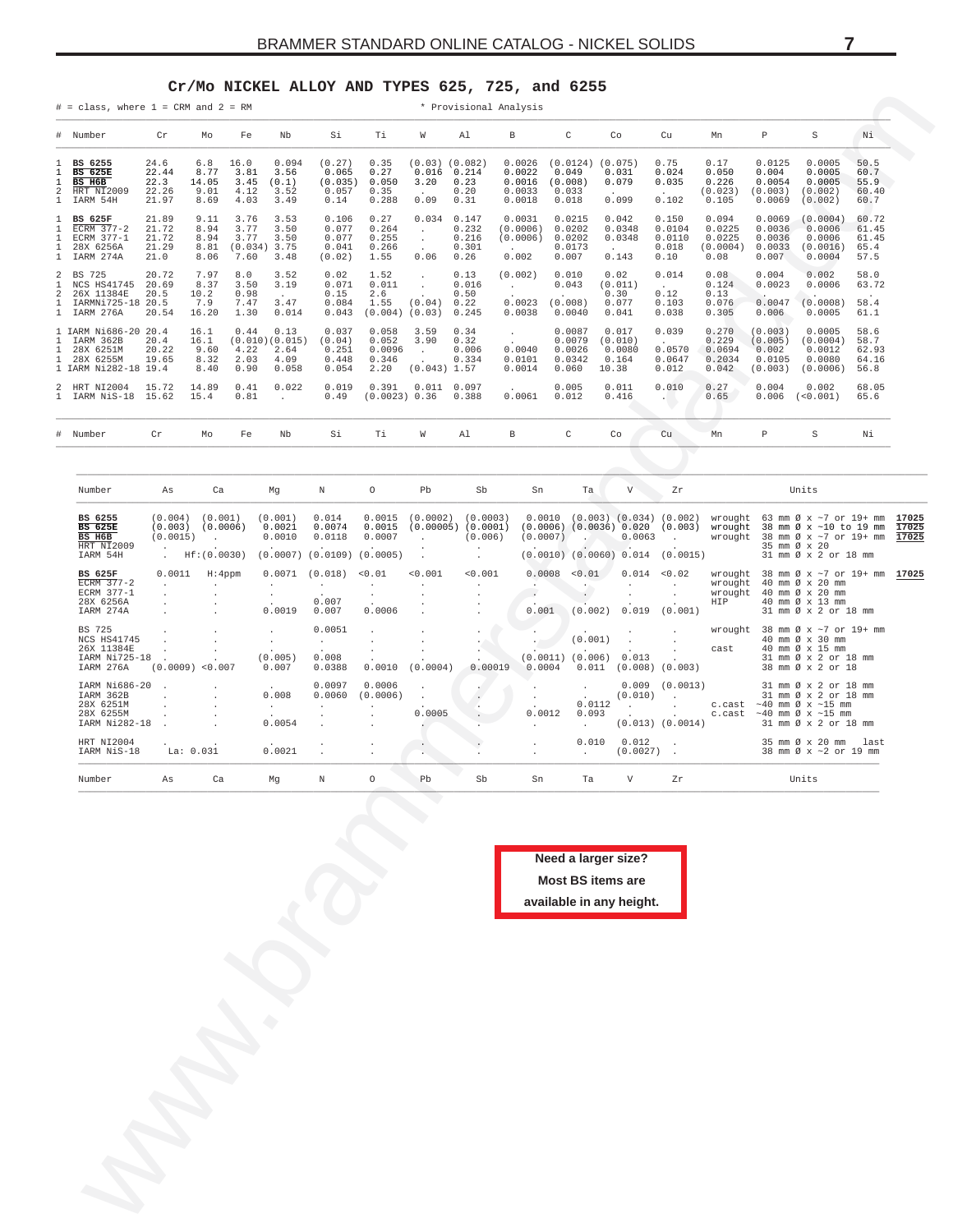## Cr/Mo NICKEL ALLOY AND TYPES 625, 725, and 6255

# = class, where 1 = CRM and 2 = RM

\* Provisional Analysis

| # | Number | Cr | Mo | Fe | Nb | Si | Ti | W | Al | B | C | Co | Cu | Mn | P | S | Ni |
|---|---|---|---|---|---|---|---|---|---|---|---|---|---|---|---|---|---|
| 1 | **BS 6255** | 24.6 | 6.8 | 16.0 | 0.094 | (0.27) | 0.35 | (0.03) | (0.082) | 0.0026 | (0.0124) | (0.075) | 0.75 | 0.17 | 0.0125 | 0.0005 | 50.5 |
| 1 | **BS 625E** | 22.44 | 8.77 | 3.81 | 3.56 | 0.065 | 0.27 | 0.016 | 0.214 | 0.0022 | 0.049 | 0.031 | 0.024 | 0.050 | 0.004 | 0.0005 | 60.7 |
| 1 | **BS H6B** | 22.3 | 14.05 | 3.45 | (0.1) | (0.035) | 0.050 | 3.20 | 0.23 | 0.0016 | (0.008) | 0.079 | 0.035 | 0.226 | 0.0054 | 0.0005 | 55.9 |
| 2 | HRT NI2009 | 22.26 | 9.01 | 4.12 | 3.52 | 0.057 | 0.35 | . | 0.20 | 0.0033 | 0.033 | . | . | (0.023) | (0.003) | (0.002) | 60.40 |
| 1 | IARM 54H | 21.97 | 8.69 | 4.03 | 3.49 | 0.14 | 0.288 | 0.09 | 0.31 | 0.0018 | 0.018 | 0.099 | 0.102 | 0.105 | 0.0069 | (0.002) | 60.7 |
| 1 | **BS 625F** | 21.89 | 9.11 | 3.76 | 3.53 | 0.106 | 0.27 | 0.034 | 0.147 | 0.0031 | 0.0215 | 0.042 | 0.150 | 0.094 | 0.0069 | (0.0004) | 60.72 |
| 1 | ECRM 377-2 | 21.72 | 8.94 | 3.77 | 3.50 | 0.077 | 0.264 | . | 0.232 | (0.0006) | 0.0202 | 0.0348 | 0.0104 | 0.0225 | 0.0036 | 0.0006 | 61.45 |
| 1 | ECRM 377-1 | 21.72 | 8.94 | 3.77 | 3.50 | 0.077 | 0.255 | . | 0.216 | (0.0006) | 0.0202 | 0.0348 | 0.0110 | 0.0225 | 0.0036 | 0.0006 | 61.45 |
| 1 | 28X 6256A | 21.29 | 8.81 | (0.034) | 3.75 | 0.041 | 0.266 | . | 0.301 | . | 0.0173 | . | 0.018 | (0.0004) | 0.0033 | (0.0016) | 65.4 |
| 1 | IARM 274A | 21.0 | 8.06 | 7.60 | 3.48 | (0.02) | 1.55 | 0.06 | 0.26 | 0.002 | 0.007 | 0.143 | 0.10 | 0.08 | 0.007 | 0.0004 | 57.5 |
| 2 | BS 725 | 20.72 | 7.97 | 8.0 | 3.52 | 0.02 | 1.52 | . | 0.13 | (0.002) | 0.010 | 0.02 | 0.014 | 0.08 | 0.004 | 0.002 | 58.0 |
| 1 | NCS HS41745 | 20.69 | 8.37 | 3.50 | 3.19 | 0.071 | 0.011 | . | 0.016 | . | 0.043 | (0.011) | . | 0.124 | 0.0023 | 0.0006 | 63.72 |
| 2 | 26X 11384E | 20.5 | 10.2 | 0.98 | . | 0.15 | 2.6 | . | 0.50 | . | . | 0.30 | 0.12 | 0.13 | . | . | . |
| 1 | IARMNi725-18 | 20.5 | 7.9 | 7.47 | 3.47 | 0.084 | 1.55 | (0.04) | 0.22 | 0.0023 | (0.008) | 0.077 | 0.103 | 0.076 | 0.0047 | (0.0008) | 58.4 |
| 1 | IARM 276A | 20.54 | 16.20 | 1.30 | 0.014 | 0.043 | (0.004) | (0.03) | 0.245 | 0.0038 | 0.0040 | 0.041 | 0.038 | 0.305 | 0.006 | 0.0005 | 61.1 |
| 1 | IARM Ni686-20 | 20.4 | 16.1 | 0.44 | 0.13 | 0.037 | 0.058 | 3.59 | 0.34 | . | 0.0087 | 0.017 | 0.039 | 0.270 | (0.003) | 0.0005 | 58.6 |
| 1 | IARM 362B | 20.4 | 16.1 | (0.010) | (0.015) | (0.04) | 0.052 | 3.90 | 0.32 | . | 0.0079 | (0.010) | . | 0.229 | (0.005) | (0.0004) | 58.7 |
| 1 | 28X 6251M | 20.22 | 9.60 | 4.22 | 2.64 | 0.251 | 0.0096 | . | 0.006 | 0.0040 | 0.0026 | 0.0080 | 0.0570 | 0.0694 | 0.002 | 0.0012 | 62.93 |
| 1 | 28X 6255M | 19.65 | 8.32 | 2.03 | 4.09 | 0.448 | 0.346 | . | 0.334 | 0.0101 | 0.0342 | 0.164 | 0.0647 | 0.2034 | 0.0105 | 0.0080 | 64.16 |
| 1 | IARM Ni282-18 | 19.4 | 8.40 | 0.90 | 0.058 | 0.054 | 2.20 | (0.043) | 1.57 | 0.0014 | 0.060 | 10.38 | 0.012 | 0.042 | (0.003) | (0.0006) | 56.8 |
| 2 | HRT NI2004 | 15.72 | 14.89 | 0.41 | 0.022 | 0.019 | 0.391 | 0.011 | 0.097 | . | 0.005 | 0.011 | 0.010 | 0.27 | 0.004 | 0.002 | 68.05 |
| 1 | IARM NiS-18 | 15.62 | 15.4 | 0.81 | . | 0.49 | (0.0023) | 0.36 | 0.388 | 0.0061 | 0.012 | 0.416 | . | 0.65 | 0.006 | (<0.001) | 65.6 |
| # | Number | Cr | Mo | Fe | Nb | Si | Ti | W | Al | B | C | Co | Cu | Mn | P | S | Ni |

| Number | As | Ca | Mg | N | O | Pb | Sb | Sn | Ta | V | Zr | | Units | |
|---|---|---|---|---|---|---|---|---|---|---|---|---|---|---|
| **BS 6255** | (0.004) | (0.001) | (0.001) | 0.014 | 0.0015 | (0.0002) | (0.0003) | 0.0010 | (0.003) | (0.034) | (0.002) | wrought | 63 mm Ø x ~7 or 19+ mm | **17025** |
| **BS 625E** | (0.003) | (0.0006) | 0.0021 | 0.0074 | 0.0015 | (0.00005) | (0.0001) | (0.0006) | (0.0036) | 0.020 | (0.003) | wrought | 38 mm Ø x ~10 to 19 mm | **17025** |
| **BS H6B** | (0.0015) | . | 0.0010 | 0.0118 | 0.0007 | . | (0.006) | (0.0007) | . | 0.0063 | . | wrought | 38 mm Ø x ~7 or 19+ mm | **17025** |
| HRT NI2009 | . | . | . | . | . | . | . | . | . | . | . | | 35 mm Ø x 20 | |
| IARM 54H | . | Hf:(0.0030) | (0.0007) | (0.0109) | (0.0005) | . | . | (0.0010) | (0.0060) | 0.014 | (0.0015) | | 31 mm Ø x 2 or 18 mm | |
| **BS 625F** | 0.0011 | H:4ppm | 0.0071 | (0.018) | <0.01 | <0.001 | <0.001 | 0.0008 | <0.01 | 0.014 | <0.02 | wrought | 38 mm Ø x ~7 or 19+ mm | **17025** |
| ECRM 377-2 | . | . | . | . | . | . | . | . | . | . | . | wrought | 40 mm Ø x 20 mm | |
| ECRM 377-1 | . | . | . | . | . | . | . | . | . | . | . | wrought | 40 mm Ø x 20 mm | |
| 28X 6256A | . | . | . | 0.007 | . | . | . | . | . | . | . | HIP | 40 mm Ø x 13 mm | |
| IARM 274A | . | . | 0.0019 | 0.007 | 0.0006 | . | . | 0.001 | (0.002) | 0.019 | (0.001) | | 31 mm Ø x 2 or 18 mm | |
| BS 725 | . | . | . | 0.0051 | . | . | . | . | . | . | . | wrought | 38 mm Ø x ~7 or 19+ mm | |
| NCS HS41745 | . | . | . | . | . | . | . | . | (0.001) | . | . | | 40 mm Ø x 30 mm | |
| 26X 11384E | . | . | . | . | . | . | . | . | . | . | . | cast | 40 mm Ø x 15 mm | |
| IARM Ni725-18 | . | . | (0.005) | 0.008 | . | . | . | (0.0011) | (0.006) | 0.013 | . | | 31 mm Ø x 2 or 18 mm | |
| IARM 276A | (0.0009) | <0.007 | 0.007 | 0.0388 | 0.0010 | (0.0004) | 0.00019 | 0.0004 | 0.011 | (0.008) | (0.003) | | 38 mm Ø x 2 or 18 | |
| IARM Ni686-20 | . | . | . | 0.0097 | 0.0006 | . | . | . | . | 0.009 | (0.0013) | | 31 mm Ø x 2 or 18 mm | |
| IARM 362B | . | . | 0.008 | 0.0060 | (0.0006) | . | . | . | . | (0.010) | . | | 31 mm Ø x 2 or 18 mm | |
| 28X 6251M | . | . | . | . | . | . | . | . | 0.0112 | . | . | c.cast | ~40 mm Ø x ~15 mm | |
| 28X 6255M | . | . | . | . | . | 0.0005 | . | 0.0012 | 0.093 | . | . | c.cast | ~40 mm Ø x ~15 mm | |
| IARM Ni282-18 | . | . | 0.0054 | . | . | . | . | . | . | (0.013) | (0.0014) | | 31 mm Ø x 2 or 18 mm | |
| HRT NI2004 | . | . | . | . | . | . | . | . | 0.010 | 0.012 | . | | 35 mm Ø x 20 mm | last |
| IARM NiS-18 | La: 0.031 | | 0.0021 | . | . | . | . | . | . | (0.0027) | . | | 38 mm Ø x ~2 or 19 mm | |
| Number | As | Ca | Mg | N | O | Pb | Sb | Sn | Ta | V | Zr | | Units | |

**Need a larger size?**
**Most BS items are**
**available in any height.**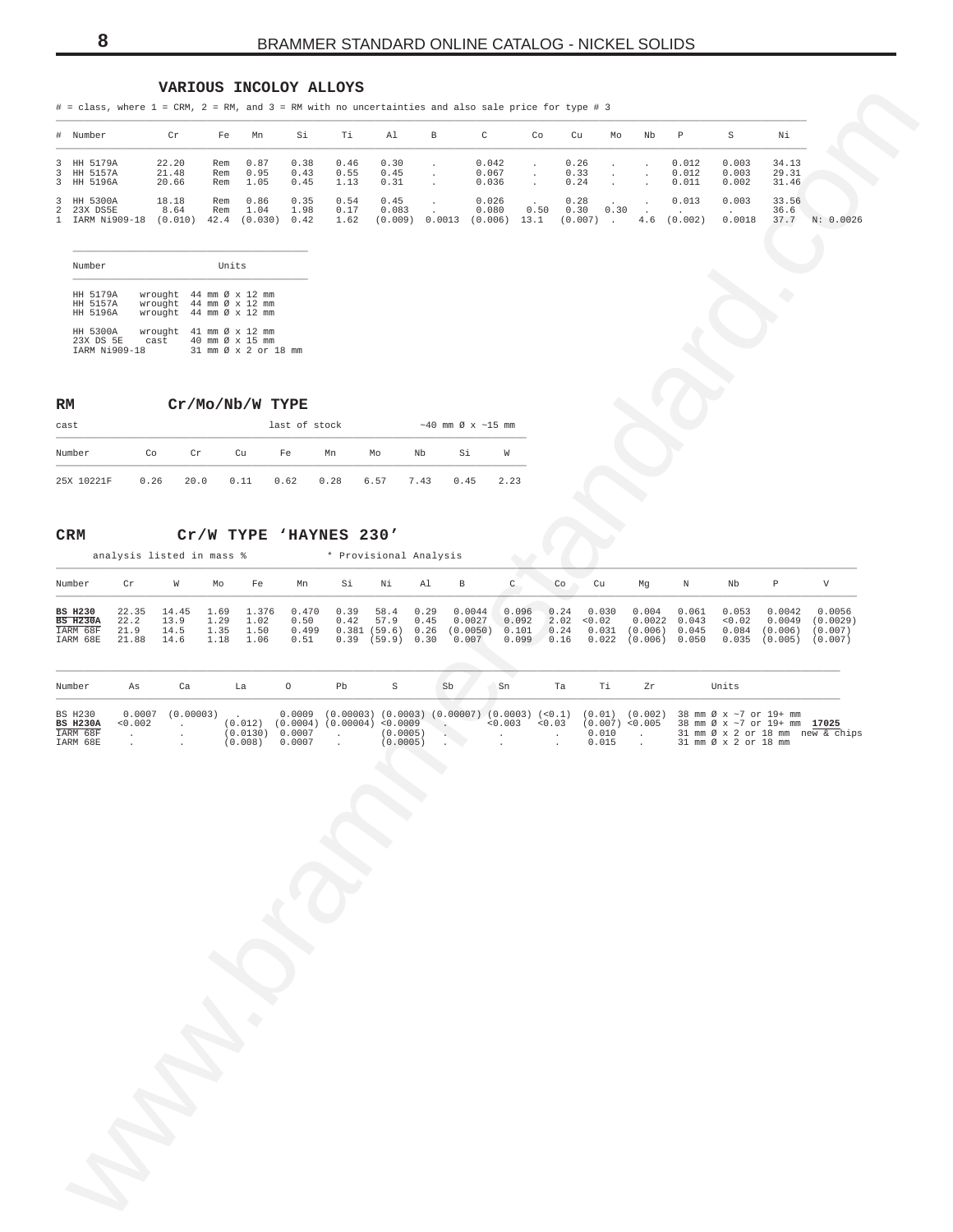## VARIOUS INCOLOY ALLOYS

# = class, where 1 = CRM, 2 = RM, and 3 = RM with no uncertainties and also sale price for type # 3

| # | Number | Cr | Fe | Mn | Si | Ti | Al | B | C | Co | Cu | Mo | Nb | P | S | Ni | |
|---|---|---|---|---|---|---|---|---|---|---|---|---|---|---|---|---|---|
| 3 | HH 5179A | 22.20 | Rem | 0.87 | 0.38 | 0.46 | 0.30 | . | 0.042 | . | 0.26 | . | . | 0.012 | 0.003 | 34.13 | |
| 3 | HH 5157A | 21.48 | Rem | 0.95 | 0.43 | 0.55 | 0.45 | . | 0.067 | . | 0.33 | . | . | 0.012 | 0.003 | 29.31 | |
| 3 | HH 5196A | 20.66 | Rem | 1.05 | 0.45 | 1.13 | 0.31 | . | 0.036 | . | 0.24 | . | . | 0.011 | 0.002 | 31.46 | |
| 3 | HH 5300A | 18.18 | Rem | 0.86 | 0.35 | 0.54 | 0.45 | . | 0.026 | . | 0.28 | . | . | 0.013 | 0.003 | 33.56 | |
| 2 | 23X DS5E | 8.64 | Rem | 1.04 | 1.98 | 0.17 | 0.083 | . | 0.080 | 0.50 | 0.30 | 0.30 | . | . | . | 36.6 | |
| 1 | IARM Ni909-18 | (0.010) | 42.4 | (0.030) | 0.42 | 1.62 | (0.009) | 0.0013 | (0.006) | 13.1 | (0.007) | . | 4.6 | (0.002) | 0.0018 | 37.7 | N: 0.0026 |

| Number | | Units |
|---|---|---|
| HH 5179A | wrought | 44 mm Ø x 12 mm |
| HH 5157A | wrought | 44 mm Ø x 12 mm |
| HH 5196A | wrought | 44 mm Ø x 12 mm |
| HH 5300A | wrought | 41 mm Ø x 12 mm |
| 23X DS 5E | cast | 40 mm Ø x 15 mm |
| IARM Ni909-18 | | 31 mm Ø x 2 or 18 mm |

## RM Cr/Mo/Nb/W TYPE

cast — last of stock — ~40 mm Ø x ~15 mm

| Number | Co | Cr | Cu | Fe | Mn | Mo | Nb | Si | W |
|---|---|---|---|---|---|---|---|---|---|
| 25X 10221F | 0.26 | 20.0 | 0.11 | 0.62 | 0.28 | 6.57 | 7.43 | 0.45 | 2.23 |

## CRM Cr/W TYPE 'HAYNES 230'

analysis listed in mass % — * Provisional Analysis

| Number | Cr | W | Mo | Fe | Mn | Si | Ni | Al | B | C | Co | Cu | Mg | N | Nb | P | V |
|---|---|---|---|---|---|---|---|---|---|---|---|---|---|---|---|---|---|
| **BS H230** | 22.35 | 14.45 | 1.69 | 1.376 | 0.470 | 0.39 | 58.4 | 0.29 | 0.0044 | 0.096 | 0.24 | 0.030 | 0.004 | 0.061 | 0.053 | 0.0042 | 0.0056 |
| **BS H230A** | 22.2 | 13.9 | 1.29 | 1.02 | 0.50 | 0.42 | 57.9 | 0.45 | 0.0027 | 0.092 | 2.02 | <0.02 | 0.0022 | 0.043 | <0.02 | 0.0049 | (0.0029) |
| IARM 68F | 21.9 | 14.5 | 1.35 | 1.50 | 0.499 | 0.381 | (59.6) | 0.26 | (0.0050) | 0.101 | 0.24 | 0.031 | (0.006) | 0.045 | 0.084 | (0.006) | (0.007) |
| IARM 68E | 21.88 | 14.6 | 1.18 | 1.06 | 0.51 | 0.39 | (59.9) | 0.30 | 0.007 | 0.099 | 0.16 | 0.022 | (0.006) | 0.050 | 0.035 | (0.005) | (0.007) |

| Number | As | Ca | La | O | Pb | S | Sb | Sn | Ta | Ti | Zr | Units | |
|---|---|---|---|---|---|---|---|---|---|---|---|---|---|
| BS H230 | 0.0007 | (0.00003) | . | 0.0009 | (0.00003) | (0.0003) | (0.00007) | (0.0003) | (<0.1) | (0.01) | (0.002) | 38 mm Ø x ~7 or 19+ mm | |
| **BS H230A** | <0.002 | . | (0.012) | (0.0004) | (0.00004) | <0.0009 | . | <0.003 | <0.03 | (0.007) | <0.005 | 38 mm Ø x ~7 or 19+ mm | **17025** |
| IARM 68F | . | . | (0.0130) | 0.0007 | . | (0.0005) | . | . | . | 0.010 | . | 31 mm Ø x 2 or 18 mm | new & chips |
| IARM 68E | . | . | (0.008) | 0.0007 | . | (0.0005) | . | . | . | 0.015 | . | 31 mm Ø x 2 or 18 mm | |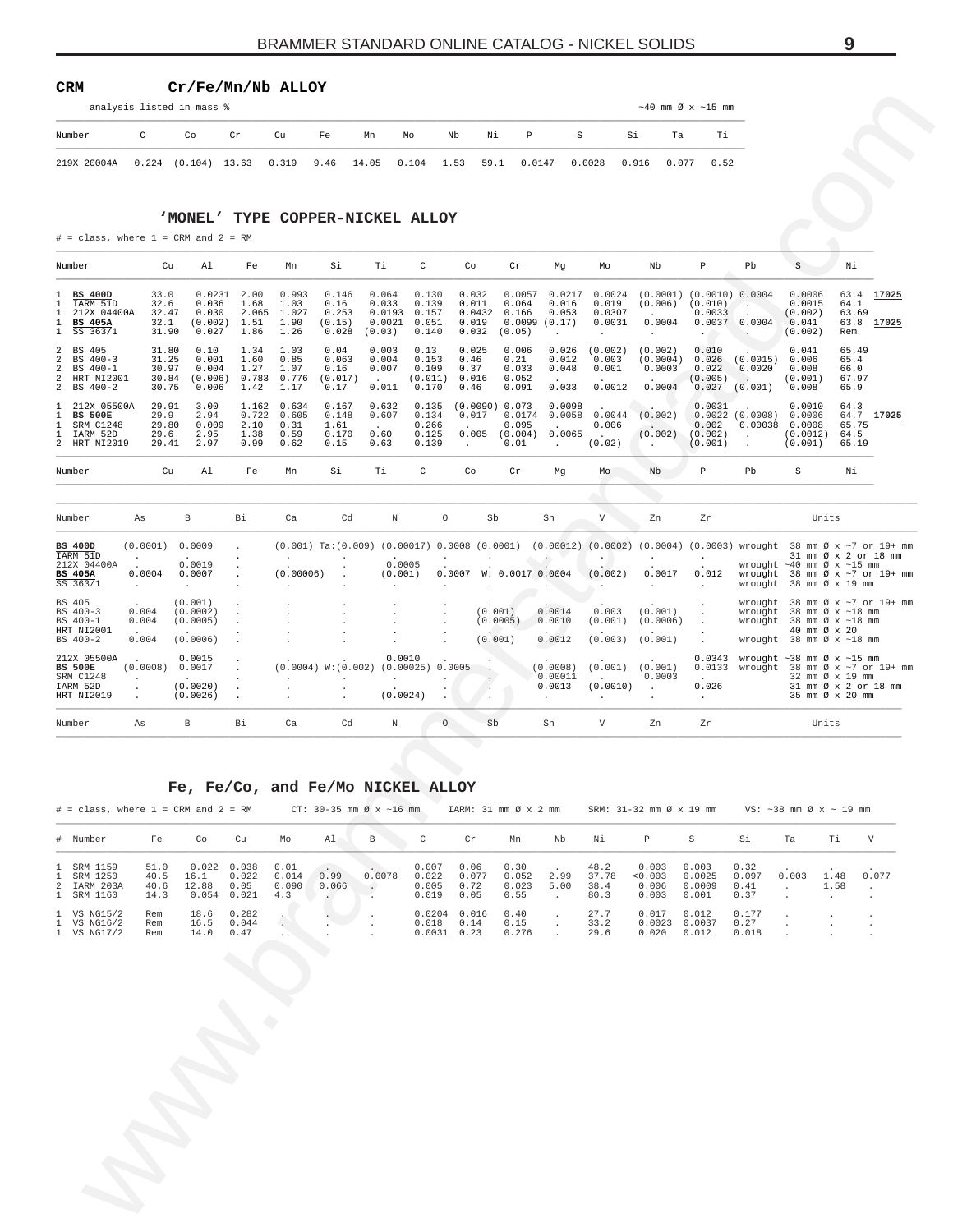## CRM Cr/Fe/Mn/Nb ALLOY

analysis listed in mass % ~40 mm Ø x ~15 mm

| Number | C | Co | Cr | Cu | Fe | Mn | Mo | Nb | Ni | P | S | Si | Ta | Ti |
|---|---|---|---|---|---|---|---|---|---|---|---|---|---|---|
| 219X 20004A | 0.224 | (0.104) | 13.63 | 0.319 | 9.46 | 14.05 | 0.104 | 1.53 | 59.1 | 0.0147 | 0.0028 | 0.916 | 0.077 | 0.52 |

## 'MONEL' TYPE COPPER-NICKEL ALLOY

# = class, where 1 = CRM and 2 = RM

| # | Number | Cu | Al | Fe | Mn | Si | Ti | C | Co | Cr | Mg | Mo | Nb | P | Pb | S | Ni | |
|---|---|---|---|---|---|---|---|---|---|---|---|---|---|---|---|---|---|---|
| 1 | **BS 400D** | 33.0 | 0.0231 | 2.00 | 0.993 | 0.146 | 0.064 | 0.130 | 0.032 | 0.0057 | 0.0217 | 0.0024 | (0.0001) | (0.0010) | 0.0004 | 0.0006 | 63.4 | **17025** |
| 1 | IARM 51D | 32.6 | 0.036 | 1.68 | 1.03 | 0.16 | 0.033 | 0.139 | 0.011 | 0.064 | 0.016 | 0.019 | (0.006) | (0.010) | . | 0.0015 | 64.1 | |
| 1 | 212X 04400A | 32.47 | 0.030 | 2.065 | 1.027 | 0.253 | 0.0193 | 0.157 | 0.0432 | 0.166 | 0.053 | 0.0307 | . | 0.0033 | . | (0.002) | 63.69 | |
| 1 | **BS 405A** | 32.1 | (0.002) | 1.51 | 1.90 | (0.15) | 0.0021 | 0.051 | 0.019 | 0.0099 | (0.17) | 0.0031 | 0.0004 | 0.0037 | 0.0004 | 0.041 | 63.8 | **17025** |
| 1 | SS 363/1 | 31.90 | 0.027 | 1.86 | 1.26 | 0.028 | (0.03) | 0.140 | 0.032 | (0.05) | . | . | . | . | . | (0.002) | Rem | |
| 2 | BS 405 | 31.80 | 0.10 | 1.34 | 1.03 | 0.04 | 0.003 | 0.13 | 0.025 | 0.006 | 0.026 | (0.002) | (0.002) | 0.010 | . | 0.041 | 65.49 | |
| 2 | BS 400-3 | 31.25 | 0.001 | 1.60 | 0.85 | 0.063 | 0.004 | 0.153 | 0.46 | 0.21 | 0.012 | 0.003 | (0.0004) | 0.026 | (0.0015) | 0.006 | 65.4 | |
| 2 | BS 400-1 | 30.97 | 0.004 | 1.27 | 1.07 | 0.16 | 0.007 | 0.109 | 0.37 | 0.033 | 0.048 | 0.001 | 0.0003 | 0.022 | 0.0020 | 0.008 | 66.0 | |
| 2 | HRT NI2001 | 30.84 | (0.006) | 0.783 | 0.776 | (0.017) | . | (0.011) | 0.016 | 0.052 | . | . | . | (0.005) | . | (0.001) | 67.97 | |
| 2 | BS 400-2 | 30.75 | 0.006 | 1.42 | 1.17 | 0.17 | 0.011 | 0.170 | 0.46 | 0.091 | 0.033 | 0.0012 | 0.0004 | 0.027 | (0.001) | 0.008 | 65.9 | |
| 1 | 212X 05500A | 29.91 | 3.00 | 1.162 | 0.634 | 0.167 | 0.632 | 0.135 | (0.0090) | 0.073 | 0.0098 | . | . | 0.0031 | . | 0.0010 | 64.3 | |
| 1 | **BS 500E** | 29.9 | 2.94 | 0.722 | 0.605 | 0.148 | 0.607 | 0.134 | 0.017 | 0.0174 | 0.0058 | 0.0044 | (0.002) | 0.0022 | (0.0008) | 0.0006 | 64.7 | **17025** |
| 1 | SRM C1248 | 29.80 | 0.009 | 2.10 | 0.31 | 1.61 | . | 0.266 | . | 0.095 | . | 0.006 | . | 0.002 | 0.00038 | 0.0008 | 65.75 | |
| 1 | IARM 52D | 29.6 | 2.95 | 1.38 | 0.59 | 0.170 | 0.60 | 0.125 | 0.005 | (0.004) | 0.0065 | . | (0.002) | (0.002) | . | (0.0012) | 64.5 | |
| 2 | HRT NI2019 | 29.41 | 2.97 | 0.99 | 0.62 | 0.15 | 0.63 | 0.139 | . | 0.01 | . | (0.02) | . | (0.001) | . | (0.001) | 65.19 | |

| Number | As | B | Bi | Ca | Cd | N | O | Sb | Sn | V | Zn | Zr | Units |
|---|---|---|---|---|---|---|---|---|---|---|---|---|---|
| **BS 400D** | (0.0001) | 0.0009 | . | (0.001) | Ta:(0.009) | (0.00017) | 0.0008 | (0.0001) | (0.00012) | (0.0002) | (0.0004) | (0.0003) | wrought 38 mm Ø x ~7 or 19+ mm |
| IARM 51D | . | . | . | . | . | . | . | . | . | . | . | . | 31 mm Ø x 2 or 18 mm |
| 212X 04400A | . | 0.0019 | . | . | . | 0.0005 | . | . | . | . | . | . | wrought ~40 mm Ø x ~15 mm |
| **BS 405A** | 0.0004 | 0.0007 | . | (0.00006) | . | (0.001) | 0.0007 | W: 0.0017 | 0.0004 | (0.002) | 0.0017 | 0.012 | wrought 38 mm Ø x ~7 or 19+ mm |
| SS 363/1 | . | . | . | . | . | . | . | . | . | . | . | . | wrought 38 mm Ø x 19 mm |
| BS 405 | . | (0.001) | . | . | . | . | . | . | . | . | . | . | wrought 38 mm Ø x ~7 or 19+ mm |
| BS 400-3 | 0.004 | (0.0002) | . | . | . | . | . | (0.001) | 0.0014 | 0.003 | (0.001) | . | wrought 38 mm Ø x ~18 mm |
| BS 400-1 | 0.004 | (0.0005) | . | . | . | . | . | (0.0005) | 0.0010 | (0.001) | (0.0006) | . | wrought 38 mm Ø x ~18 mm |
| HRT NI2001 | . | . | . | . | . | . | . | . | . | . | . | . | 40 mm Ø x 20 |
| BS 400-2 | 0.004 | (0.0006) | . | . | . | . | . | (0.001) | 0.0012 | (0.003) | (0.001) | . | wrought 38 mm Ø x ~18 mm |
| 212X 05500A | . | 0.0015 | . | . | . | 0.0010 | . | . | . | . | . | 0.0343 | wrought ~38 mm Ø x ~15 mm |
| **BS 500E** | (0.0008) | 0.0017 | . | (0.0004) | W:(0.002) | (0.00025) | 0.0005 | . | (0.0008) | (0.001) | (0.001) | 0.0133 | wrought 38 mm Ø x ~7 or 19+ mm |
| SRM C1248 | . | . | . | . | . | . | . | . | 0.00011 | . | 0.0003 | . | 32 mm Ø x 19 mm |
| IARM 52D | . | (0.0020) | . | . | . | . | . | . | 0.0013 | (0.0010) | . | 0.026 | 31 mm Ø x 2 or 18 mm |
| HRT NI2019 | . | (0.0026) | . | . | . | (0.0024) | . | . | . | . | . | . | 35 mm Ø x 20 mm |

## Fe, Fe/Co, and Fe/Mo NICKEL ALLOY

# = class, where 1 = CRM and 2 = RM CT: 30-35 mm Ø x ~16 mm IARM: 31 mm Ø x 2 mm SRM: 31-32 mm Ø x 19 mm VS: ~38 mm Ø x ~ 19 mm

| # | Number | Fe | Co | Cu | Mo | Al | B | C | Cr | Mn | Nb | Ni | P | S | Si | Ta | Ti | V |
|---|---|---|---|---|---|---|---|---|---|---|---|---|---|---|---|---|---|---|
| 1 | SRM 1159 | 51.0 | 0.022 | 0.038 | 0.01 | . | . | 0.007 | 0.06 | 0.30 | . | 48.2 | 0.003 | 0.003 | 0.32 | . | . | . |
| 1 | SRM 1250 | 40.5 | 16.1 | 0.022 | 0.014 | 0.99 | 0.0078 | 0.022 | 0.077 | 0.052 | 2.99 | 37.78 | <0.003 | 0.0025 | 0.097 | 0.003 | 1.48 | 0.077 |
| 2 | IARM 203A | 40.6 | 12.88 | 0.05 | 0.090 | 0.066 | . | 0.005 | 0.72 | 0.023 | 5.00 | 38.4 | 0.006 | 0.0009 | 0.41 | . | 1.58 | . |
| 1 | SRM 1160 | 14.3 | 0.054 | 0.021 | 4.3 | . | . | 0.019 | 0.05 | 0.55 | . | 80.3 | 0.003 | 0.001 | 0.37 | . | . | . |
| 1 | VS NG15/2 | Rem | 18.6 | 0.282 | . | . | . | 0.0204 | 0.016 | 0.40 | . | 27.7 | 0.017 | 0.012 | 0.177 | . | . | . |
| 1 | VS NG16/2 | Rem | 16.5 | 0.044 | . | . | . | 0.018 | 0.14 | 0.15 | . | 33.2 | 0.0023 | 0.0037 | 0.27 | . | . | . |
| 1 | VS NG17/2 | Rem | 14.0 | 0.47 | . | . | . | 0.0031 | 0.23 | 0.276 | . | 29.6 | 0.020 | 0.012 | 0.018 | . | . | . |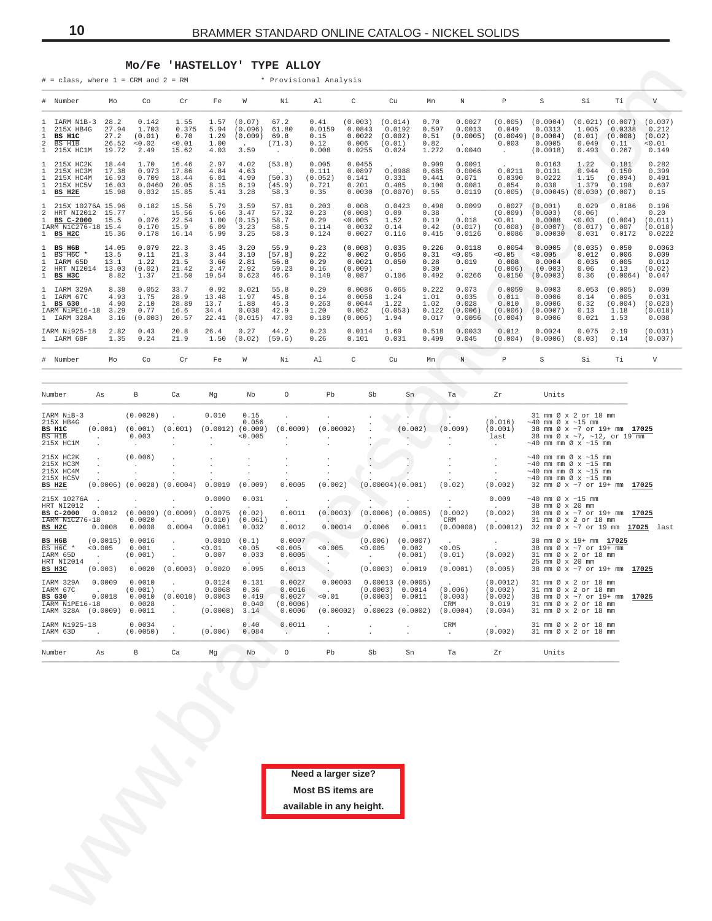## Mo/Fe 'HASTELLOY' TYPE ALLOY

# = class, where 1 = CRM and 2 = RM     * Provisional Analysis

| # | Number | Mo | Co | Cr | Fe | W | Ni | Al | C | Cu | Mn | N | P | S | Si | Ti | V |
|---|---|---|---|---|---|---|---|---|---|---|---|---|---|---|---|---|---|
| 1 | IARM NiB-3 | 28.2 | 0.142 | 1.55 | 1.57 | (0.07) | 67.2 | 0.41 | (0.003) | (0.014) | 0.70 | 0.0027 | (0.005) | (0.0004) | (0.021) | (0.007) | (0.007) |
| 1 | 215X HB4G | 27.94 | 1.703 | 0.375 | 5.94 | (0.096) | 61.80 | 0.0159 | 0.0843 | 0.0192 | 0.597 | 0.0013 | 0.049 | 0.0313 | 1.005 | 0.0338 | 0.212 |
| 1 | **BS H1C** | 27.2 | (0.01) | 0.70 | 1.29 | (0.009) | 69.8 | 0.15 | 0.0022 | (0.002) | 0.51 | (0.0005) | (0.0049) | (0.0004) | (0.01) | (0.008) | (0.02) |
| 2 | BS H1B | 26.52 | <0.02 | <0.01 | 1.00 | . | (71.3) | 0.12 | 0.006 | (0.01) | 0.82 | . | 0.003 | 0.0005 | 0.049 | 0.11 | <0.01 |
| 1 | 215X HC1M | 19.72 | 2.49 | 15.62 | 4.03 | 3.59 | . | 0.008 | 0.0255 | 0.024 | 1.272 | 0.0040 | . | (0.0018) | 0.493 | 0.267 | 0.149 |
| 1 | 215X HC2K | 18.44 | 1.70 | 16.46 | 2.97 | 4.02 | (53.8) | 0.005 | 0.0455 | . | 0.909 | 0.0091 | . | 0.0163 | 1.22 | 0.181 | 0.282 |
| 1 | 215X HC3M | 17.38 | 0.973 | 17.86 | 4.84 | 4.63 | . | 0.111 | 0.0897 | 0.0988 | 0.685 | 0.0066 | 0.0211 | 0.0131 | 0.944 | 0.150 | 0.399 |
| 1 | 215X HC4M | 16.93 | 0.709 | 18.44 | 6.01 | 4.99 | (50.3) | (0.052) | 0.141 | 0.331 | 0.441 | 0.071 | 0.0390 | 0.0222 | 1.15 | (0.094) | 0.491 |
| 1 | 215X HC5V | 16.03 | 0.0460 | 20.05 | 8.15 | 6.19 | (45.9) | 0.721 | 0.201 | 0.485 | 0.100 | 0.0081 | 0.054 | 0.038 | 1.379 | 0.198 | 0.607 |
| 1 | **BS H2E** | 15.98 | 0.032 | 15.85 | 5.41 | 3.28 | 58.3 | 0.35 | 0.0030 | (0.0070) | 0.55 | 0.0119 | (0.005) | (0.00045) | (0.030) | (0.007) | 0.15 |
| 1 | 215X 10276A | 15.96 | 0.182 | 15.56 | 5.79 | 3.59 | 57.81 | 0.203 | 0.008 | 0.0423 | 0.498 | 0.0099 | 0.0027 | (0.001) | 0.029 | 0.0186 | 0.196 |
| 2 | HRT NI2012 | 15.77 | . | 15.56 | 6.66 | 3.47 | 57.32 | 0.23 | (0.008) | 0.09 | 0.38 | . | (0.009) | (0.003) | (0.06) | . | 0.20 |
| 1 | **BS C-2000** | 15.5 | 0.076 | 22.54 | 1.00 | (0.15) | 58.7 | 0.29 | <0.005 | 1.52 | 0.19 | 0.018 | <0.01 | 0.0008 | <0.03 | (0.004) | (0.011) |
|  | IARM NiC276-18 | 15.4 | 0.170 | 15.9 | 6.09 | 3.23 | 58.5 | 0.114 | 0.0032 | 0.14 | 0.42 | (0.017) | (0.008) | (0.0007) | (0.017) | 0.007 | (0.018) |
| 1 | **BS H2C** | 15.36 | 0.178 | 16.14 | 5.99 | 3.25 | 58.3 | 0.124 | 0.0027 | 0.116 | 0.415 | 0.0126 | 0.0086 | (0.00030) | 0.031 | 0.0172 | 0.0222 |
| 1 | **BS H6B** | 14.05 | 0.079 | 22.3 | 3.45 | 3.20 | 55.9 | 0.23 | (0.008) | 0.035 | 0.226 | 0.0118 | 0.0054 | 0.0005 | (0.035) | 0.050 | 0.0063 |
| 1 | BS H6C * | 13.5 | 0.11 | 21.3 | 3.44 | 3.10 | [57.8] | 0.22 | 0.002 | 0.056 | 0.31 | <0.05 | <0.05 | <0.005 | 0.012 | 0.006 | 0.009 |
| 1 | IARM 65D | 13.1 | 1.22 | 21.5 | 3.66 | 2.81 | 56.8 | 0.29 | 0.0021 | 0.050 | 0.28 | 0.019 | 0.008 | 0.0004 | 0.035 | 0.005 | 0.012 |
| 2 | HRT NI2014 | 13.03 | (0.02) | 21.42 | 2.47 | 2.92 | 59.23 | 0.16 | (0.009) | . | 0.30 | . | (0.006) | (0.003) | 0.06 | 0.13 | (0.02) |
| 1 | **BS H3C** | 8.82 | 1.37 | 21.50 | 19.54 | 0.623 | 46.6 | 0.149 | 0.087 | 0.106 | 0.492 | 0.0266 | 0.0150 | (0.0003) | 0.36 | (0.0064) | 0.047 |
| 1 | IARM 329A | 8.38 | 0.052 | 33.7 | 0.92 | 0.021 | 55.8 | 0.29 | 0.0086 | 0.065 | 0.222 | 0.073 | 0.0059 | 0.0003 | 0.053 | (0.005) | 0.009 |
| 1 | IARM 67C | 4.93 | 1.75 | 28.9 | 13.48 | 1.97 | 45.8 | 0.14 | 0.0058 | 1.24 | 1.01 | 0.035 | 0.011 | 0.0006 | 0.14 | 0.005 | 0.031 |
| 1 | **BS G30** | 4.90 | 2.10 | 28.89 | 13.7 | 1.88 | 45.3 | 0.263 | 0.0044 | 1.22 | 1.02 | 0.028 | 0.010 | 0.0006 | 0.32 | (0.004) | (0.023) |
|  | IARM NiPE16-18 | 3.29 | 0.77 | 16.6 | 34.4 | 0.038 | 42.9 | 1.20 | 0.052 | (0.053) | 0.122 | (0.006) | (0.006) | (0.0007) | 0.13 | 1.18 | (0.018) |
| 1 | IARM 328A | 3.16 | (0.003) | 20.57 | 22.41 | (0.015) | 47.03 | 0.189 | (0.006) | 1.94 | 0.017 | 0.0056 | (0.004) | 0.0006 | 0.021 | 1.53 | 0.008 |
|  | IARM Ni925-18 | 2.82 | 0.43 | 20.8 | 26.4 | 0.27 | 44.2 | 0.23 | 0.0114 | 1.69 | 0.518 | 0.0033 | 0.012 | 0.0024 | 0.075 | 2.19 | (0.031) |
| 1 | IARM 68F | 1.35 | 0.24 | 21.9 | 1.50 | (0.02) | (59.6) | 0.26 | 0.101 | 0.031 | 0.499 | 0.045 | (0.004) | (0.0006) | (0.03) | 0.14 | (0.007) |

| Number | As | B | Ca | Mg | Nb | O | Pb | Sb | Sn | Ta | Zr | Units |
|---|---|---|---|---|---|---|---|---|---|---|---|---|
| IARM NiB-3 | . | (0.0020) | . | 0.010 | 0.15 | . | . | . | . | . | . | 31 mm Ø x 2 or 18 mm |
| 215X HB4G | . | . | . | . | 0.056 | . | . | . | . | . | (0.016) | ~40 mm Ø x ~15 mm |
| **BS H1C** | (0.001) | (0.001) | (0.001) | (0.0012) | (0.009) | (0.0009) | (0.00002) | . | (0.002) | (0.009) | (0.001) | 38 mm Ø x ~7 or 19+ mm **17025** |
| BS H1B | . | 0.003 | . | . | <0.005 | . | . | . | . | . | last | 38 mm Ø x ~7, ~12, or 19 mm |
| 215X HC1M | . | . | . | . | . | . | . | . | . | . | . | ~40 mm mm Ø x ~15 mm |
| 215X HC2K | . | (0.006) | . | . | . | . | . | . | . | . | . | ~40 mm mm Ø x ~15 mm |
| 215X HC3M | . | . | . | . | . | . | . | . | . | . | . | ~40 mm mm Ø x ~15 mm |
| 215X HC4M | . | . | . | . | . | . | . | . | . | . | . | ~40 mm mm Ø x ~15 mm |
| 215X HC5V | . | . | . | . | . | . | . | . | . | . | . | ~40 mm mm Ø x ~15 mm |
| **BS H2E** | (0.0006) | (0.0028) | (0.0004) | 0.0019 | (0.009) | 0.0005 | (0.002) | (0.00004) | (0.001) | (0.02) | (0.002) | 32 mm Ø x ~7 or 19+ mm **17025** |
| 215X 10276A | . | . | . | 0.0090 | 0.031 | . | . | . | . | . | 0.009 | ~40 mm Ø x ~15 mm |
| HRT NI2012 | . | . | . | . | . | . | . | . | . | . | . | 38 mm Ø x 20 mm |
| **BS C-2000** | 0.0012 | (0.0009) | (0.0009) | 0.0075 | (0.02) | 0.0011 | (0.0003) | (0.0006) | (0.0005) | (0.002) | (0.002) | 38 mm Ø x ~7 or 19+ mm **17025** |
| IARM NiC276-18 | | 0.0020 | . | (0.010) | (0.061) | . | . | . | . | CRM | . | 31 mm Ø x 2 or 18 mm |
| **BS H2C** | 0.0008 | 0.0008 | 0.0004 | 0.0061 | 0.032 | 0.0012 | 0.00014 | 0.0006 | 0.0011 | (0.00008) | (0.00012) | 32 mm Ø x ~7 or 19 mm **17025** last |
| **BS H6B** | (0.0015) | 0.0016 | . | 0.0010 | (0.1) | 0.0007 | . | (0.006) | (0.0007) | . | . | 38 mm Ø x 19+ mm **17025** |
| BS H6C * | <0.005 | 0.001 | . | <0.01 | <0.05 | <0.005 | <0.005 | <0.005 | 0.002 | <0.05 | . | 38 mm Ø x ~7 or 19+ mm |
| IARM 65D | . | (0.001) | . | 0.007 | 0.033 | 0.0005 | . | . | (0.001) | (0.01) | (0.002) | 31 mm Ø x 2 or 18 mm |
| HRT NI2014 | . | . | . | . | . | . | . | . | . | . | . | 25 mm Ø x 20 mm |
| **BS H3C** | (0.003) | 0.0020 | (0.0003) | 0.0020 | 0.095 | 0.0013 | . | (0.0003) | 0.0019 | (0.0001) | (0.005) | 38 mm Ø x ~7 or 19+ mm **17025** |
| IARM 329A | 0.0009 | 0.0010 | . | 0.0124 | 0.131 | 0.0027 | 0.00003 | 0.00013 | (0.0005) | . | (0.0012) | 31 mm Ø x 2 or 18 mm |
| IARM 67C | . | (0.001) | . | 0.0068 | 0.36 | 0.0016 | . | (0.0003) | 0.0014 | (0.006) | (0.002) | 31 mm Ø x 2 or 18 mm |
| **BS G30** | 0.0018 | 0.0010 | (0.0010) | 0.0063 | 0.419 | 0.0027 | <0.01 | (0.0003) | 0.0011 | (0.003) | (0.002) | 38 mm Ø x ~7 or 19+ mm **17025** |
| IARM NiPE16-18 | . | 0.0028 | . | . | 0.040 | (0.0006) | . | . | . | CRM | 0.019 | 31 mm Ø x 2 or 18 mm |
| IARM 328A | (0.0009) | 0.0011 | . | (0.0008) | 3.14 | 0.0006 | (0.00002) | 0.00023 | (0.0002) | (0.0004) | (0.004) | 31 mm Ø x 2 or 18 mm |
| IARM Ni925-18 | | 0.0034 | . | . | 0.40 | 0.0011 | . | . | . | CRM | . | 31 mm Ø x 2 or 18 mm |
| IARM 63D | . | (0.0050) | . | (0.006) | 0.084 | . | . | . | . | . | (0.002) | 31 mm Ø x 2 or 18 mm |

**Need a larger size?**
**Most BS items are available in any height.**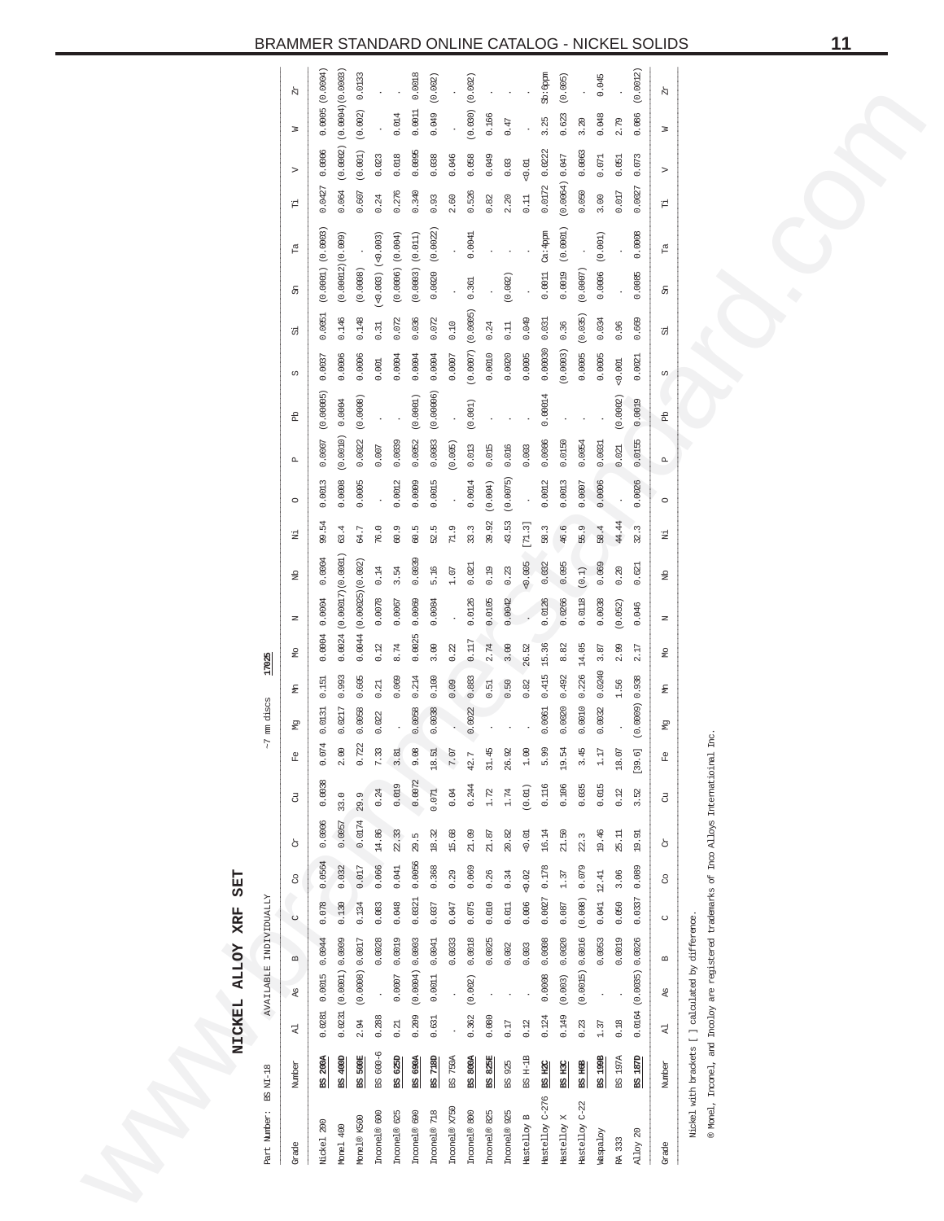# NICKEL ALLOY XRF SET

Part Number: BS NI-18 AVAILABLE INDIVIDUALLY ~7 mm discs **17025**

| Grade | Number | Al | As | B | C | Co | Cr | Cu | Fe | Mg | Mn | Mo | N | Nb | Ni | O | P | Pb | S | Si | Sn | Ta | Ti | V | W | Zr |
|---|---|---|---|---|---|---|---|---|---|---|---|---|---|---|---|---|---|---|---|---|---|---|---|---|---|---|
| Nickel 200 | **BS 200A** | 0.0281 | 0.0015 | 0.0044 | 0.078 | 0.0564 | 0.0006 | 0.0038 | 0.074 | 0.0131 | 0.151 | 0.0004 | 0.0004 | 0.0004 | 99.54 | 0.0013 | 0.0007 | (0.00005) | 0.0037 | 0.0051 | (0.0001) | (0.0003) | 0.0427 | 0.0006 | 0.0005 | (0.0004) |
| Monel® 400 | **BS 400D** | 0.0231 | (0.0001) | 0.0009 | 0.130 | 0.032 | 0.0057 | 33.0 | 2.00 | 0.0217 | 0.993 | 0.0024 | (0.00017) | (0.0001) | 63.4 | 0.0008 | (0.0010) | 0.0004 | 0.0006 | 0.146 | (0.00012) | (0.009) | 0.064 | (0.0002) | (0.0004) | (0.0003) |
| Monel® K500 | **BS 500E** | 2.94 | (0.0008) | 0.0017 | 0.134 | 0.017 | 0.0174 | 29.9 | 0.722 | 0.0058 | 0.605 | 0.0044 | (0.00025) | (0.002) | 64.7 | 0.0005 | 0.0022 | (0.0008) | 0.0006 | 0.148 | (0.0008) | . | 0.607 | (0.001) | (0.002) | 0.0133 |
| Inconel® 600 | BS 600-6 | 0.288 | . | 0.0028 | 0.083 | 0.066 | 14.86 | 0.24 | 7.33 | 0.022 | 0.21 | 0.12 | 0.0078 | 0.14 | 76.0 | . | 0.007 | . | 0.001 | 0.31 | (<0.003) | (<0.003) | 0.24 | 0.023 | . | . |
| Inconel® 625 | **BS 625D** | 0.21 | 0.0007 | 0.0019 | 0.048 | 0.041 | 22.33 | 0.019 | 3.81 | . | 0.069 | 8.74 | 0.0067 | 3.54 | 60.9 | 0.0012 | 0.0039 | . | 0.0004 | 0.072 | (0.0006) | (0.004) | 0.276 | 0.018 | 0.014 | . |
| Inconel® 690 | **BS 690A** | 0.209 | (0.0004) | 0.0003 | 0.0321 | 0.0056 | 29.5 | 0.0072 | 9.08 | 0.0058 | 0.214 | 0.0025 | 0.0069 | 0.0039 | 60.5 | 0.0009 | 0.0052 | (0.0001) | 0.0004 | 0.036 | (0.0003) | (0.011) | 0.340 | 0.0095 | 0.0011 | 0.0018 |
| Inconel® 718 | **BS 718D** | 0.631 | 0.0011 | 0.0041 | 0.037 | 0.368 | 18.32 | 0.071 | 18.51 | 0.0038 | 0.100 | 3.00 | 0.0084 | 5.16 | 52.5 | 0.0015 | 0.0083 | (0.00006) | 0.0004 | 0.072 | 0.0020 | (0.0022) | 0.93 | 0.038 | 0.049 | (0.002) |
| Inconel® X750 | BS 750A | . | . | 0.0033 | 0.047 | 0.29 | 15.68 | 0.04 | 7.07 | . | 0.09 | 0.22 | . | 1.07 | 71.9 | . | (0.005) | . | 0.0007 | 0.10 | . | . | 2.60 | 0.046 | . | . |
| Inconel® 800 | **BS 800A** | 0.362 | (0.002) | 0.0018 | 0.075 | 0.069 | 21.09 | 0.244 | 42.7 | 0.0022 | 0.883 | 0.117 | 0.0126 | 0.021 | 33.3 | 0.0014 | 0.013 | (0.001) | (0.0007) | (0.0005) | 0.361 | 0.0041 | 0.526 | 0.058 | (0.030) | (0.002) |
| Inconel® 825 | **BS 825E** | 0.080 | . | 0.0025 | 0.010 | 0.26 | 21.87 | 1.72 | 31.45 | . | 0.51 | 2.74 | 0.0105 | 0.19 | 39.92 | (0.004) | 0.015 | . | 0.0010 | 0.24 | . | . | 0.82 | 0.049 | 0.166 | . |
| Inconel® 925 | BS 925 | 0.17 | . | 0.002 | 0.011 | 0.34 | 20.82 | 1.74 | 26.92 | . | 0.50 | 3.00 | 0.0042 | 0.23 | 43.53 | (0.0075) | 0.016 | . | 0.0020 | 0.11 | (0.002) | . | 2.20 | 0.03 | 0.47 | . |
| Hastelloy B | BS H-1B | 0.12 | . | 0.003 | 0.006 | <0.02 | <0.01 | (0.01) | 1.00 | . | 0.82 | 26.52 | . | <0.005 | [71.3] | . | 0.003 | . | 0.0005 | 0.049 | . | . | 0.11 | <0.01 | . | . |
| Hastelloy C-276 | **BS H2C** | 0.124 | 0.0008 | 0.0008 | 0.0027 | 0.178 | 16.14 | 0.116 | 5.99 | 0.0061 | 0.415 | 15.36 | 0.0126 | 0.032 | 58.3 | 0.0012 | 0.0086 | 0.00014 | 0.00030 | 0.031 | 0.0011 | Ca:4ppm | 0.0172 | 0.0222 | 3.25 | Sb:6ppm |
| Hastelloy X | **BS H3C** | 0.149 | (0.003) | 0.0020 | 0.087 | 1.37 | 21.50 | 0.106 | 19.54 | 0.0020 | 0.492 | 8.82 | 0.0266 | 0.095 | 46.6 | 0.0013 | 0.0150 | . | (0.0003) | 0.36 | 0.0019 | (0.0001) | (0.0064) | 0.047 | 0.623 | (0.005) |
| Hastelloy C-22 | **BS H4B** | 0.23 | (0.0015) | 0.0016 | (0.008) | 0.079 | 22.3 | 0.035 | 3.45 | 0.0010 | 0.226 | 14.05 | 0.0118 | (0.1) | 55.9 | 0.0007 | 0.0054 | . | 0.0005 | (0.035) | (0.0007) | . | 0.050 | 0.0063 | 3.20 | . |
| Waspaloy | **BS 199B** | 1.37 | . | 0.0053 | 0.041 | 12.41 | 19.46 | 0.015 | 1.17 | 0.0032 | 0.0240 | 3.87 | 0.0038 | 0.069 | 58.4 | 0.0006 | 0.0031 | . | 0.0005 | 0.034 | 0.0006 | (0.001) | 3.00 | 0.071 | 0.048 | 0.045 |
| RA 333 | BS 197A | 0.18 | . | 0.0019 | 0.050 | 3.06 | 25.11 | 0.12 | 18.07 | . | 1.56 | 2.99 | (0.052) | 0.20 | 44.44 | . | 0.021 | (0.0002) | <0.001 | 0.96 | . | . | 0.017 | 0.051 | 2.79 | . |
| Alloy 20 | **BS 187D** | 0.0164 | (0.0035) | 0.0026 | 0.0337 | 0.089 | 19.91 | 3.52 | [39.6] | (0.0009) | 0.938 | 2.17 | 0.046 | 0.621 | 32.3 | 0.0026 | 0.0155 | 0.0019 | 0.0021 | 0.669 | 0.0085 | 0.0008 | 0.0027 | 0.073 | 0.086 | (0.0012) |
| Grade | Number | Al | As | B | C | Co | Cr | Cu | Fe | Mg | Mn | Mo | N | Nb | Ni | O | P | Pb | S | Si | Sn | Ta | Ti | V | W | Zr |

Nickel with brackets [ ] calculated by difference.

® Monel, Inconel, and Incoloy are registered trademarks of Inco Alloys International Inc.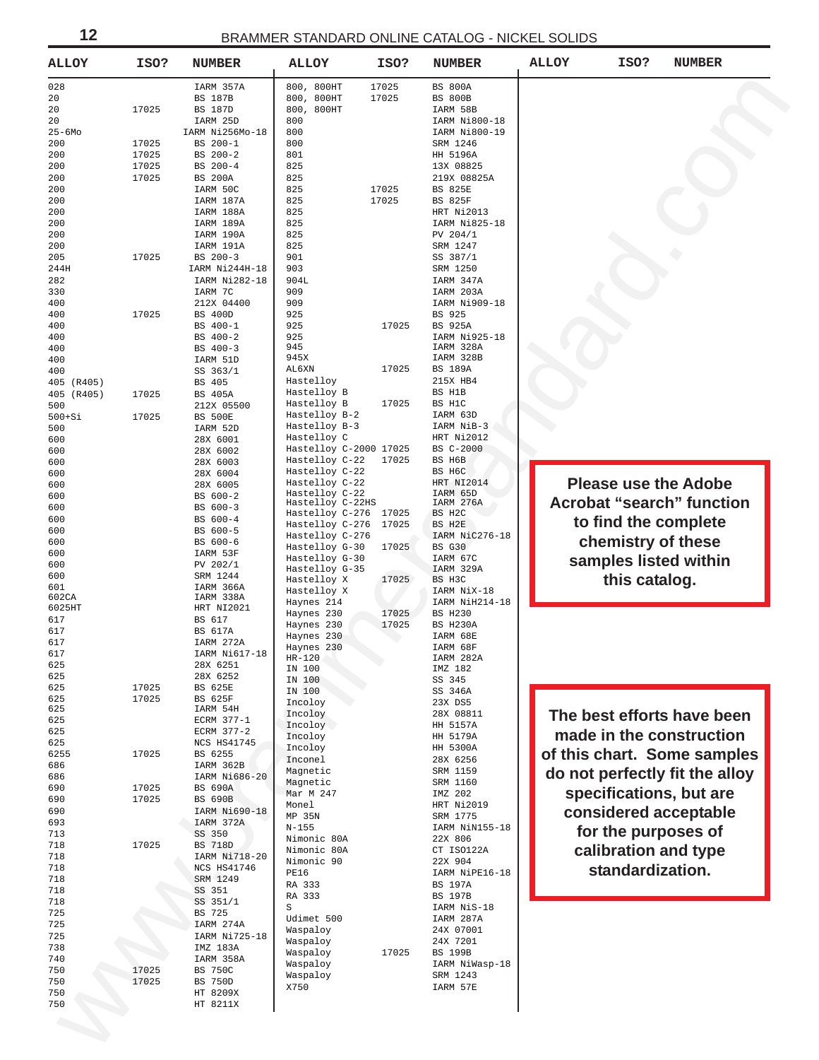# BRAMMER STANDARD ONLINE CATALOG - NICKEL SOLIDS

| ALLOY | ISO? | NUMBER |
|---|---|---|
| 028 | | IARM 357A |
| 20 | | BS 187B |
| 20 | 17025 | BS 187D |
| 20 | | IARM 25D |
| 25-6Mo | | IARM Ni256Mo-18 |
| 200 | 17025 | BS 200-1 |
| 200 | 17025 | BS 200-2 |
| 200 | 17025 | BS 200-4 |
| 200 | 17025 | BS 200A |
| 200 | | IARM 50C |
| 200 | | IARM 187A |
| 200 | | IARM 188A |
| 200 | | IARM 189A |
| 200 | | IARM 190A |
| 200 | | IARM 191A |
| 205 | 17025 | BS 200-3 |
| 244H | | IARM Ni244H-18 |
| 282 | | IARM Ni282-18 |
| 330 | | IARM 7C |
| 400 | | 212X 04400 |
| 400 | 17025 | BS 400D |
| 400 | | BS 400-1 |
| 400 | | BS 400-2 |
| 400 | | BS 400-3 |
| 400 | | IARM 51D |
| 400 | | SS 363/1 |
| 405 (R405) | | BS 405 |
| 405 (R405) | 17025 | BS 405A |
| 500 | | 212X 05500 |
| 500+Si | 17025 | BS 500E |
| 500 | | IARM 52D |
| 600 | | 28X 6001 |
| 600 | | 28X 6002 |
| 600 | | 28X 6003 |
| 600 | | 28X 6004 |
| 600 | | 28X 6005 |
| 600 | | BS 600-2 |
| 600 | | BS 600-3 |
| 600 | | BS 600-4 |
| 600 | | BS 600-5 |
| 600 | | BS 600-6 |
| 600 | | IARM 53F |
| 600 | | PV 202/1 |
| 600 | | SRM 1244 |
| 601 | | IARM 366A |
| 602CA | | IARM 338A |
| 6025HT | | HRT NI2021 |
| 617 | | BS 617 |
| 617 | | BS 617A |
| 617 | | IARM 272A |
| 617 | | IARM Ni617-18 |
| 625 | | 28X 6251 |
| 625 | | 28X 6252 |
| 625 | 17025 | BS 625E |
| 625 | 17025 | BS 625F |
| 625 | | IARM 54H |
| 625 | | ECRM 377-1 |
| 625 | | ECRM 377-2 |
| 625 | | NCS HS41745 |
| 6255 | 17025 | BS 6255 |
| 686 | | IARM 362B |
| 686 | | IARM Ni686-20 |
| 690 | 17025 | BS 690A |
| 690 | 17025 | BS 690B |
| 690 | | IARM Ni690-18 |
| 693 | | IARM 372A |
| 713 | | SS 350 |
| 718 | 17025 | BS 718D |
| 718 | | IARM Ni718-20 |
| 718 | | NCS HS41746 |
| 718 | | SRM 1249 |
| 718 | | SS 351 |
| 718 | | SS 351/1 |
| 725 | | BS 725 |
| 725 | | IARM 274A |
| 725 | | IARM Ni725-18 |
| 738 | | IMZ 183A |
| 740 | | IARM 358A |
| 750 | 17025 | BS 750C |
| 750 | 17025 | BS 750D |
| 750 | | HT 8209X |
| 750 | | HT 8211X |
| 800, 800HT | 17025 | BS 800A |
| 800, 800HT | 17025 | BS 800B |
| 800, 800HT | | IARM 58B |
| 800 | | IARM Ni800-18 |
| 800 | | IARM Ni800-19 |
| 800 | | SRM 1246 |
| 801 | | HH 5196A |
| 825 | | 13X 08825 |
| 825 | | 219X 08825A |
| 825 | 17025 | BS 825E |
| 825 | 17025 | BS 825F |
| 825 | | HRT Ni2013 |
| 825 | | IARM Ni825-18 |
| 825 | | PV 204/1 |
| 825 | | SRM 1247 |
| 901 | | SS 387/1 |
| 903 | | SRM 1250 |
| 904L | | IARM 347A |
| 909 | | IARM 203A |
| 909 | | IARM Ni909-18 |
| 925 | | BS 925 |
| 925 | 17025 | BS 925A |
| 925 | | IARM Ni925-18 |
| 945 | | IARM 328A |
| 945X | | IARM 328B |
| AL6XN | 17025 | BS 189A |
| Hastelloy | | 215X HB4 |
| Hastelloy B | | BS H1B |
| Hastelloy B | 17025 | BS H1C |
| Hastelloy B-2 | | IARM 63D |
| Hastelloy B-3 | | IARM NiB-3 |
| Hastelloy C | | HRT Ni2012 |
| Hastelloy C-2000 | 17025 | BS C-2000 |
| Hastelloy C-22 | 17025 | BS H6B |
| Hastelloy C-22 | | BS H6C |
| Hastelloy C-22 | | HRT NI2014 |
| Hastelloy C-22 | | IARM 65D |
| Hastelloy C-22HS | | IARM 276A |
| Hastelloy C-276 | 17025 | BS H2C |
| Hastelloy C-276 | 17025 | BS H2E |
| Hastelloy C-276 | | IARM NiC276-18 |
| Hastelloy G-30 | 17025 | BS G30 |
| Hastelloy G-30 | | IARM 67C |
| Hastelloy G-35 | | IARM 329A |
| Hastelloy X | 17025 | BS H3C |
| Hastelloy X | | IARM NiX-18 |
| Haynes 214 | | IARM NiH214-18 |
| Haynes 230 | 17025 | BS H230 |
| Haynes 230 | 17025 | BS H230A |
| Haynes 230 | | IARM 68E |
| Haynes 230 | | IARM 68F |
| HR-120 | | IARM 282A |
| IN 100 | | IMZ 182 |
| IN 100 | | SS 345 |
| IN 100 | | SS 346A |
| Incoloy | | 23X DS5 |
| Incoloy | | 28X 08811 |
| Incoloy | | HH 5157A |
| Incoloy | | HH 5179A |
| Incoloy | | HH 5300A |
| Inconel | | 28X 6256 |
| Magnetic | | SRM 1159 |
| Magnetic | | SRM 1160 |
| Mar M 247 | | IMZ 202 |
| Monel | | HRT Ni2019 |
| MP 35N | | SRM 1775 |
| N-155 | | IARM NiN155-18 |
| Nimonic 80A | | 22X 806 |
| Nimonic 80A | | CT ISO122A |
| Nimonic 90 | | 22X 904 |
| PE16 | | IARM NiPE16-18 |
| RA 333 | | BS 197A |
| RA 333 | | BS 197B |
| S | | IARM NiS-18 |
| Udimet 500 | | IARM 287A |
| Waspaloy | | 24X 07001 |
| Waspaloy | | 24X 7201 |
| Waspaloy | 17025 | BS 199B |
| Waspaloy | | IARM NiWasp-18 |
| Waspaloy | | SRM 1243 |
| X750 | | IARM 57E |

**Please use the Adobe Acrobat "search" function to find the complete chemistry of these samples listed within this catalog.**

**The best efforts have been made in the construction of this chart. Some samples do not perfectly fit the alloy specifications, but are considered acceptable for the purposes of calibration and type standardization.**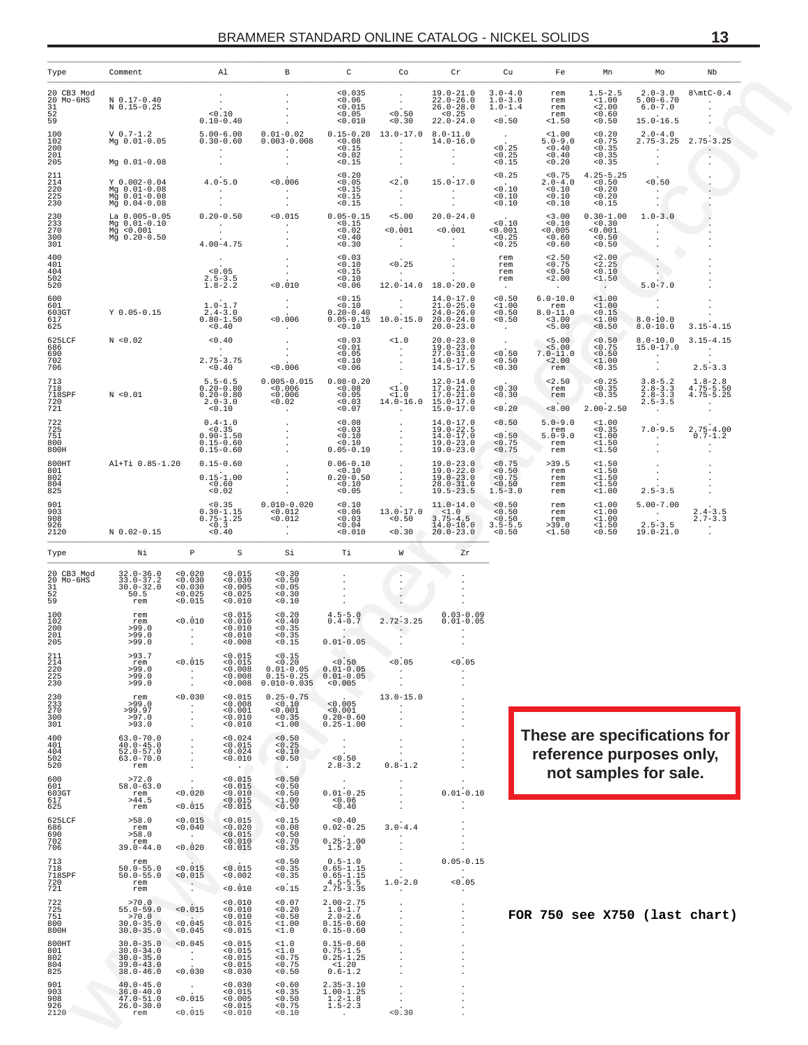| Type | Comment | Al | B | C | Co | Cr | Cu | Fe | Mn | Mo | Nb |
|---|---|---|---|---|---|---|---|---|---|---|---|
| 20 CB3 Mod | | . | . | <0.035 | . | 19.0-21.0 | 3.0-4.0 | rem | 1.5-2.5 | 2.0-3.0 | 8\mtC-0.4 |
| 20 Mo-6HS | N 0.17-0.40 | . | . | <0.06 | . | 22.0-26.0 | 1.0-3.0 | rem | <1.00 | 5.00-6.70 | . |
| 31 | N 0.15-0.25 | . | . | <0.015 | . | 26.0-28.0 | 1.0-1.4 | rem | <2.00 | 6.0-7.0 | . |
| 52 | | <0.10 | . | <0.05 | <0.50 | <0.25 | . | rem | <0.60 | . | . |
| 59 | | 0.10-0.40 | . | <0.010 | <0.30 | 22.0-24.0 | <0.50 | <1.50 | <0.50 | 15.0-16.5 | . |
| 100 | V 0.7-1.2 | 5.00-6.00 | 0.01-0.02 | 0.15-0.20 | 13.0-17.0 | 8.0-11.0 | . | <1.00 | <0.20 | 2.0-4.0 | . |
| 102 | Mg 0.01-0.05 | 0.30-0.60 | 0.003-0.008 | <0.08 | . | 14.0-16.0 | . | 5.0-9.0 | <0.75 | 2.75-3.25 | 2.75-3.25 |
| 200 | | . | . | <0.15 | . | . | <0.25 | <0.40 | <0.35 | . | . |
| 201 | | . | . | <0.02 | . | . | <0.25 | <0.40 | <0.35 | . | . |
| 205 | Mg 0.01-0.08 | . | . | <0.15 | . | . | <0.15 | <0.20 | <0.35 | . | . |
| 211 | | . | . | <0.20 | . | . | <0.25 | <0.75 | 4.25-5.25 | . | . |
| 214 | Y 0.002-0.04 | 4.0-5.0 | <0.006 | <0.05 | <2.0 | 15.0-17.0 | . | 2.0-4.0 | <0.50 | <0.50 | . |
| 220 | Mg 0.01-0.08 | . | . | <0.15 | . | . | <0.10 | <0.10 | <0.20 | . | . |
| 225 | Mg 0.01-0.08 | . | . | <0.15 | . | . | <0.10 | <0.10 | <0.20 | . | . |
| 230 | Mg 0.04-0.08 | . | . | <0.15 | . | . | <0.10 | <0.10 | <0.15 | . | . |
| 230 | La 0.005-0.05 | 0.20-0.50 | <0.015 | 0.05-0.15 | <5.00 | 20.0-24.0 | . | <3.00 | 0.30-1.00 | 1.0-3.0 | . |
| 233 | Mg 0.01-0.10 | . | . | <0.15 | . | . | <0.10 | <0.10 | <0.30 | . | . |
| 270 | Mg <0.001 | . | . | <0.02 | <0.001 | <0.001 | <0.001 | <0.005 | <0.001 | . | . |
| 300 | Mg 0.20-0.50 | . | . | <0.40 | . | . | <0.25 | <0.60 | <0.50 | . | . |
| 301 | | 4.00-4.75 | . | <0.30 | . | . | <0.25 | <0.60 | <0.50 | . | . |
| 400 | | . | . | <0.03 | . | . | rem | <2.50 | <2.00 | . | . |
| 401 | | . | . | <0.10 | <0.25 | . | rem | <0.75 | <2.25 | . | . |
| 404 | | <0.05 | . | <0.15 | . | . | rem | <0.50 | <0.10 | . | . |
| 502 | | 2.5-3.5 | . | <0.10 | . | . | rem | <2.00 | <1.50 | . | . |
| 520 | | 1.8-2.2 | <0.010 | <0.06 | 12.0-14.0 | 18.0-20.0 | . | . | . | 5.0-7.0 | . |
| 600 | | . | . | <0.15 | . | 14.0-17.0 | <0.50 | 6.0-10.0 | <1.00 | . | . |
| 601 | | 1.0-1.7 | . | <0.10 | . | 21.0-25.0 | <1.00 | rem | <1.00 | . | . |
| 603GT | Y 0.05-0.15 | 2.4-3.0 | . | 0.20-0.40 | . | 24.0-26.0 | <0.50 | 8.0-11.0 | <0.15 | . | . |
| 617 | | 0.80-1.50 | <0.006 | 0.05-0.15 | 10.0-15.0 | 20.0-24.0 | <0.50 | <3.00 | <1.00 | 8.0-10.0 | . |
| 625 | | <0.40 | . | <0.10 | . | 20.0-23.0 | . | <5.00 | <0.50 | 8.0-10.0 | 3.15-4.15 |
| 625LCF | N <0.02 | <0.40 | . | <0.03 | <1.0 | 20.0-23.0 | . | <5.00 | <0.50 | 8.0-10.0 | 3.15-4.15 |
| 686 | | . | . | <0.01 | . | 19.0-23.0 | . | <5.00 | <0.75 | 15.0-17.0 | . |
| 690 | | . | . | <0.05 | . | 27.0-31.0 | <0.50 | 7.0-11.0 | <0.50 | . | . |
| 702 | | 2.75-3.75 | . | <0.10 | . | 14.0-17.0 | <0.50 | <2.00 | <1.00 | . | . |
| 706 | | <0.40 | <0.006 | <0.06 | . | 14.5-17.5 | <0.30 | rem | <0.35 | . | 2.5-3.3 |
| 713 | | 5.5-6.5 | 0.005-0.015 | 0.08-0.20 | . | 12.0-14.0 | . | <2.50 | <0.25 | 3.8-5.2 | 1.8-2.8 |
| 718 | | 0.20-0.80 | <0.006 | <0.08 | <1.0 | 17.0-21.0 | <0.30 | rem | <0.35 | 2.8-3.3 | 4.75-5.50 |
| 718SPF | N <0.01 | 0.20-0.80 | <0.006 | <0.05 | <1.0 | 17.0-21.0 | <0.30 | rem | <0.35 | 2.8-3.3 | 4.75-5.25 |
| 720 | | 2.0-3.0 | <0.02 | <0.03 | 14.0-16.0 | 15.0-17.0 | . | . | . | 2.5-3.5 | . |
| 721 | | <0.10 | . | <0.07 | . | 15.0-17.0 | <0.20 | <8.00 | 2.00-2.50 | . | . |
| 722 | | 0.4-1.0 | . | <0.08 | . | 14.0-17.0 | <0.50 | 5.0-9.0 | <1.00 | . | . |
| 725 | | <0.35 | . | <0.03 | . | 19.0-22.5 | . | rem | <0.35 | 7.0-9.5 | 2.75-4.00 |
| 751 | | 0.90-1.50 | . | <0.10 | . | 14.0-17.0 | <0.50 | 5.0-9.0 | <1.00 | . | 0.7-1.2 |
| 800 | | 0.15-0.60 | . | <0.10 | . | 19.0-23.0 | <0.75 | rem | <1.50 | . | . |
| 800H | | 0.15-0.60 | . | 0.05-0.10 | . | 19.0-23.0 | <0.75 | rem | <1.50 | . | . |
| 800HT | Al+Ti 0.85-1.20 | 0.15-0.60 | . | 0.06-0.10 | . | 19.0-23.0 | <0.75 | >39.5 | <1.50 | . | . |
| 801 | | . | . | <0.10 | . | 19.0-22.0 | <0.50 | rem | <1.50 | . | . |
| 802 | | 0.15-1.00 | . | 0.20-0.50 | . | 19.0-23.0 | <0.75 | rem | <1.50 | . | . |
| 804 | | <0.60 | . | <0.10 | . | 28.0-31.0 | <0.50 | rem | <1.50 | . | . |
| 825 | | <0.02 | . | <0.05 | . | 19.5-23.5 | 1.5-3.0 | rem | <1.00 | 2.5-3.5 | . |
| 901 | | <0.35 | 0.010-0.020 | <0.10 | . | 11.0-14.0 | <0.50 | rem | <1.00 | 5.00-7.00 | . |
| 903 | | 0.30-1.15 | <0.012 | <0.06 | 13.0-17.0 | <1.0 | <0.50 | rem | <1.00 | . | 2.4-3.5 |
| 908 | | 0.75-1.25 | <0.012 | <0.03 | <0.50 | 3.75-4.5 | <0.50 | rem | <1.00 | . | 2.7-3.3 |
| 926 | | <0.3 | . | <0.04 | . | 14.0-18.0 | 3.5-5.5 | >39.0 | <1.50 | 2.5-3.5 | . |
| 2120 | N 0.02-0.15 | <0.40 | . | <0.010 | <0.30 | 20.0-23.0 | <0.50 | <1.50 | <0.50 | 19.0-21.0 | . |

| Type | Ni | P | S | Si | Ti | W | Zr |
|---|---|---|---|---|---|---|---|
| 20 CB3 Mod | 32.0-36.0 | <0.020 | <0.015 | <0.30 | . | . | . |
| 20 Mo-6HS | 33.0-37.2 | <0.030 | <0.030 | <0.50 | . | . | . |
| 31 | 30.0-32.0 | <0.030 | <0.005 | <0.05 | . | . | . |
| 52 | 50.5 | <0.025 | <0.025 | <0.30 | . | . | . |
| 59 | rem | <0.015 | <0.010 | <0.10 | . | . | . |
| 100 | rem | . | <0.015 | <0.20 | 4.5-5.0 | . | 0.03-0.09 |
| 102 | rem | <0.010 | <0.010 | <0.40 | 0.4-0.7 | 2.72-3.25 | 0.01-0.05 |
| 200 | >99.0 | . | <0.010 | <0.35 | . | . | . |
| 201 | >99.0 | . | <0.010 | <0.35 | . | . | . |
| 205 | >99.0 | . | <0.008 | <0.15 | 0.01-0.05 | . | . |
| 211 | >93.7 | . | <0.015 | <0.15 | . | . | . |
| 214 | rem | <0.015 | <0.015 | <0.20 | <0.50 | <0.05 | <0.05 |
| 220 | >99.0 | . | <0.008 | 0.01-0.05 | 0.01-0.05 | . | . |
| 225 | >99.0 | . | <0.008 | 0.15-0.25 | 0.01-0.05 | . | . |
| 230 | >99.0 | . | <0.008 | 0.010-0.035 | <0.005 | . | . |
| 230 | rem | <0.030 | <0.015 | 0.25-0.75 | . | 13.0-15.0 | . |
| 233 | >99.0 | . | <0.008 | <0.10 | <0.005 | . | . |
| 270 | >99.97 | . | <0.001 | <0.001 | <0.001 | . | . |
| 300 | >97.0 | . | <0.010 | <0.35 | 0.20-0.60 | . | . |
| 301 | >93.0 | . | <0.010 | <1.00 | 0.25-1.00 | . | . |
| 400 | 63.0-70.0 | . | <0.024 | <0.50 | . | . | . |
| 401 | 40.0-45.0 | . | <0.015 | <0.25 | . | . | . |
| 404 | 52.0-57.0 | . | <0.024 | <0.10 | . | . | . |
| 502 | 63.0-70.0 | . | <0.010 | <0.50 | <0.50 | . | . |
| 520 | rem | . | . | . | 2.8-3.2 | 0.8-1.2 | . |
| 600 | >72.0 | . | <0.015 | <0.50 | . | . | . |
| 601 | 58.0-63.0 | . | <0.015 | <0.50 | . | . | . |
| 603GT | rem | <0.020 | <0.010 | <0.50 | 0.01-0.25 | . | 0.01-0.10 |
| 617 | >44.5 | . | <0.015 | <1.00 | <0.06 | . | . |
| 625 | rem | <0.015 | <0.015 | <0.50 | <0.40 | . | . |
| 625LCF | >58.0 | <0.015 | <0.015 | <0.15 | <0.40 | . | . |
| 686 | rem | <0.040 | <0.020 | <0.08 | 0.02-0.25 | 3.0-4.4 | . |
| 690 | >58.0 | . | <0.015 | <0.50 | . | . | . |
| 702 | rem | . | <0.010 | <0.70 | 0.25-1.00 | . | . |
| 706 | 39.0-44.0 | <0.020 | <0.015 | <0.35 | 1.5-2.0 | . | . |
| 713 | rem | . | . | <0.50 | 0.5-1.0 | . | 0.05-0.15 |
| 718 | 50.0-55.0 | <0.015 | <0.015 | <0.35 | 0.65-1.15 | . | . |
| 718SPF | 50.0-55.0 | <0.015 | <0.002 | <0.35 | 0.65-1.15 | . | . |
| 720 | rem | . | . | . | 4.5-5.5 | 1.0-2.0 | <0.05 |
| 721 | rem | . | <0.010 | <0.15 | 2.75-3.35 | . | . |
| 722 | >70.0 | . | <0.010 | <0.07 | 2.00-2.75 | . | . |
| 725 | 55.0-59.0 | <0.015 | <0.010 | <0.20 | 1.0-1.7 | . | . |
| 751 | >70.0 | . | <0.010 | <0.50 | 2.0-2.6 | . | . |
| 800 | 30.0-35.0 | <0.045 | <0.015 | <1.00 | 0.15-0.60 | . | . |
| 800H | 30.0-35.0 | <0.045 | <0.015 | <1.0 | 0.15-0.60 | . | . |
| 800HT | 30.0-35.0 | <0.045 | <0.015 | <1.0 | 0.15-0.60 | . | . |
| 801 | 30.0-34.0 | . | <0.015 | <1.0 | 0.75-1.5 | . | . |
| 802 | 30.0-35.0 | . | <0.015 | <0.75 | 0.25-1.25 | . | . |
| 804 | 39.0-43.0 | . | <0.015 | <0.75 | <1.20 | . | . |
| 825 | 38.0-46.0 | <0.030 | <0.030 | <0.50 | 0.6-1.2 | . | . |
| 901 | 40.0-45.0 | . | <0.030 | <0.60 | 2.35-3.10 | . | . |
| 903 | 36.0-40.0 | . | <0.015 | <0.35 | 1.00-1.25 | . | . |
| 908 | 47.0-51.0 | <0.015 | <0.005 | <0.50 | 1.2-1.8 | . | . |
| 926 | 26.0-30.0 | . | <0.015 | <0.75 | 1.5-2.3 | . | . |
| 2120 | rem | <0.015 | <0.010 | <0.10 | . | <0.30 | . |

**These are specifications for reference purposes only, not samples for sale.**

**FOR 750 see X750 (last chart)**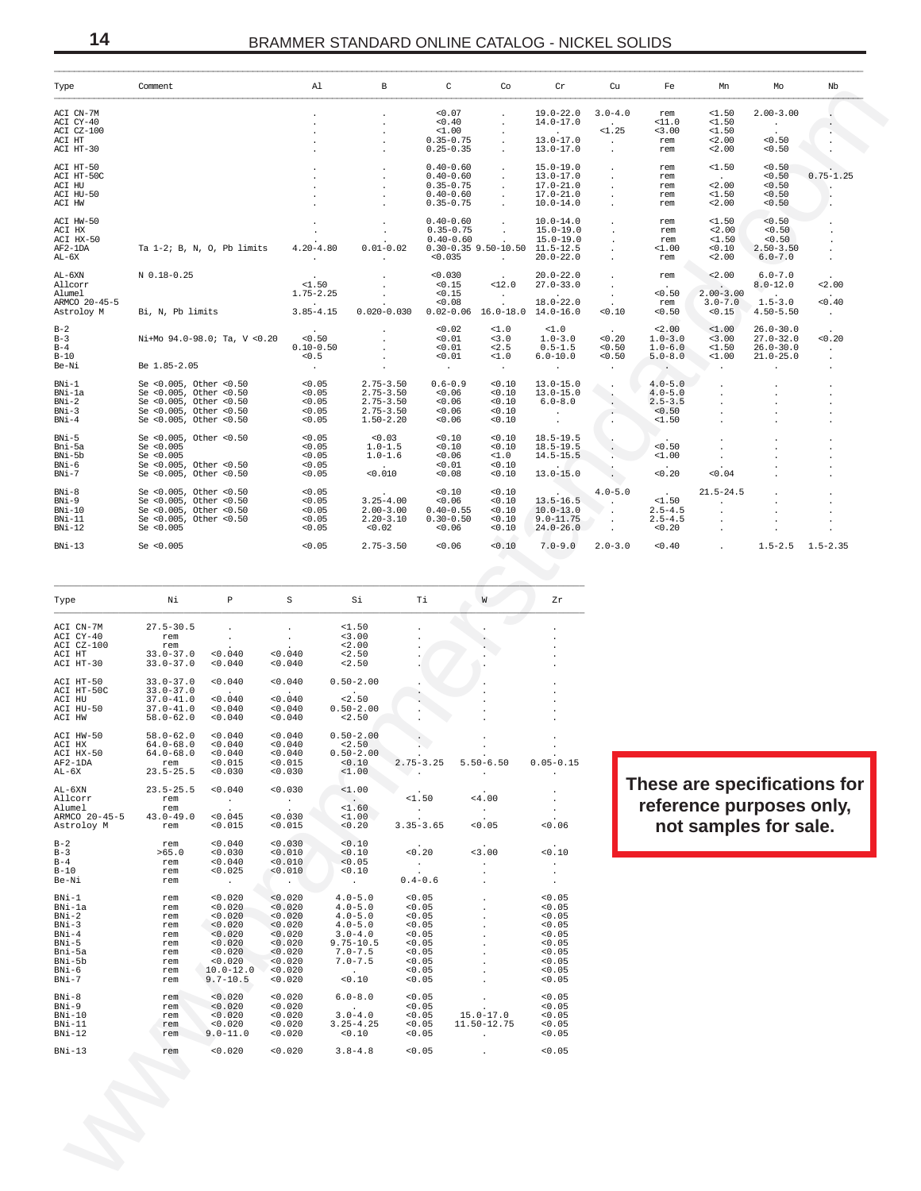| Type | Comment | Al | B | C | Co | Cr | Cu | Fe | Mn | Mo | Nb |
|---|---|---|---|---|---|---|---|---|---|---|---|
| ACI CN-7M | | . | . | <0.07 | . | 19.0-22.0 | 3.0-4.0 | rem | <1.50 | 2.00-3.00 | . |
| ACI CY-40 | | . | . | <0.40 | . | 14.0-17.0 | . | <11.0 | <1.50 | . | . |
| ACI CZ-100 | | . | . | <1.00 | . | . | <1.25 | <3.00 | <1.50 | . | . |
| ACI HT | | . | . | 0.35-0.75 | . | 13.0-17.0 | . | rem | <2.00 | <0.50 | . |
| ACI HT-30 | | . | . | 0.25-0.35 | . | 13.0-17.0 | . | rem | <2.00 | <0.50 | . |
| ACI HT-50 | | . | . | 0.40-0.60 | . | 15.0-19.0 | . | rem | <1.50 | <0.50 | . |
| ACI HT-50C | | . | . | 0.40-0.60 | . | 13.0-17.0 | . | rem | . | <0.50 | 0.75-1.25 |
| ACI HU | | . | . | 0.35-0.75 | . | 17.0-21.0 | . | rem | <2.00 | <0.50 | . |
| ACI HU-50 | | . | . | 0.40-0.60 | . | 17.0-21.0 | . | rem | <1.50 | <0.50 | . |
| ACI HW | | . | . | 0.35-0.75 | . | 10.0-14.0 | . | rem | <2.00 | <0.50 | . |
| ACI HW-50 | | . | . | 0.40-0.60 | . | 10.0-14.0 | . | rem | <1.50 | <0.50 | . |
| ACI HX | | . | . | 0.35-0.75 | . | 15.0-19.0 | . | rem | <2.00 | <0.50 | . |
| ACI HX-50 | | . | . | 0.40-0.60 | . | 15.0-19.0 | . | rem | <1.50 | <0.50 | . |
| AF2-1DA | Ta 1-2; B, N, O, Pb limits | 4.20-4.80 | 0.01-0.02 | 0.30-0.35 | 9.50-10.50 | 11.5-12.5 | . | <1.00 | <0.10 | 2.50-3.50 | . |
| AL-6X | | . | . | <0.035 | . | 20.0-22.0 | . | rem | <2.00 | 6.0-7.0 | . |
| AL-6XN | N 0.18-0.25 | . | . | <0.030 | . | 20.0-22.0 | . | rem | <2.00 | 6.0-7.0 | . |
| Allcorr | | <1.50 | . | <0.15 | <12.0 | 27.0-33.0 | . | . | . | 8.0-12.0 | <2.00 |
| Alumel | | 1.75-2.25 | . | <0.15 | . | . | . | <0.50 | 2.00-3.00 | . | . |
| ARMCO 20-45-5 | | . | . | <0.08 | . | 18.0-22.0 | . | rem | 3.0-7.0 | 1.5-3.0 | <0.40 |
| Astroloy M | Bi, N, Pb limits | 3.85-4.15 | 0.020-0.030 | 0.02-0.06 | 16.0-18.0 | 14.0-16.0 | <0.10 | <0.50 | <0.15 | 4.50-5.50 | . |
| B-2 | | . | . | <0.02 | <1.0 | <1.0 | . | <2.00 | <1.00 | 26.0-30.0 | . |
| B-3 | Ni+Mo 94.0-98.0; Ta, V <0.20 | <0.50 | . | <0.01 | <3.0 | 1.0-3.0 | <0.20 | 1.0-3.0 | <3.00 | 27.0-32.0 | <0.20 |
| B-4 | | 0.10-0.50 | . | <0.01 | <2.5 | 0.5-1.5 | <0.50 | 1.0-6.0 | <1.50 | 26.0-30.0 | . |
| B-10 | | <0.5 | . | <0.01 | <1.0 | 6.0-10.0 | <0.50 | 5.0-8.0 | <1.00 | 21.0-25.0 | . |
| Be-Ni | Be 1.85-2.05 | . | . | . | . | . | . | . | . | . | . |
| BNi-1 | Se <0.005, Other <0.50 | <0.05 | 2.75-3.50 | 0.6-0.9 | <0.10 | 13.0-15.0 | . | 4.0-5.0 | . | . | . |
| BNi-1a | Se <0.005, Other <0.50 | <0.05 | 2.75-3.50 | <0.06 | <0.10 | 13.0-15.0 | . | 4.0-5.0 | . | . | . |
| BNi-2 | Se <0.005, Other <0.50 | <0.05 | 2.75-3.50 | <0.06 | <0.10 | 6.0-8.0 | . | 2.5-3.5 | . | . | . |
| BNi-3 | Se <0.005, Other <0.50 | <0.05 | 2.75-3.50 | <0.06 | <0.10 | . | . | <0.50 | . | . | . |
| BNi-4 | Se <0.005, Other <0.50 | <0.05 | 1.50-2.20 | <0.06 | <0.10 | . | . | <1.50 | . | . | . |
| BNi-5 | Se <0.005, Other <0.50 | <0.05 | <0.03 | <0.10 | <0.10 | 18.5-19.5 | . | . | . | . | . |
| Bni-5a | Se <0.005 | <0.05 | 1.0-1.5 | <0.10 | <0.10 | 18.5-19.5 | . | <0.50 | . | . | . |
| BNi-5b | Se <0.005 | <0.05 | 1.0-1.6 | <0.06 | <1.0 | 14.5-15.5 | . | <1.00 | . | . | . |
| BNi-6 | Se <0.005, Other <0.50 | <0.05 | . | <0.01 | <0.10 | . | . | . | . | . | . |
| BNi-7 | Se <0.005, Other <0.50 | <0.05 | <0.010 | <0.08 | <0.10 | 13.0-15.0 | . | <0.20 | <0.04 | . | . |
| BNi-8 | Se <0.005, Other <0.50 | <0.05 | . | <0.10 | <0.10 | . | 4.0-5.0 | . | 21.5-24.5 | . | . |
| BNi-9 | Se <0.005, Other <0.50 | <0.05 | 3.25-4.00 | <0.06 | <0.10 | 13.5-16.5 | . | <1.50 | . | . | . |
| BNi-10 | Se <0.005, Other <0.50 | <0.05 | 2.00-3.00 | 0.40-0.55 | <0.10 | 10.0-13.0 | . | 2.5-4.5 | . | . | . |
| BNi-11 | Se <0.005, Other <0.50 | <0.05 | 2.20-3.10 | 0.30-0.50 | <0.10 | 9.0-11.75 | . | 2.5-4.5 | . | . | . |
| BNi-12 | Se <0.005 | <0.05 | <0.02 | <0.06 | <0.10 | 24.0-26.0 | . | <0.20 | . | . | . |
| BNi-13 | Se <0.005 | <0.05 | 2.75-3.50 | <0.06 | <0.10 | 7.0-9.0 | 2.0-3.0 | <0.40 | . | 1.5-2.5 | 1.5-2.35 |

| Type | Ni | P | S | Si | Ti | W | Zr |
|---|---|---|---|---|---|---|---|
| ACI CN-7M | 27.5-30.5 | . | . | <1.50 | . | . | . |
| ACI CY-40 | rem | . | . | <3.00 | . | . | . |
| ACI CZ-100 | rem | . | . | <2.00 | . | . | . |
| ACI HT | 33.0-37.0 | <0.040 | <0.040 | <2.50 | . | . | . |
| ACI HT-30 | 33.0-37.0 | <0.040 | <0.040 | <2.50 | . | . | . |
| ACI HT-50 | 33.0-37.0 | <0.040 | <0.040 | 0.50-2.00 | . | . | . |
| ACI HT-50C | 33.0-37.0 | . | . | . | . | . | . |
| ACI HU | 37.0-41.0 | <0.040 | <0.040 | <2.50 | . | . | . |
| ACI HU-50 | 37.0-41.0 | <0.040 | <0.040 | 0.50-2.00 | . | . | . |
| ACI HW | 58.0-62.0 | <0.040 | <0.040 | <2.50 | . | . | . |
| ACI HW-50 | 58.0-62.0 | <0.040 | <0.040 | 0.50-2.00 | . | . | . |
| ACI HX | 64.0-68.0 | <0.040 | <0.040 | <2.50 | . | . | . |
| ACI HX-50 | 64.0-68.0 | <0.040 | <0.040 | 0.50-2.00 | . | . | . |
| AF2-1DA | rem | <0.015 | <0.015 | <0.10 | 2.75-3.25 | 5.50-6.50 | 0.05-0.15 |
| AL-6X | 23.5-25.5 | <0.030 | <0.030 | <1.00 | . | . | . |
| AL-6XN | 23.5-25.5 | <0.040 | <0.030 | <1.00 | . | . | . |
| Allcorr | rem | . | . | . | <1.50 | <4.00 | . |
| Alumel | rem | . | . | <1.60 | . | . | . |
| ARMCO 20-45-5 | 43.0-49.0 | <0.045 | <0.030 | <1.00 | . | . | . |
| Astroloy M | rem | <0.015 | <0.015 | <0.20 | 3.35-3.65 | <0.05 | <0.06 |
| B-2 | rem | <0.040 | <0.030 | <0.10 | . | . | . |
| B-3 | >65.0 | <0.030 | <0.010 | <0.10 | <0.20 | <3.00 | <0.10 |
| B-4 | rem | <0.040 | <0.010 | <0.05 | . | . | . |
| B-10 | rem | <0.025 | <0.010 | <0.10 | . | . | . |
| Be-Ni | rem | . | . | . | 0.4-0.6 | . | . |
| BNi-1 | rem | <0.020 | <0.020 | 4.0-5.0 | <0.05 | . | <0.05 |
| BNi-1a | rem | <0.020 | <0.020 | 4.0-5.0 | <0.05 | . | <0.05 |
| BNi-2 | rem | <0.020 | <0.020 | 4.0-5.0 | <0.05 | . | <0.05 |
| BNi-3 | rem | <0.020 | <0.020 | 4.0-5.0 | <0.05 | . | <0.05 |
| BNi-4 | rem | <0.020 | <0.020 | 3.0-4.0 | <0.05 | . | <0.05 |
| BNi-5 | rem | <0.020 | <0.020 | 9.75-10.5 | <0.05 | . | <0.05 |
| Bni-5a | rem | <0.020 | <0.020 | 7.0-7.5 | <0.05 | . | <0.05 |
| BNi-5b | rem | <0.020 | <0.020 | 7.0-7.5 | <0.05 | . | <0.05 |
| BNi-6 | rem | 10.0-12.0 | <0.020 | . | <0.05 | . | <0.05 |
| BNi-7 | rem | 9.7-10.5 | <0.020 | <0.10 | <0.05 | . | <0.05 |
| BNi-8 | rem | <0.020 | <0.020 | 6.0-8.0 | <0.05 | . | <0.05 |
| BNi-9 | rem | <0.020 | <0.020 | . | <0.05 | . | <0.05 |
| BNi-10 | rem | <0.020 | <0.020 | 3.0-4.0 | <0.05 | 15.0-17.0 | <0.05 |
| BNi-11 | rem | <0.020 | <0.020 | 3.25-4.25 | <0.05 | 11.50-12.75 | <0.05 |
| BNi-12 | rem | 9.0-11.0 | <0.020 | <0.10 | <0.05 | . | <0.05 |
| BNi-13 | rem | <0.020 | <0.020 | 3.8-4.8 | <0.05 | . | <0.05 |

**These are specifications for reference purposes only, not samples for sale.**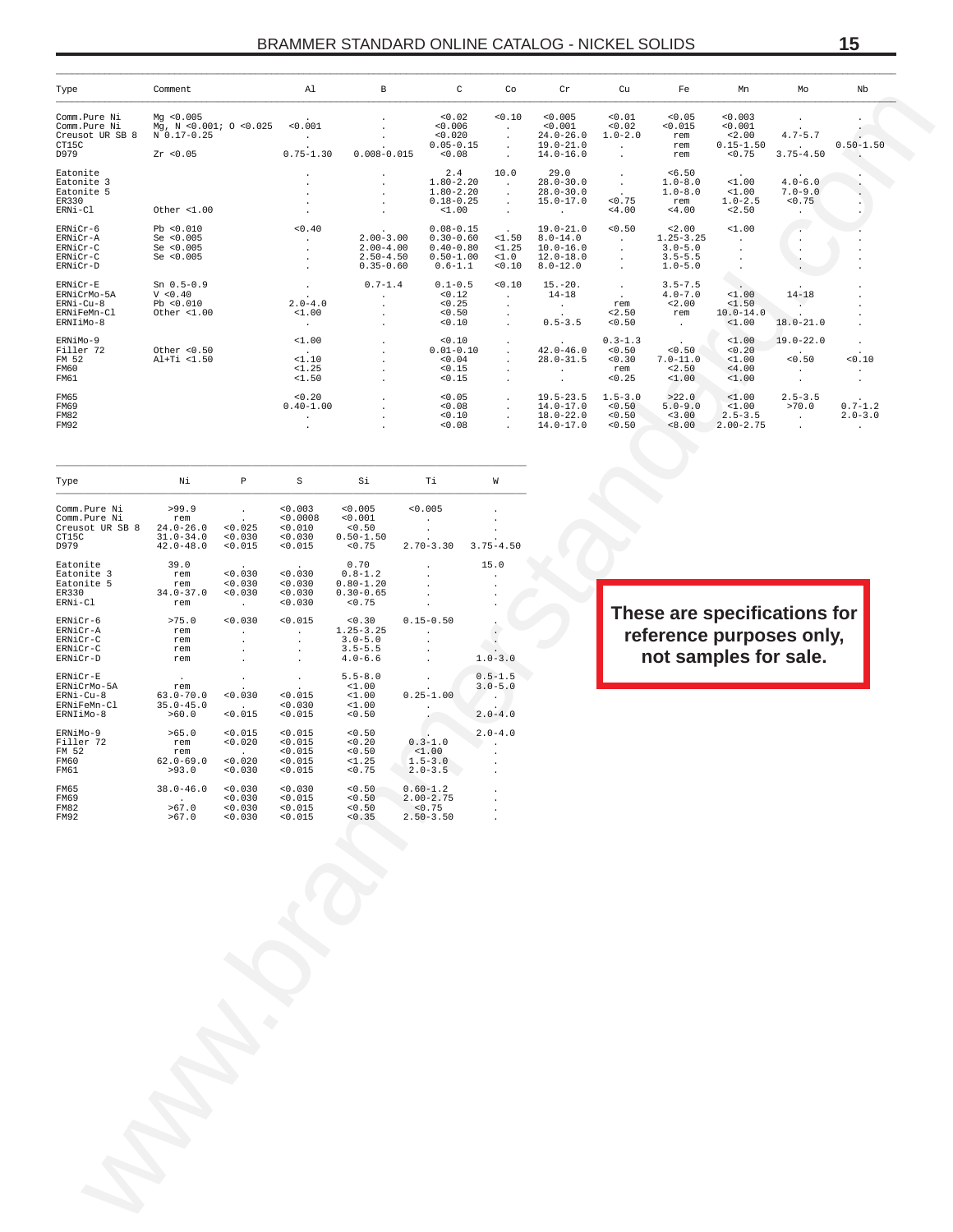| Type | Comment | Al | B | C | Co | Cr | Cu | Fe | Mn | Mo | Nb |
|---|---|---|---|---|---|---|---|---|---|---|---|
| Comm.Pure Ni | Mg <0.005 | . | . | <0.02 | <0.10 | <0.005 | <0.01 | <0.05 | <0.003 | . | . |
| Comm.Pure Ni | Mg, N <0.001; O <0.025 | <0.001 | . | <0.006 | . | <0.001 | <0.02 | <0.015 | <0.001 | . | . |
| Creusot UR SB 8 | N 0.17-0.25 | . | . | <0.020 | . | 24.0-26.0 | 1.0-2.0 | rem | <2.00 | 4.7-5.7 | . |
| CT15C | | . | . | 0.05-0.15 | . | 19.0-21.0 | . | rem | 0.15-1.50 | . | 0.50-1.50 |
| D979 | Zr <0.05 | 0.75-1.30 | 0.008-0.015 | <0.08 | . | 14.0-16.0 | . | rem | <0.75 | 3.75-4.50 | . |
| Eatonite | | . | . | 2.4 | 10.0 | 29.0 | . | <6.50 | . | . | . |
| Eatonite 3 | | . | . | 1.80-2.20 | . | 28.0-30.0 | . | 1.0-8.0 | <1.00 | 4.0-6.0 | . |
| Eatonite 5 | | . | . | 1.80-2.20 | . | 28.0-30.0 | . | 1.0-8.0 | <1.00 | 7.0-9.0 | . |
| ER330 | | . | . | 0.18-0.25 | . | 15.0-17.0 | <0.75 | rem | 1.0-2.5 | <0.75 | . |
| ERNi-Cl | Other <1.00 | . | . | <1.00 | . | . | <4.00 | <4.00 | <2.50 | . | . |
| ERNiCr-6 | Pb <0.010 | <0.40 | . | 0.08-0.15 | . | 19.0-21.0 | <0.50 | <2.00 | <1.00 | . | . |
| ERNiCr-A | Se <0.005 | . | 2.00-3.00 | 0.30-0.60 | <1.50 | 8.0-14.0 | . | 1.25-3.25 | . | . | . |
| ERNiCr-C | Se <0.005 | . | 2.00-4.00 | 0.40-0.80 | <1.25 | 10.0-16.0 | . | 3.0-5.0 | . | . | . |
| ERNiCr-C | Se <0.005 | . | 2.50-4.50 | 0.50-1.00 | <1.0 | 12.0-18.0 | . | 3.5-5.5 | . | . | . |
| ERNiCr-D | | . | 0.35-0.60 | 0.6-1.1 | <0.10 | 8.0-12.0 | . | 1.0-5.0 | . | . | . |
| ERNiCr-E | Sn 0.5-0.9 | . | 0.7-1.4 | 0.1-0.5 | <0.10 | 15.-20. | . | 3.5-7.5 | . | . | . |
| ERNiCrMo-5A | V <0.40 | . | . | <0.12 | . | 14-18 | . | 4.0-7.0 | <1.00 | 14-18 | . |
| ERNi-Cu-8 | Pb <0.010 | 2.0-4.0 | . | <0.25 | . | . | rem | <2.00 | <1.50 | . | . |
| ERNiFeMn-Cl | Other <1.00 | <1.00 | . | <0.50 | . | . | <2.50 | rem | 10.0-14.0 | . | . |
| ERNIiMo-8 | | . | . | <0.10 | . | 0.5-3.5 | <0.50 | . | <1.00 | 18.0-21.0 | . |
| ERNiMo-9 | | <1.00 | . | <0.10 | . | . | 0.3-1.3 | . | <1.00 | 19.0-22.0 | . |
| Filler 72 | Other <0.50 | . | . | 0.01-0.10 | . | 42.0-46.0 | <0.50 | <0.50 | <0.20 | . | . |
| FM 52 | Al+Ti <1.50 | <1.10 | . | <0.04 | . | 28.0-31.5 | <0.30 | 7.0-11.0 | <1.00 | <0.50 | <0.10 |
| FM60 | | <1.25 | . | <0.15 | . | . | rem | <2.50 | <4.00 | . | . |
| FM61 | | <1.50 | . | <0.15 | . | . | <0.25 | <1.00 | <1.00 | . | . |
| FM65 | | <0.20 | . | <0.05 | . | 19.5-23.5 | 1.5-3.0 | >22.0 | <1.00 | 2.5-3.5 | . |
| FM69 | | 0.40-1.00 | . | <0.08 | . | 14.0-17.0 | <0.50 | 5.0-9.0 | <1.00 | >70.0 | 0.7-1.2 |
| FM82 | | . | . | <0.10 | . | 18.0-22.0 | <0.50 | <3.00 | 2.5-3.5 | . | 2.0-3.0 |
| FM92 | | . | . | <0.08 | . | 14.0-17.0 | <0.50 | <8.00 | 2.00-2.75 | . | . |

| Type | Ni | P | S | Si | Ti | W |
|---|---|---|---|---|---|---|
| Comm.Pure Ni | >99.9 | . | <0.003 | <0.005 | <0.005 | . |
| Comm.Pure Ni | rem | . | <0.0008 | <0.001 | . | . |
| Creusot UR SB 8 | 24.0-26.0 | <0.025 | <0.010 | <0.50 | . | . |
| CT15C | 31.0-34.0 | <0.030 | <0.030 | 0.50-1.50 | . | . |
| D979 | 42.0-48.0 | <0.015 | <0.015 | <0.75 | 2.70-3.30 | 3.75-4.50 |
| Eatonite | 39.0 | . | . | 0.70 | . | 15.0 |
| Eatonite 3 | rem | <0.030 | <0.030 | 0.8-1.2 | . | . |
| Eatonite 5 | rem | <0.030 | <0.030 | 0.80-1.20 | . | . |
| ER330 | 34.0-37.0 | <0.030 | <0.030 | 0.30-0.65 | . | . |
| ERNi-Cl | rem | . | <0.030 | <0.75 | . | . |
| ERNiCr-6 | >75.0 | <0.030 | <0.015 | <0.30 | 0.15-0.50 | . |
| ERNiCr-A | rem | . | . | 1.25-3.25 | . | . |
| ERNiCr-C | rem | . | . | 3.0-5.0 | . | . |
| ERNiCr-C | rem | . | . | 3.5-5.5 | . | . |
| ERNiCr-D | rem | . | . | 4.0-6.6 | . | 1.0-3.0 |
| ERNiCr-E | . | . | . | 5.5-8.0 | . | 0.5-1.5 |
| ERNiCrMo-5A | rem | . | . | <1.00 | . | 3.0-5.0 |
| ERNi-Cu-8 | 63.0-70.0 | <0.030 | <0.015 | <1.00 | 0.25-1.00 | . |
| ERNiFeMn-Cl | 35.0-45.0 | . | <0.030 | <1.00 | . | . |
| ERNIiMo-8 | >60.0 | <0.015 | <0.015 | <0.50 | . | 2.0-4.0 |
| ERNiMo-9 | >65.0 | <0.015 | <0.015 | <0.50 | . | 2.0-4.0 |
| Filler 72 | rem | <0.020 | <0.015 | <0.20 | 0.3-1.0 | . |
| FM 52 | rem | . | <0.015 | <0.50 | <1.00 | . |
| FM60 | 62.0-69.0 | <0.020 | <0.015 | <1.25 | 1.5-3.0 | . |
| FM61 | >93.0 | <0.030 | <0.015 | <0.75 | 2.0-3.5 | . |
| FM65 | 38.0-46.0 | <0.030 | <0.030 | <0.50 | 0.60-1.2 | . |
| FM69 | . | <0.030 | <0.015 | <0.50 | 2.00-2.75 | . |
| FM82 | >67.0 | <0.030 | <0.015 | <0.50 | <0.75 | . |
| FM92 | >67.0 | <0.030 | <0.015 | <0.35 | 2.50-3.50 | . |

**These are specifications for reference purposes only, not samples for sale.**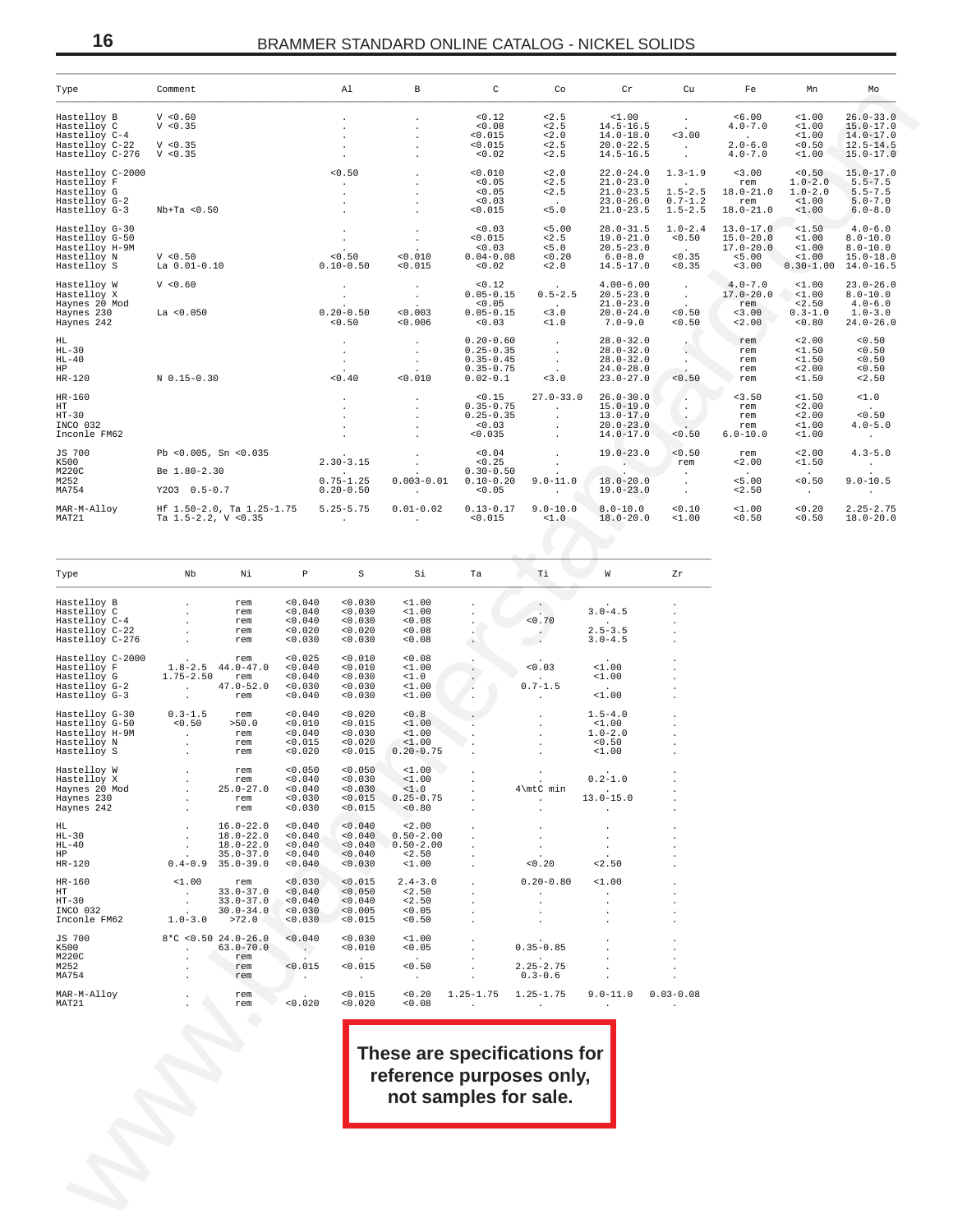| Type | Comment | Al | B | C | Co | Cr | Cu | Fe | Mn | Mo |
|---|---|---|---|---|---|---|---|---|---|---|
| Hastelloy B | V <0.60 | . | . | <0.12 | <2.5 | <1.00 | . | <6.00 | <1.00 | 26.0-33.0 |
| Hastelloy C | V <0.35 | . | . | <0.08 | <2.5 | 14.5-16.5 | . | 4.0-7.0 | <1.00 | 15.0-17.0 |
| Hastelloy C-4 | | . | . | <0.015 | <2.0 | 14.0-18.0 | <3.00 | . | <1.00 | 14.0-17.0 |
| Hastelloy C-22 | V <0.35 | . | . | <0.015 | <2.5 | 20.0-22.5 | . | 2.0-6.0 | <0.50 | 12.5-14.5 |
| Hastelloy C-276 | V <0.35 | . | . | <0.02 | <2.5 | 14.5-16.5 | . | 4.0-7.0 | <1.00 | 15.0-17.0 |
| Hastelloy C-2000 | | <0.50 | . | <0.010 | <2.0 | 22.0-24.0 | 1.3-1.9 | <3.00 | <0.50 | 15.0-17.0 |
| Hastelloy F | | . | . | <0.05 | <2.5 | 21.0-23.0 | . | rem | 1.0-2.0 | 5.5-7.5 |
| Hastelloy G | | . | . | <0.05 | <2.5 | 21.0-23.5 | 1.5-2.5 | 18.0-21.0 | 1.0-2.0 | 5.5-7.5 |
| Hastelloy G-2 | | . | . | <0.03 | . | 23.0-26.0 | 0.7-1.2 | rem | <1.00 | 5.0-7.0 |
| Hastelloy G-3 | Nb+Ta <0.50 | . | . | <0.015 | <5.0 | 21.0-23.5 | 1.5-2.5 | 18.0-21.0 | <1.00 | 6.0-8.0 |
| Hastelloy G-30 | | . | . | <0.03 | <5.00 | 28.0-31.5 | 1.0-2.4 | 13.0-17.0 | <1.50 | 4.0-6.0 |
| Hastelloy G-50 | | . | . | <0.015 | <2.5 | 19.0-21.0 | <0.50 | 15.0-20.0 | <1.00 | 8.0-10.0 |
| Hastelloy H-9M | | . | . | <0.03 | <5.0 | 20.5-23.0 | . | 17.0-20.0 | <1.00 | 8.0-10.0 |
| Hastelloy N | V <0.50 | <0.50 | <0.010 | 0.04-0.08 | <0.20 | 6.0-8.0 | <0.35 | <5.00 | <1.00 | 15.0-18.0 |
| Hastelloy S | La 0.01-0.10 | 0.10-0.50 | <0.015 | <0.02 | <2.0 | 14.5-17.0 | <0.35 | <3.00 | 0.30-1.00 | 14.0-16.5 |
| Hastelloy W | V <0.60 | . | . | <0.12 | . | 4.00-6.00 | . | 4.0-7.0 | <1.00 | 23.0-26.0 |
| Hastelloy X | | . | . | 0.05-0.15 | 0.5-2.5 | 20.5-23.0 | . | 17.0-20.0 | <1.00 | 8.0-10.0 |
| Haynes 20 Mod | | . | . | <0.05 | . | 21.0-23.0 | . | rem | <2.50 | 4.0-6.0 |
| Haynes 230 | La <0.050 | 0.20-0.50 | <0.003 | 0.05-0.15 | <3.0 | 20.0-24.0 | <0.50 | <3.00 | 0.3-1.0 | 1.0-3.0 |
| Haynes 242 | | <0.50 | <0.006 | <0.03 | <1.0 | 7.0-9.0 | <0.50 | <2.00 | <0.80 | 24.0-26.0 |
| HL | | . | . | 0.20-0.60 | . | 28.0-32.0 | . | rem | <2.00 | <0.50 |
| HL-30 | | . | . | 0.25-0.35 | . | 28.0-32.0 | . | rem | <1.50 | <0.50 |
| HL-40 | | . | . | 0.35-0.45 | . | 28.0-32.0 | . | rem | <1.50 | <0.50 |
| HP | | . | . | 0.35-0.75 | . | 24.0-28.0 | . | rem | <2.00 | <0.50 |
| HR-120 | N 0.15-0.30 | <0.40 | <0.010 | 0.02-0.1 | <3.0 | 23.0-27.0 | <0.50 | rem | <1.50 | <2.50 |
| HR-160 | | . | . | <0.15 | 27.0-33.0 | 26.0-30.0 | . | <3.50 | <1.50 | <1.0 |
| HT | | . | . | 0.35-0.75 | . | 15.0-19.0 | . | rem | <2.00 | . |
| HT-30 | | . | . | 0.25-0.35 | . | 13.0-17.0 | . | rem | <2.00 | <0.50 |
| INCO 032 | | . | . | <0.03 | . | 20.0-23.0 | . | rem | <1.00 | 4.0-5.0 |
| Inconel FM62 | | . | . | <0.035 | . | 14.0-17.0 | <0.50 | 6.0-10.0 | <1.00 | . |
| JS 700 | Pb <0.005, Sn <0.035 | . | . | <0.04 | . | 19.0-23.0 | <0.50 | rem | <2.00 | 4.3-5.0 |
| K500 | | 2.30-3.15 | . | <0.25 | . | . | rem | <2.00 | <1.50 | . |
| M220C | Be 1.80-2.30 | . | . | 0.30-0.50 | . | . | . | . | . | . |
| M252 | | 0.75-1.25 | 0.003-0.01 | 0.10-0.20 | 9.0-11.0 | 18.0-20.0 | . | <5.00 | <0.50 | 9.0-10.5 |
| MA754 | Y2O3 0.5-0.7 | 0.20-0.50 | . | <0.05 | . | 19.0-23.0 | . | <2.50 | . | . |
| MAR-M-Alloy | Hf 1.50-2.0, Ta 1.25-1.75 | 5.25-5.75 | 0.01-0.02 | 0.13-0.17 | 9.0-10.0 | 8.0-10.0 | <0.10 | <1.00 | <0.20 | 2.25-2.75 |
| MAT21 | Ta 1.5-2.2, V <0.35 | . | . | <0.015 | <1.0 | 18.0-20.0 | <1.00 | <0.50 | <0.50 | 18.0-20.0 |

| Type | Nb | Ni | P | S | Si | Ta | Ti | W | Zr |
|---|---|---|---|---|---|---|---|---|---|
| Hastelloy B | . | rem | <0.040 | <0.030 | <1.00 | . | . | . | . |
| Hastelloy C | . | rem | <0.040 | <0.030 | <1.00 | . | . | 3.0-4.5 | . |
| Hastelloy C-4 | . | rem | <0.040 | <0.030 | <0.08 | . | <0.70 | . | . |
| Hastelloy C-22 | . | rem | <0.020 | <0.020 | <0.08 | . | . | 2.5-3.5 | . |
| Hastelloy C-276 | . | rem | <0.030 | <0.030 | <0.08 | . | . | 3.0-4.5 | . |
| Hastelloy C-2000 | . | rem | <0.025 | <0.010 | <0.08 | . | . | . | . |
| Hastelloy F | 1.8-2.5 | 44.0-47.0 | <0.040 | <0.010 | <1.00 | . | <0.03 | <1.00 | . |
| Hastelloy G | 1.75-2.50 | rem | <0.040 | <0.030 | <1.0 | . | . | <1.00 | . |
| Hastelloy G-2 | . | 47.0-52.0 | <0.030 | <0.030 | <1.00 | . | 0.7-1.5 | . | . |
| Hastelloy G-3 | . | rem | <0.040 | <0.030 | <1.00 | . | . | <1.00 | . |
| Hastelloy G-30 | 0.3-1.5 | rem | <0.040 | <0.020 | <0.8 | . | . | 1.5-4.0 | . |
| Hastelloy G-50 | <0.50 | >50.0 | <0.010 | <0.015 | <1.00 | . | . | <1.00 | . |
| Hastelloy H-9M | . | rem | <0.040 | <0.030 | <1.00 | . | . | 1.0-2.0 | . |
| Hastelloy N | . | rem | <0.015 | <0.020 | <1.00 | . | . | <0.50 | . |
| Hastelloy S | . | rem | <0.020 | <0.015 | 0.20-0.75 | . | . | <1.00 | . |
| Hastelloy W | . | rem | <0.050 | <0.050 | <1.00 | . | . | . | . |
| Hastelloy X | . | rem | <0.040 | <0.030 | <1.00 | . | . | 0.2-1.0 | . |
| Haynes 20 Mod | . | 25.0-27.0 | <0.040 | <0.030 | <1.0 | . | 4\mtC min | . | . |
| Haynes 230 | . | rem | <0.030 | <0.015 | 0.25-0.75 | . | . | 13.0-15.0 | . |
| Haynes 242 | . | rem | <0.030 | <0.015 | <0.80 | . | . | . | . |
| HL | . | 16.0-22.0 | <0.040 | <0.040 | <2.00 | . | . | . | . |
| HL-30 | . | 18.0-22.0 | <0.040 | <0.040 | 0.50-2.00 | . | . | . | . |
| HL-40 | . | 18.0-22.0 | <0.040 | <0.040 | 0.50-2.00 | . | . | . | . |
| HP | . | 35.0-37.0 | <0.040 | <0.040 | <2.50 | . | . | . | . |
| HR-120 | 0.4-0.9 | 35.0-39.0 | <0.040 | <0.030 | <1.00 | . | <0.20 | <2.50 | . |
| HR-160 | <1.00 | rem | <0.030 | <0.015 | 2.4-3.0 | . | 0.20-0.80 | <1.00 | . |
| HT | . | 33.0-37.0 | <0.040 | <0.050 | <2.50 | . | . | . | . |
| HT-30 | . | 33.0-37.0 | <0.040 | <0.040 | <2.50 | . | . | . | . |
| INCO 032 | . | 30.0-34.0 | <0.030 | <0.005 | <0.05 | . | . | . | . |
| Inconel FM62 | 1.0-3.0 | >72.0 | <0.030 | <0.015 | <0.50 | . | . | . | . |
| JS 700 | 8*C <0.50 | 24.0-26.0 | <0.040 | <0.030 | <1.00 | . | . | . | . |
| K500 | . | 63.0-70.0 | . | <0.010 | <0.05 | . | 0.35-0.85 | . | . |
| M220C | . | rem | . | . | . | . | . | . | . |
| M252 | . | rem | <0.015 | <0.015 | <0.50 | . | 2.25-2.75 | . | . |
| MA754 | . | rem | . | . | . | . | 0.3-0.6 | . | . |
| MAR-M-Alloy | . | rem | . | <0.015 | <0.20 | 1.25-1.75 | 1.25-1.75 | 9.0-11.0 | 0.03-0.08 |
| MAT21 | . | rem | <0.020 | <0.020 | <0.08 | . | . | . | . |

**These are specifications for reference purposes only, not samples for sale.**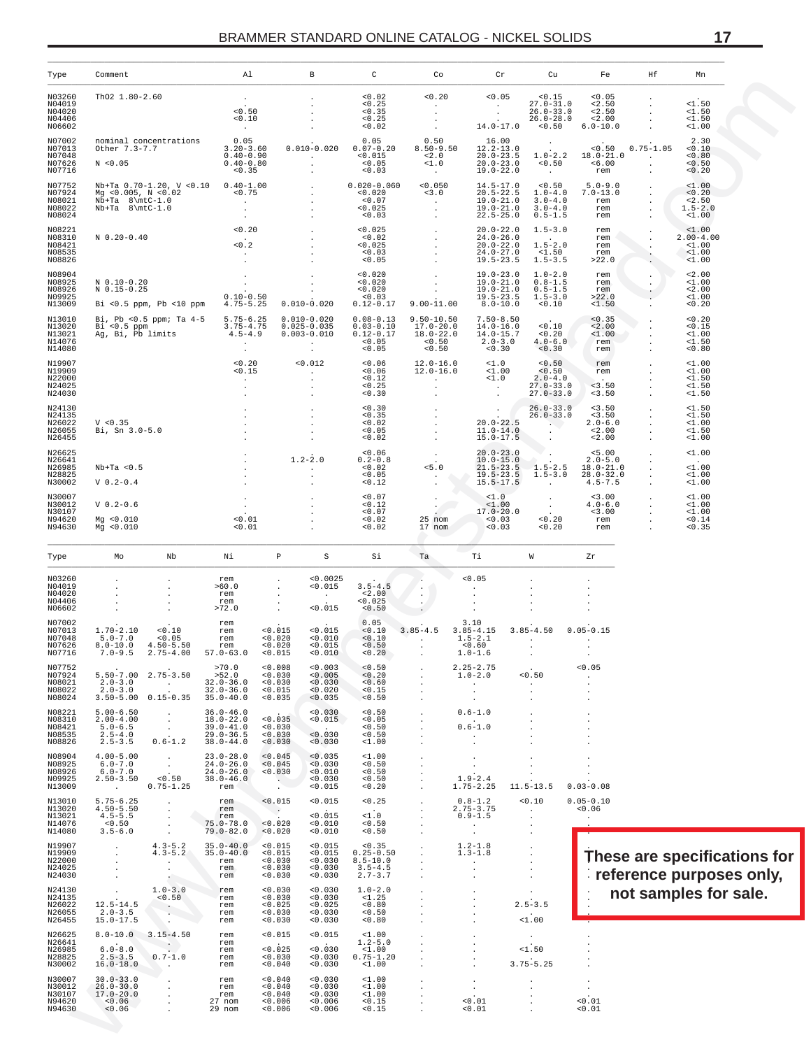| Type | Comment | Al | B | C | Co | Cr | Cu | Fe | Hf | Mn |
|---|---|---|---|---|---|---|---|---|---|---|
| N03260 | ThO2 1.80-2.60 | . | . | <0.02 | <0.20 | <0.05 | <0.15 | <0.05 | . | . |
| N04019 | | . | . | <0.25 | . | . | 27.0-31.0 | <2.50 | . | <1.50 |
| N04020 | | <0.50 | . | <0.35 | . | . | 26.0-33.0 | <2.50 | . | <1.50 |
| N04406 | | <0.10 | . | <0.25 | . | . | 26.0-28.0 | <2.00 | . | <1.50 |
| N06602 | | . | . | <0.02 | . | 14.0-17.0 | <0.50 | 6.0-10.0 | . | <1.00 |
| N07002 | nominal concentrations | 0.05 | . | 0.05 | 0.50 | 16.00 | . | . | . | 2.30 |
| N07013 | Other 7.3-7.7 | 3.20-3.60 | 0.010-0.020 | 0.07-0.20 | 8.50-9.50 | 12.2-13.0 | . | <0.50 | 0.75-1.05 | <0.10 |
| N07048 | | 0.40-0.90 | . | <0.015 | <2.0 | 20.0-23.5 | 1.0-2.2 | 18.0-21.0 | . | <0.80 |
| N07626 | N <0.05 | 0.40-0.80 | . | <0.05 | <1.0 | 20.0-23.0 | <0.50 | <6.00 | . | <0.50 |
| N07716 | | <0.35 | . | <0.03 | . | 19.0-22.0 | . | rem | . | <0.20 |
| N07752 | Nb+Ta 0.70-1.20, V <0.10 | 0.40-1.00 | . | 0.020-0.060 | <0.050 | 14.5-17.0 | <0.50 | 5.0-9.0 | . | <1.00 |
| N07924 | Mg <0.005, N <0.02 | <0.75 | . | <0.020 | <3.0 | 20.5-22.5 | 1.0-4.0 | 7.0-13.0 | . | <0.20 |
| N08021 | Nb+Ta 8\mtC-1.0 | . | . | <0.07 | . | 19.0-21.0 | 3.0-4.0 | rem | . | <2.50 |
| N08022 | Nb+Ta 8\mtC-1.0 | . | . | <0.025 | . | 19.0-21.0 | 3.0-4.0 | rem | . | 1.5-2.0 |
| N08024 | | . | . | <0.03 | . | 22.5-25.0 | 0.5-1.5 | rem | . | <1.00 |
| N08221 | | <0.20 | . | <0.025 | . | 20.0-22.0 | 1.5-3.0 | rem | . | <1.00 |
| N08310 | N 0.20-0.40 | . | . | <0.02 | . | 24.0-26.0 | . | rem | . | 2.00-4.00 |
| N08421 | | <0.2 | . | <0.025 | . | 20.0-22.0 | 1.5-2.0 | rem | . | <1.00 |
| N08535 | | . | . | <0.03 | . | 24.0-27.0 | <1.50 | rem | . | <1.00 |
| N08826 | | . | . | <0.05 | . | 19.5-23.5 | 1.5-3.5 | >22.0 | . | <1.00 |
| N08904 | | . | . | <0.020 | . | 19.0-23.0 | 1.0-2.0 | rem | . | <2.00 |
| N08925 | N 0.10-0.20 | . | . | <0.020 | . | 19.0-21.0 | 0.8-1.5 | rem | . | <1.00 |
| N08926 | N 0.15-0.25 | . | . | <0.020 | . | 19.0-21.0 | 0.5-1.5 | rem | . | <2.00 |
| N09925 | | 0.10-0.50 | . | <0.03 | . | 19.5-23.5 | 1.5-3.0 | >22.0 | . | <1.00 |
| N13009 | Bi <0.5 ppm, Pb <10 ppm | 4.75-5.25 | 0.010-0.020 | 0.12-0.17 | 9.00-11.00 | 8.0-10.0 | <0.10 | <1.50 | . | <0.20 |
| N13010 | Bi, Pb <0.5 ppm; Ta 4-5 | 5.75-6.25 | 0.010-0.020 | 0.08-0.13 | 9.50-10.50 | 7.50-8.50 | . | <0.35 | . | <0.20 |
| N13020 | Bi <0.5 ppm | 3.75-4.75 | 0.025-0.035 | 0.03-0.10 | 17.0-20.0 | 14.0-16.0 | <0.10 | <2.00 | . | <0.15 |
| N13021 | Ag, Bi, Pb limits | 4.5-4.9 | 0.003-0.010 | 0.12-0.17 | 18.0-22.0 | 14.0-15.7 | <0.20 | <1.00 | . | <1.00 |
| N14076 | | . | . | <0.05 | <0.50 | 2.0-3.0 | 4.0-6.0 | rem | . | <1.50 |
| N14080 | | . | . | <0.05 | <0.50 | <0.30 | <0.30 | rem | . | <0.80 |
| N19907 | | <0.20 | <0.012 | <0.06 | 12.0-16.0 | <1.0 | <0.50 | rem | . | <1.00 |
| N19909 | | <0.15 | . | <0.06 | 12.0-16.0 | <1.00 | <0.50 | rem | . | <1.00 |
| N22000 | | . | . | <0.12 | . | <1.0 | 2.0-4.0 | . | . | <1.50 |
| N24025 | | . | . | <0.25 | . | . | 27.0-33.0 | <3.50 | . | <1.50 |
| N24030 | | . | . | <0.30 | . | . | 27.0-33.0 | <3.50 | . | <1.50 |
| N24130 | | . | . | <0.30 | . | . | 26.0-33.0 | <3.50 | . | <1.50 |
| N24135 | | . | . | <0.35 | . | . | 26.0-33.0 | <3.50 | . | <1.50 |
| N26022 | V <0.35 | . | . | <0.02 | . | 20.0-22.5 | . | 2.0-6.0 | . | <1.00 |
| N26055 | Bi, Sn 3.0-5.0 | . | . | <0.05 | . | 11.0-14.0 | . | <2.00 | . | <1.00 |
| N26455 | | . | . | <0.02 | . | 15.0-17.5 | . | <2.00 | . | <1.00 |
| N26625 | | . | . | <0.06 | . | 20.0-23.0 | . | <5.00 | . | <1.00 |
| N26641 | | . | 1.2-2.0 | 0.2-0.8 | . | 10.0-15.0 | . | 2.0-5.0 | . | . |
| N26985 | Nb+Ta <0.5 | . | . | <0.02 | <5.0 | 21.5-23.5 | 1.5-2.5 | 18.0-21.0 | . | <1.00 |
| N28825 | | . | . | <0.05 | . | 19.5-23.5 | 1.5-3.0 | 28.0-32.0 | . | <1.00 |
| N30002 | V 0.2-0.4 | . | . | <0.12 | . | 15.5-17.5 | . | 4.5-7.5 | . | <1.00 |
| N30007 | | . | . | <0.07 | . | <1.0 | . | <3.00 | . | <1.00 |
| N30012 | V 0.2-0.6 | . | . | <0.12 | . | <1.00 | . | 4.0-6.0 | . | <1.00 |
| N30107 | | . | . | <0.07 | . | 17.0-20.0 | . | <3.00 | . | <1.00 |
| N94620 | Mg <0.010 | <0.01 | . | <0.02 | 25 nom | <0.03 | <0.20 | rem | . | <0.14 |
| N94630 | Mg <0.010 | <0.01 | . | <0.02 | 17 nom | <0.03 | <0.20 | rem | . | <0.35 |

| Type | Mo | Nb | Ni | P | S | Si | Ta | Ti | W | Zr |
|---|---|---|---|---|---|---|---|---|---|---|
| N03260 | . | . | rem | . | <0.0025 | . | . | <0.05 | . | . |
| N04019 | . | . | >60.0 | . | <0.015 | 3.5-4.5 | . | . | . | . |
| N04020 | . | . | rem | . | . | <2.00 | . | . | . | . |
| N04406 | . | . | rem | . | . | <0.025 | . | . | . | . |
| N06602 | . | . | >72.0 | . | <0.015 | <0.50 | . | . | . | . |
| N07002 | . | . | rem | . | . | 0.05 | . | 3.10 | . | . |
| N07013 | 1.70-2.10 | <0.10 | rem | <0.015 | <0.015 | <0.10 | 3.85-4.5 | 3.85-4.15 | 3.85-4.50 | 0.05-0.15 |
| N07048 | 5.0-7.0 | <0.05 | rem | <0.020 | <0.010 | <0.10 | . | 1.5-2.1 | . | . |
| N07626 | 8.0-10.0 | 4.50-5.50 | rem | <0.020 | <0.015 | <0.50 | . | <0.60 | . | . |
| N07716 | 7.0-9.5 | 2.75-4.00 | 57.0-63.0 | <0.015 | <0.010 | <0.20 | . | 1.0-1.6 | . | . |
| N07752 | . | . | >70.0 | <0.008 | <0.003 | <0.50 | . | 2.25-2.75 | . | <0.05 |
| N07924 | 5.50-7.00 | 2.75-3.50 | >52.0 | <0.030 | <0.005 | <0.20 | . | 1.0-2.0 | <0.50 | . |
| N08021 | 2.0-3.0 | . | 32.0-36.0 | <0.030 | <0.030 | <0.60 | . | . | . | . |
| N08022 | 2.0-3.0 | . | 32.0-36.0 | <0.015 | <0.020 | <0.15 | . | . | . | . |
| N08024 | 3.50-5.00 | 0.15-0.35 | 35.0-40.0 | <0.035 | <0.035 | <0.50 | . | . | . | . |
| N08221 | 5.00-6.50 | . | 36.0-46.0 | . | <0.030 | <0.50 | . | 0.6-1.0 | . | . |
| N08310 | 2.00-4.00 | . | 18.0-22.0 | <0.035 | <0.015 | <0.05 | . | . | . | . |
| N08421 | 5.0-6.5 | . | 39.0-41.0 | <0.030 | . | <0.50 | . | 0.6-1.0 | . | . |
| N08535 | 2.5-4.0 | . | 29.0-36.5 | <0.030 | <0.030 | <0.50 | . | . | . | . |
| N08826 | 2.5-3.5 | 0.6-1.2 | 38.0-44.0 | <0.030 | <0.030 | <1.00 | . | . | . | . |
| N08904 | 4.00-5.00 | . | 23.0-28.0 | <0.045 | <0.035 | <1.00 | . | . | . | . |
| N08925 | 6.0-7.0 | . | 24.0-26.0 | <0.045 | <0.030 | <0.50 | . | . | . | . |
| N08926 | 6.0-7.0 | . | 24.0-26.0 | <0.030 | <0.010 | <0.50 | . | . | . | . |
| N09925 | 2.50-3.50 | <0.50 | 38.0-46.0 | . | <0.030 | <0.50 | . | 1.9-2.4 | . | . |
| N13009 | . | 0.75-1.25 | rem | . | <0.015 | <0.20 | . | 1.75-2.25 | 11.5-13.5 | 0.03-0.08 |
| N13010 | 5.75-6.25 | . | rem | <0.015 | <0.015 | <0.25 | . | 0.8-1.2 | <0.10 | 0.05-0.10 |
| N13020 | 4.50-5.50 | . | rem | . | . | . | . | 2.75-3.75 | . | <0.06 |
| N13021 | 4.5-5.5 | . | rem | . | <0.015 | <1.0 | . | 0.9-1.5 | . | . |
| N14076 | <0.50 | . | 75.0-78.0 | <0.020 | <0.010 | <0.50 | . | . | . | . |
| N14080 | 3.5-6.0 | . | 79.0-82.0 | <0.020 | <0.010 | <0.50 | . | . | . | . |
| N19907 | . | 4.3-5.2 | 35.0-40.0 | <0.015 | <0.015 | <0.35 | . | 1.2-1.8 | . | . |
| N19909 | . | 4.3-5.2 | 35.0-40.0 | <0.015 | <0.015 | 0.25-0.50 | . | 1.3-1.8 | . | . |
| N22000 | . | . | rem | <0.030 | <0.030 | 8.5-10.0 | . | . | . | . |
| N24025 | . | . | rem | <0.030 | <0.030 | 3.5-4.5 | . | . | . | . |
| N24030 | . | . | rem | <0.030 | <0.030 | 2.7-3.7 | . | . | . | . |
| N24130 | . | 1.0-3.0 | rem | <0.030 | <0.030 | 1.0-2.0 | . | . | . | . |
| N24135 | . | <0.50 | rem | <0.030 | <0.030 | <1.25 | . | . | . | . |
| N26022 | 12.5-14.5 | . | rem | <0.025 | <0.025 | <0.80 | . | . | 2.5-3.5 | . |
| N26055 | 2.0-3.5 | . | rem | <0.030 | <0.030 | <0.50 | . | . | . | . |
| N26455 | 15.0-17.5 | . | rem | <0.030 | <0.030 | <0.80 | . | . | <1.00 | . |
| N26625 | 8.0-10.0 | 3.15-4.50 | rem | <0.015 | <0.015 | <1.00 | . | . | . | . |
| N26641 | . | . | rem | . | . | 1.2-5.0 | . | . | . | . |
| N26985 | 6.0-8.0 | . | rem | <0.025 | <0.030 | <1.00 | . | . | <1.50 | . |
| N28825 | 2.5-3.5 | 0.7-1.0 | rem | <0.030 | <0.030 | 0.75-1.20 | . | . | . | . |
| N30002 | 16.0-18.0 | . | rem | <0.040 | <0.030 | <1.00 | . | . | 3.75-5.25 | . |
| N30007 | 30.0-33.0 | . | rem | <0.040 | <0.030 | <1.00 | . | . | . | . |
| N30012 | 26.0-30.0 | . | rem | <0.040 | <0.030 | <1.00 | . | . | . | . |
| N30107 | 17.0-20.0 | . | rem | <0.040 | <0.030 | <1.00 | . | . | . | . |
| N94620 | <0.06 | . | 27 nom | <0.006 | <0.006 | <0.15 | . | <0.01 | . | <0.01 |
| N94630 | <0.06 | . | 29 nom | <0.006 | <0.006 | <0.15 | . | <0.01 | . | <0.01 |

**These are specifications for reference purposes only, not samples for sale.**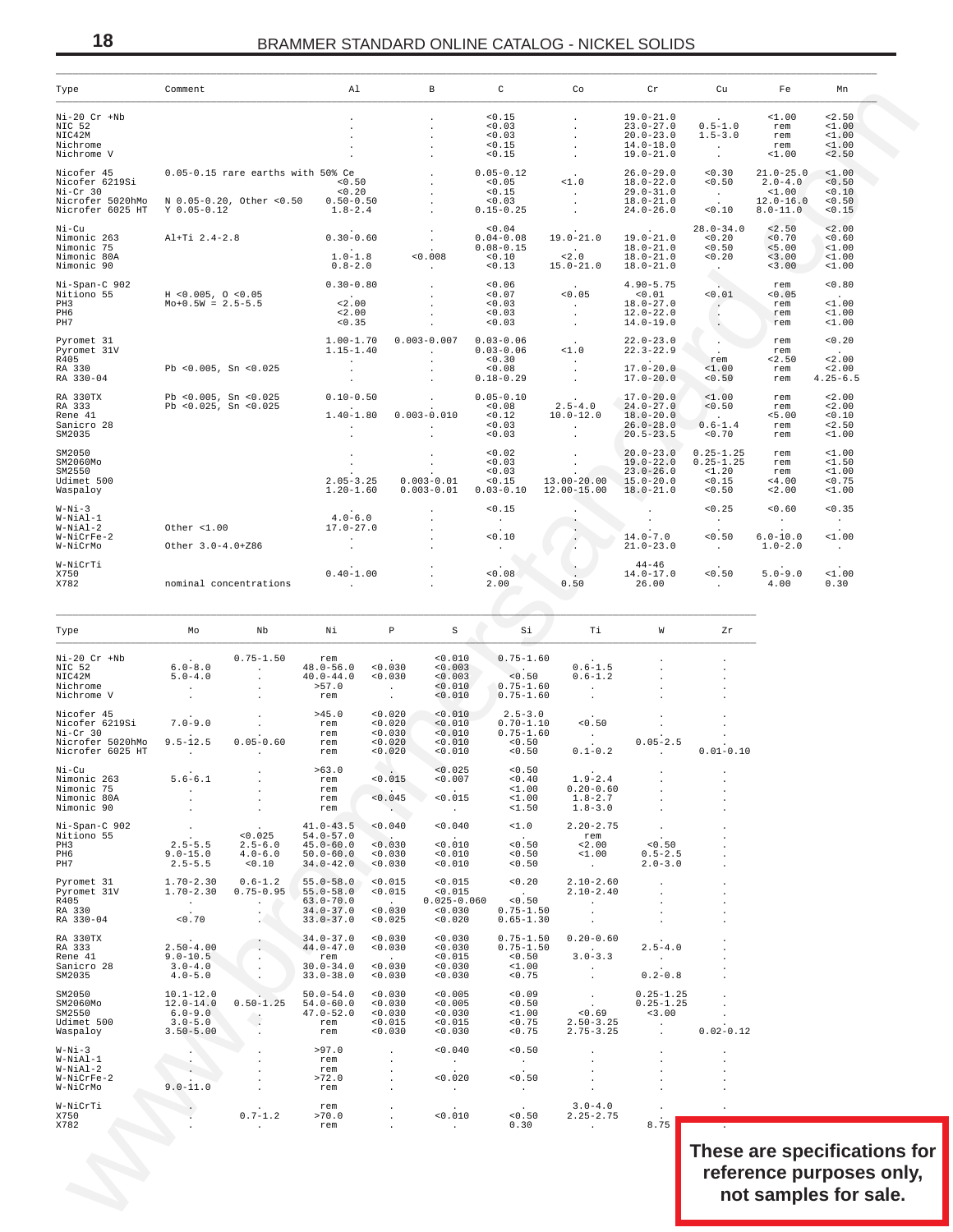| Type | Comment | Al | B | C | Co | Cr | Cu | Fe | Mn |
|---|---|---|---|---|---|---|---|---|---|
| Ni-20 Cr +Nb | | . | . | <0.15 | . | 19.0-21.0 | . | <1.00 | <2.50 |
| NIC 52 | | . | . | <0.03 | . | 23.0-27.0 | 0.5-1.0 | rem | <1.00 |
| NIC42M | | . | . | <0.03 | . | 20.0-23.0 | 1.5-3.0 | rem | <1.00 |
| Nichrome | | . | . | <0.15 | . | 14.0-18.0 | . | rem | <1.00 |
| Nichrome V | | . | . | <0.15 | . | 19.0-21.0 | . | <1.00 | <2.50 |
| Nicofer 45 | 0.05-0.15 rare earths with 50% Ce | | . | 0.05-0.12 | . | 26.0-29.0 | <0.30 | 21.0-25.0 | <1.00 |
| Nicofer 6219Si | | <0.50 | . | <0.05 | <1.0 | 18.0-22.0 | <0.50 | 2.0-4.0 | <0.50 |
| Ni-Cr 30 | | <0.20 | . | <0.15 | . | 29.0-31.0 | . | <1.00 | <0.10 |
| Nicrofer 5020hMo | N 0.05-0.20, Other <0.50 | 0.50-0.50 | . | <0.03 | . | 18.0-21.0 | . | 12.0-16.0 | <0.50 |
| Nicrofer 6025 HT | Y 0.05-0.12 | 1.8-2.4 | . | 0.15-0.25 | . | 24.0-26.0 | <0.10 | 8.0-11.0 | <0.15 |
| Ni-Cu | | . | . | <0.04 | . | . | 28.0-34.0 | <2.50 | <2.00 |
| Nimonic 263 | Al+Ti 2.4-2.8 | 0.30-0.60 | . | 0.04-0.08 | 19.0-21.0 | 19.0-21.0 | <0.20 | <0.70 | <0.60 |
| Nimonic 75 | | . | . | 0.08-0.15 | . | 18.0-21.0 | <0.50 | <5.00 | <1.00 |
| Nimonic 80A | | 1.0-1.8 | <0.008 | <0.10 | <2.0 | 18.0-21.0 | <0.20 | <3.00 | <1.00 |
| Nimonic 90 | | 0.8-2.0 | . | <0.13 | 15.0-21.0 | 18.0-21.0 | . | <3.00 | <1.00 |
| Ni-Span-C 902 | | 0.30-0.80 | . | <0.06 | . | 4.90-5.75 | . | rem | <0.80 |
| Nitiono 55 | H <0.005, O <0.05 | . | . | <0.07 | <0.05 | <0.01 | <0.01 | <0.05 | . |
| PH3 | Mo+0.5W = 2.5-5.5 | <2.00 | . | <0.03 | . | 18.0-27.0 | . | rem | <1.00 |
| PH6 | | <2.00 | . | <0.03 | . | 12.0-22.0 | . | rem | <1.00 |
| PH7 | | <0.35 | . | <0.03 | . | 14.0-19.0 | . | rem | <1.00 |
| Pyromet 31 | | 1.00-1.70 | 0.003-0.007 | 0.03-0.06 | . | 22.0-23.0 | . | rem | <0.20 |
| Pyromet 31V | | 1.15-1.40 | . | 0.03-0.06 | <1.0 | 22.3-22.9 | . | rem | . |
| R405 | | . | . | <0.30 | . | . | rem | <2.50 | <2.00 |
| RA 330 | Pb <0.005, Sn <0.025 | . | . | <0.08 | . | 17.0-20.0 | <1.00 | rem | <2.00 |
| RA 330-04 | | . | . | 0.18-0.29 | . | 17.0-20.0 | <0.50 | rem | 4.25-6.5 |
| RA 330TX | Pb <0.005, Sn <0.025 | 0.10-0.50 | . | 0.05-0.10 | . | 17.0-20.0 | <1.00 | rem | <2.00 |
| RA 333 | Pb <0.025, Sn <0.025 | . | . | <0.08 | 2.5-4.0 | 24.0-27.0 | <0.50 | rem | <2.00 |
| Rene 41 | | 1.40-1.80 | 0.003-0.010 | <0.12 | 10.0-12.0 | 18.0-20.0 | . | <5.00 | <0.10 |
| Sanicro 28 | | . | . | <0.03 | . | 26.0-28.0 | 0.6-1.4 | rem | <2.50 |
| SM2035 | | . | . | <0.03 | . | 20.5-23.5 | <0.70 | rem | <1.00 |
| SM2050 | | . | . | <0.02 | . | 20.0-23.0 | 0.25-1.25 | rem | <1.00 |
| SM2060Mo | | . | . | <0.03 | . | 19.0-22.0 | 0.25-1.25 | rem | <1.50 |
| SM2550 | | . | . | <0.03 | . | 23.0-26.0 | <1.20 | rem | <1.00 |
| Udimet 500 | | 2.05-3.25 | 0.003-0.01 | <0.15 | 13.00-20.00 | 15.0-20.0 | <0.15 | <4.00 | <0.75 |
| Waspaloy | | 1.20-1.60 | 0.003-0.01 | 0.03-0.10 | 12.00-15.00 | 18.0-21.0 | <0.50 | <2.00 | <1.00 |
| W-Ni-3 | | . | . | <0.15 | . | . | <0.25 | <0.60 | <0.35 |
| W-NiAl-1 | | 4.0-6.0 | . | . | . | . | . | . | . |
| W-NiAl-2 | Other <1.00 | 17.0-27.0 | . | . | . | . | . | . | . |
| W-NiCrFe-2 | | . | . | <0.10 | . | 14.0-7.0 | <0.50 | 6.0-10.0 | <1.00 |
| W-NiCrMo | Other 3.0-4.0+Z86 | . | . | . | . | 21.0-23.0 | . | 1.0-2.0 | . |
| W-NiCrTi | | . | . | . | . | 44-46 | . | . | . |
| X750 | | 0.40-1.00 | . | <0.08 | . | 14.0-17.0 | <0.50 | 5.0-9.0 | <1.00 |
| X782 | nominal concentrations | . | . | 2.00 | 0.50 | 26.00 | . | 4.00 | 0.30 |

| Type | Mo | Nb | Ni | P | S | Si | Ti | W | Zr |
|---|---|---|---|---|---|---|---|---|---|
| Ni-20 Cr +Nb | . | 0.75-1.50 | rem | . | <0.010 | 0.75-1.60 | . | . | . |
| NIC 52 | 6.0-8.0 | . | 48.0-56.0 | <0.030 | <0.003 | . | 0.6-1.5 | . | . |
| NIC42M | 5.0-4.0 | . | 40.0-44.0 | <0.030 | <0.003 | <0.50 | 0.6-1.2 | . | . |
| Nichrome | . | . | >57.0 | . | <0.010 | 0.75-1.60 | . | . | . |
| Nichrome V | . | . | rem | . | <0.010 | 0.75-1.60 | . | . | . |
| Nicofer 45 | . | . | >45.0 | <0.020 | <0.010 | 2.5-3.0 | . | . | . |
| Nicofer 6219Si | 7.0-9.0 | . | rem | <0.020 | <0.010 | 0.70-1.10 | <0.50 | . | . |
| Ni-Cr 30 | . | . | rem | <0.030 | <0.010 | 0.75-1.60 | . | . | . |
| Nicrofer 5020hMo | 9.5-12.5 | 0.05-0.60 | rem | <0.020 | <0.010 | <0.50 | . | 0.05-2.5 | . |
| Nicrofer 6025 HT | . | . | rem | <0.020 | <0.010 | <0.50 | 0.1-0.2 | . | 0.01-0.10 |
| Ni-Cu | . | . | >63.0 | . | <0.025 | <0.50 | . | . | . |
| Nimonic 263 | 5.6-6.1 | . | rem | <0.015 | <0.007 | <0.40 | 1.9-2.4 | . | . |
| Nimonic 75 | . | . | rem | . | . | <1.00 | 0.20-0.60 | . | . |
| Nimonic 80A | . | . | rem | <0.045 | <0.015 | <1.00 | 1.8-2.7 | . | . |
| Nimonic 90 | . | . | rem | . | . | <1.50 | 1.8-3.0 | . | . |
| Ni-Span-C 902 | . | . | 41.0-43.5 | <0.040 | <0.040 | <1.0 | 2.20-2.75 | . | . |
| Nitiono 55 | . | <0.025 | 54.0-57.0 | . | . | . | rem | . | . |
| PH3 | 2.5-5.5 | 2.5-6.0 | 45.0-60.0 | <0.030 | <0.010 | <0.50 | <2.00 | <0.50 | . |
| PH6 | 9.0-15.0 | 4.0-6.0 | 50.0-60.0 | <0.030 | <0.010 | <0.50 | <1.00 | 0.5-2.5 | . |
| PH7 | 2.5-5.5 | <0.10 | 34.0-42.0 | <0.030 | <0.010 | <0.50 | . | 2.0-3.0 | . |
| Pyromet 31 | 1.70-2.30 | 0.6-1.2 | 55.0-58.0 | <0.015 | <0.015 | <0.20 | 2.10-2.60 | . | . |
| Pyromet 31V | 1.70-2.30 | 0.75-0.95 | 55.0-58.0 | <0.015 | <0.015 | . | 2.10-2.40 | . | . |
| R405 | . | . | 63.0-70.0 | . | 0.025-0.060 | <0.50 | . | . | . |
| RA 330 | . | . | 34.0-37.0 | <0.030 | <0.030 | 0.75-1.50 | . | . | . |
| RA 330-04 | <0.70 | . | 33.0-37.0 | <0.025 | <0.020 | 0.65-1.30 | . | . | . |
| RA 330TX | . | . | 34.0-37.0 | <0.030 | <0.030 | 0.75-1.50 | 0.20-0.60 | . | . |
| RA 333 | 2.50-4.00 | . | 44.0-47.0 | <0.030 | <0.030 | 0.75-1.50 | . | 2.5-4.0 | . |
| Rene 41 | 9.0-10.5 | . | rem | . | <0.015 | <0.50 | 3.0-3.3 | . | . |
| Sanicro 28 | 3.0-4.0 | . | 30.0-34.0 | <0.030 | <0.030 | <1.00 | . | . | . |
| SM2035 | 4.0-5.0 | . | 33.0-38.0 | <0.030 | <0.030 | <0.75 | . | 0.2-0.8 | . |
| SM2050 | 10.1-12.0 | . | 50.0-54.0 | <0.030 | <0.005 | <0.09 | . | 0.25-1.25 | . |
| SM2060Mo | 12.0-14.0 | 0.50-1.25 | 54.0-60.0 | <0.030 | <0.005 | <0.50 | . | 0.25-1.25 | . |
| SM2550 | 6.0-9.0 | . | 47.0-52.0 | <0.030 | <0.030 | <1.00 | <0.69 | <3.00 | . |
| Udimet 500 | 3.0-5.0 | . | rem | <0.015 | <0.015 | <0.75 | 2.50-3.25 | . | . |
| Waspaloy | 3.50-5.00 | . | rem | <0.030 | <0.030 | <0.75 | 2.75-3.25 | . | 0.02-0.12 |
| W-Ni-3 | . | . | >97.0 | . | <0.040 | <0.50 | . | . | . |
| W-NiAl-1 | . | . | rem | . | . | . | . | . | . |
| W-NiAl-2 | . | . | rem | . | . | . | . | . | . |
| W-NiCrFe-2 | . | . | >72.0 | . | <0.020 | <0.50 | . | . | . |
| W-NiCrMo | 9.0-11.0 | . | rem | . | . | . | . | . | . |
| W-NiCrTi | . | . | rem | . | . | . | 3.0-4.0 | . | . |
| X750 | . | 0.7-1.2 | >70.0 | . | <0.010 | <0.50 | 2.25-2.75 | . | . |
| X782 | . | . | rem | . | . | 0.30 | . | 8.75 | . |

**These are specifications for reference purposes only, not samples for sale.**